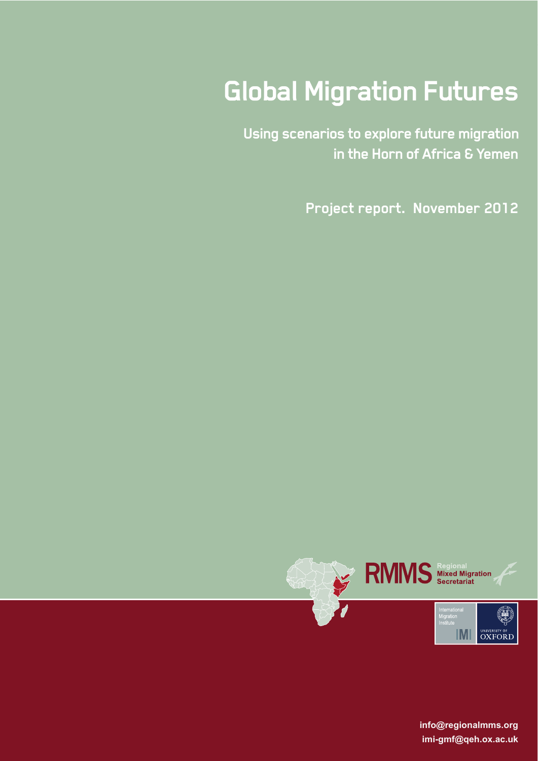# Global Migration Futures

## Using scenarios to explore future migration in the Horn of Africa & Yemen

Project report. November 2012

RMMS Regional Mixed Migration Secretariat

International Migration Institute IMI

UNIVERSITY OF OXFORD

info@regionalmms.org

imi-gmf@qeh.ox.ac.uk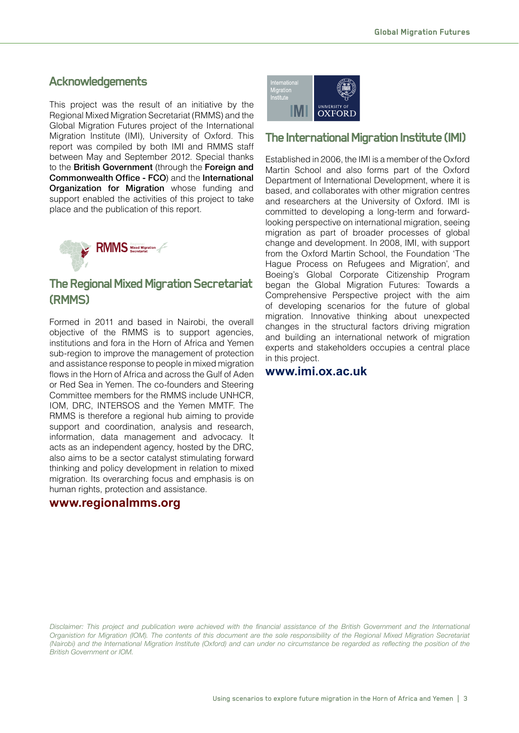## Acknowledgements

This project was the result of an initiative by the Regional Mixed Migration Secretariat (RMMS) and the Global Migration Futures project of the International Migration Institute (IMI), University of Oxford. This report was compiled by both IMI and RMMS staff between May and September 2012. Special thanks to the **British Government** (through the **Foreign and Commonwealth Office - FCO**) and the **International Organization for Migration** whose funding and support enabled the activities of this project to take place and the publication of this report.

## The Regional Mixed Migration Secretariat (RMMS)

Formed in 2011 and based in Nairobi, the overall objective of the RMMS is to support agencies, institutions and fora in the Horn of Africa and Yemen sub-region to improve the management of protection and assistance response to people in mixed migration flows in the Horn of Africa and across the Gulf of Aden or Red Sea in Yemen. The co-founders and Steering Committee members for the RMMS include UNHCR, IOM, DRC, INTERSOS and the Yemen MMTF. The RMMS is therefore a regional hub aiming to provide support and coordination, analysis and research, information, data management and advocacy. It acts as an independent agency, hosted by the DRC, also aims to be a sector catalyst stimulating forward thinking and policy development in relation to mixed migration. Its overarching focus and emphasis is on human rights, protection and assistance.

**www.regionalmms.org**

## The International Migration Institute (IMI)

Established in 2006, the IMI is a member of the Oxford Martin School and also forms part of the Oxford Department of International Development, where it is based, and collaborates with other migration centres and researchers at the University of Oxford. IMI is committed to developing a long-term and forward-looking perspective on international migration, seeing migration as part of broader processes of global change and development. In 2008, IMI, with support from the Oxford Martin School, the Foundation 'The Hague Process on Refugees and Migration', and Boeing's Global Corporate Citizenship Program began the Global Migration Futures: Towards a Comprehensive Perspective project with the aim of developing scenarios for the future of global migration. Innovative thinking about unexpected changes in the structural factors driving migration and building an international network of migration experts and stakeholders occupies a central place in this project.

**www.imi.ox.ac.uk**

*Disclaimer: This project and publication were achieved with the financial assistance of the British Government and the International Organisation for Migration (IOM). The contents of this document are the sole responsibility of the Regional Mixed Migration Secretariat (Nairobi) and the International Migration Institute (Oxford) and can under no circumstance be regarded as reflecting the position of the British Government or IOM.*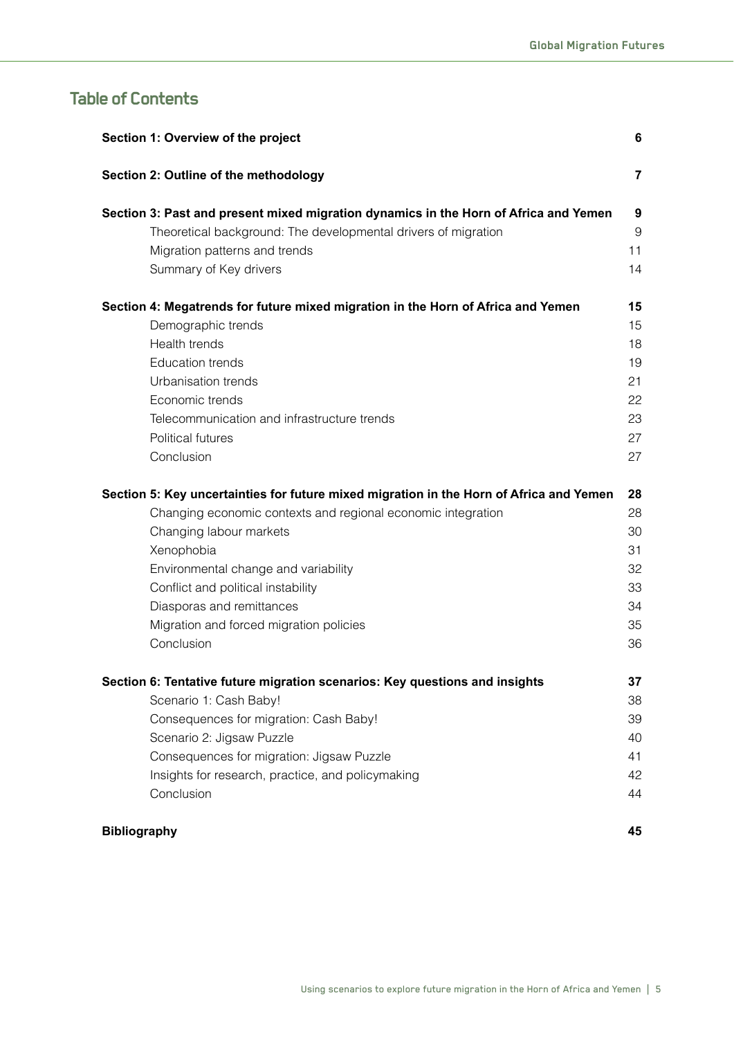## Table of Contents

| | |
|---|---|
| **Section 1: Overview of the project** | **6** |
| **Section 2: Outline of the methodology** | **7** |
| **Section 3: Past and present mixed migration dynamics in the Horn of Africa and Yemen** | **9** |
| Theoretical background: The developmental drivers of migration | 9 |
| Migration patterns and trends | 11 |
| Summary of Key drivers | 14 |
| **Section 4: Megatrends for future mixed migration in the Horn of Africa and Yemen** | **15** |
| Demographic trends | 15 |
| Health trends | 18 |
| Education trends | 19 |
| Urbanisation trends | 21 |
| Economic trends | 22 |
| Telecommunication and infrastructure trends | 23 |
| Political futures | 27 |
| Conclusion | 27 |
| **Section 5: Key uncertainties for future mixed migration in the Horn of Africa and Yemen** | **28** |
| Changing economic contexts and regional economic integration | 28 |
| Changing labour markets | 30 |
| Xenophobia | 31 |
| Environmental change and variability | 32 |
| Conflict and political instability | 33 |
| Diasporas and remittances | 34 |
| Migration and forced migration policies | 35 |
| Conclusion | 36 |
| **Section 6: Tentative future migration scenarios: Key questions and insights** | **37** |
| Scenario 1: Cash Baby! | 38 |
| Consequences for migration: Cash Baby! | 39 |
| Scenario 2: Jigsaw Puzzle | 40 |
| Consequences for migration: Jigsaw Puzzle | 41 |
| Insights for research, practice, and policymaking | 42 |
| Conclusion | 44 |
| **Bibliography** | **45** |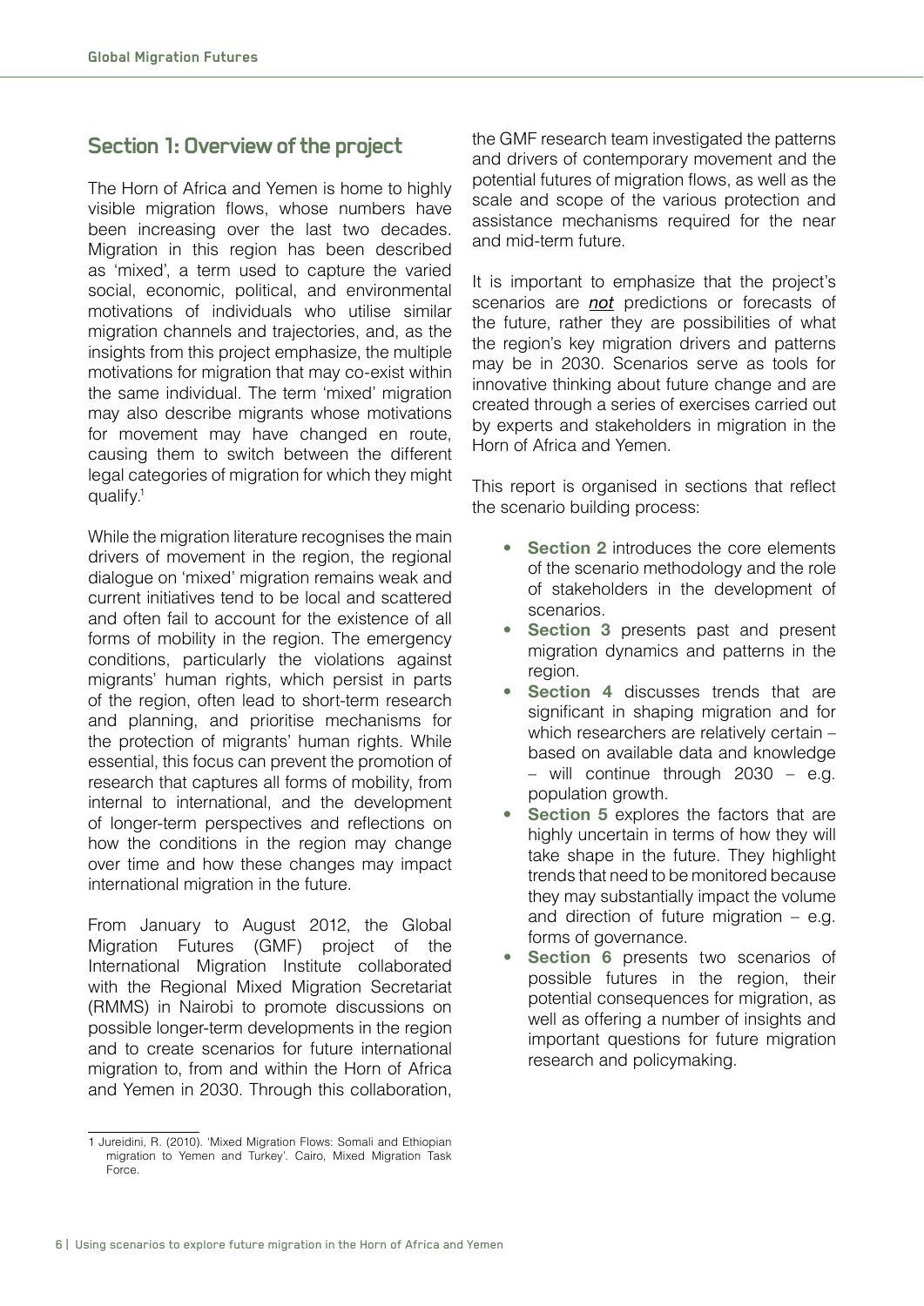## Section 1: Overview of the project

The Horn of Africa and Yemen is home to highly visible migration flows, whose numbers have been increasing over the last two decades. Migration in this region has been described as 'mixed', a term used to capture the varied social, economic, political, and environmental motivations of individuals who utilise similar migration channels and trajectories, and, as the insights from this project emphasize, the multiple motivations for migration that may co-exist within the same individual. The term 'mixed' migration may also describe migrants whose motivations for movement may have changed en route, causing them to switch between the different legal categories of migration for which they might qualify.[1]

While the migration literature recognises the main drivers of movement in the region, the regional dialogue on 'mixed' migration remains weak and current initiatives tend to be local and scattered and often fail to account for the existence of all forms of mobility in the region. The emergency conditions, particularly the violations against migrants' human rights, which persist in parts of the region, often lead to short-term research and planning, and prioritise mechanisms for the protection of migrants' human rights. While essential, this focus can prevent the promotion of research that captures all forms of mobility, from internal to international, and the development of longer-term perspectives and reflections on how the conditions in the region may change over time and how these changes may impact international migration in the future.

From January to August 2012, the Global Migration Futures (GMF) project of the International Migration Institute collaborated with the Regional Mixed Migration Secretariat (RMMS) in Nairobi to promote discussions on possible longer-term developments in the region and to create scenarios for future international migration to, from and within the Horn of Africa and Yemen in 2030. Through this collaboration, the GMF research team investigated the patterns and drivers of contemporary movement and the potential futures of migration flows, as well as the scale and scope of the various protection and assistance mechanisms required for the near and mid-term future.

It is important to emphasize that the project's scenarios are ***not*** predictions or forecasts of the future, rather they are possibilities of what the region's key migration drivers and patterns may be in 2030. Scenarios serve as tools for innovative thinking about future change and are created through a series of exercises carried out by experts and stakeholders in migration in the Horn of Africa and Yemen.

This report is organised in sections that reflect the scenario building process:

- **Section 2** introduces the core elements of the scenario methodology and the role of stakeholders in the development of scenarios.
- **Section 3** presents past and present migration dynamics and patterns in the region.
- **Section 4** discusses trends that are significant in shaping migration and for which researchers are relatively certain – based on available data and knowledge – will continue through 2030 – e.g. population growth.
- **Section 5** explores the factors that are highly uncertain in terms of how they will take shape in the future. They highlight trends that need to be monitored because they may substantially impact the volume and direction of future migration – e.g. forms of governance.
- **Section 6** presents two scenarios of possible futures in the region, their potential consequences for migration, as well as offering a number of insights and important questions for future migration research and policymaking.

[1] Jureidini, R. (2010). 'Mixed Migration Flows: Somali and Ethiopian migration to Yemen and Turkey'. Cairo, Mixed Migration Task Force.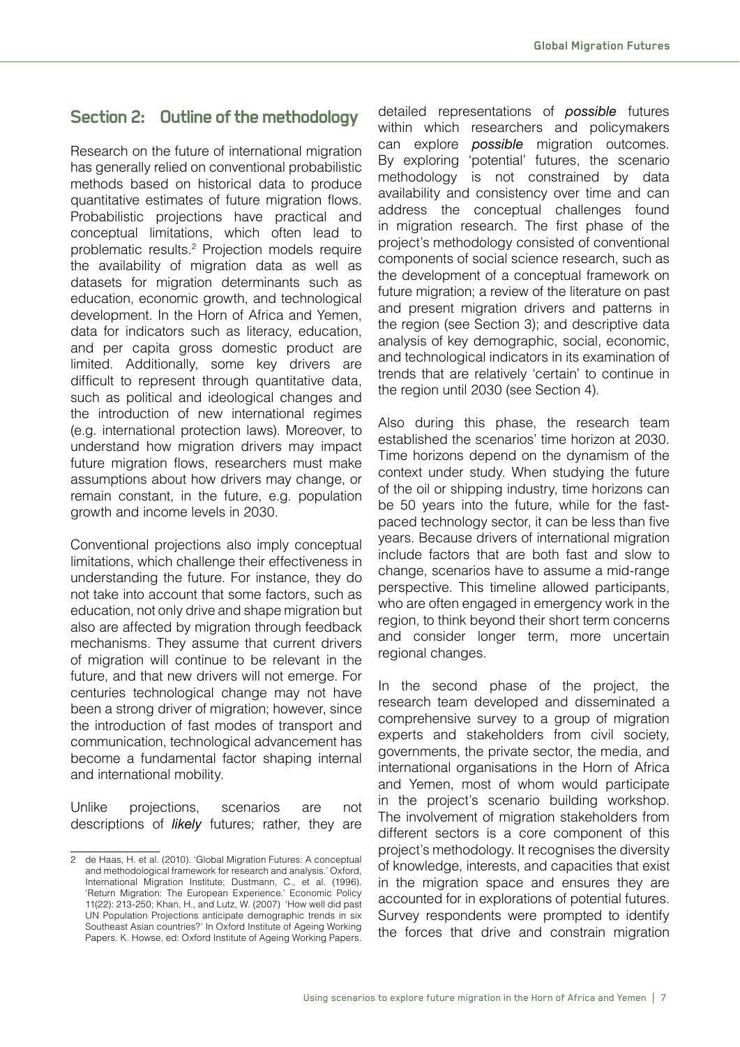## Section 2: Outline of the methodology

Research on the future of international migration has generally relied on conventional probabilistic methods based on historical data to produce quantitative estimates of future migration flows. Probabilistic projections have practical and conceptual limitations, which often lead to problematic results.[2] Projection models require the availability of migration data as well as datasets for migration determinants such as education, economic growth, and technological development. In the Horn of Africa and Yemen, data for indicators such as literacy, education, and per capita gross domestic product are limited. Additionally, some key drivers are difficult to represent through quantitative data, such as political and ideological changes and the introduction of new international regimes (e.g. international protection laws). Moreover, to understand how migration drivers may impact future migration flows, researchers must make assumptions about how drivers may change, or remain constant, in the future, e.g. population growth and income levels in 2030.

Conventional projections also imply conceptual limitations, which challenge their effectiveness in understanding the future. For instance, they do not take into account that some factors, such as education, not only drive and shape migration but also are affected by migration through feedback mechanisms. They assume that current drivers of migration will continue to be relevant in the future, and that new drivers will not emerge. For centuries technological change may not have been a strong driver of migration; however, since the introduction of fast modes of transport and communication, technological advancement has become a fundamental factor shaping internal and international mobility.

Unlike projections, scenarios are not descriptions of ***likely*** futures; rather, they are detailed representations of ***possible*** futures within which researchers and policymakers can explore ***possible*** migration outcomes. By exploring 'potential' futures, the scenario methodology is not constrained by data availability and consistency over time and can address the conceptual challenges found in migration research. The first phase of the project's methodology consisted of conventional components of social science research, such as the development of a conceptual framework on future migration; a review of the literature on past and present migration drivers and patterns in the region (see Section 3); and descriptive data analysis of key demographic, social, economic, and technological indicators in its examination of trends that are relatively 'certain' to continue in the region until 2030 (see Section 4).

Also during this phase, the research team established the scenarios' time horizon at 2030. Time horizons depend on the dynamism of the context under study. When studying the future of the oil or shipping industry, time horizons can be 50 years into the future, while for the fast-paced technology sector, it can be less than five years. Because drivers of international migration include factors that are both fast and slow to change, scenarios have to assume a mid-range perspective. This timeline allowed participants, who are often engaged in emergency work in the region, to think beyond their short term concerns and consider longer term, more uncertain regional changes.

In the second phase of the project, the research team developed and disseminated a comprehensive survey to a group of migration experts and stakeholders from civil society, governments, the private sector, the media, and international organisations in the Horn of Africa and Yemen, most of whom would participate in the project's scenario building workshop. The involvement of migration stakeholders from different sectors is a core component of this project's methodology. It recognises the diversity of knowledge, interests, and capacities that exist in the migration space and ensures they are accounted for in explorations of potential futures. Survey respondents were prompted to identify the forces that drive and constrain migration

---

[2] de Haas, H. et al. (2010). 'Global Migration Futures: A conceptual and methodological framework for research and analysis.' Oxford, International Migration Institute; Dustmann, C., et al. (1996). 'Return Migration: The European Experience.' Economic Policy 11(22): 213-250; Khan, H., and Lutz, W. (2007) 'How well did past UN Population Projections anticipate demographic trends in six Southeast Asian countries?' In Oxford Institute of Ageing Working Papers. K. Howse, ed: Oxford Institute of Ageing Working Papers.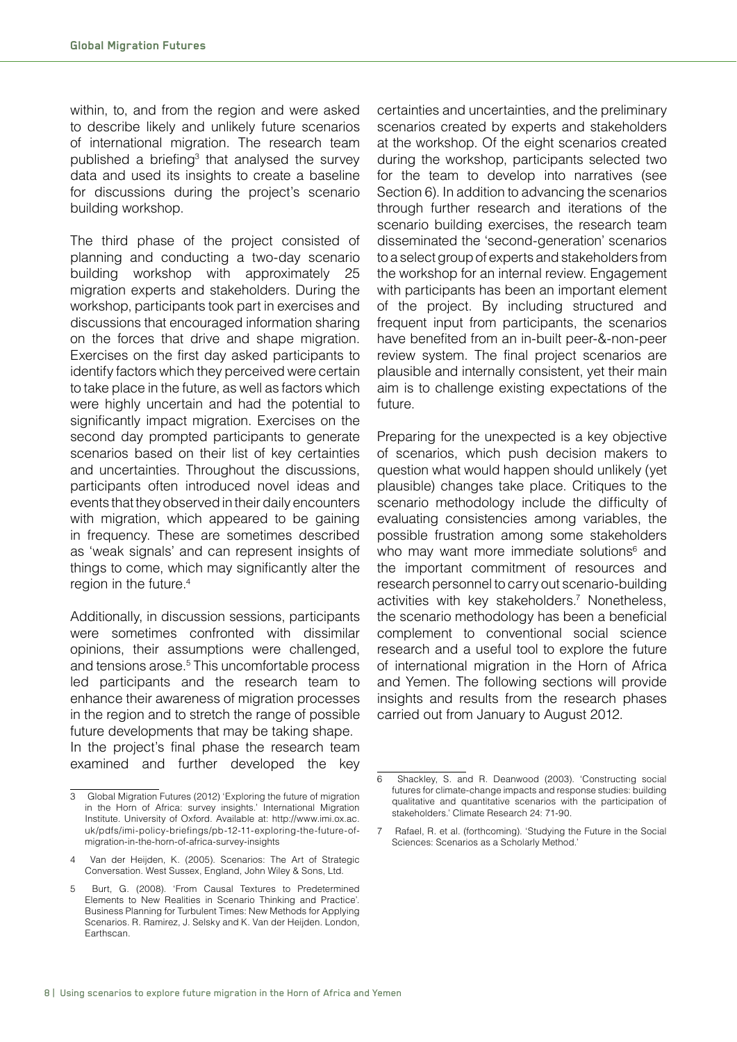within, to, and from the region and were asked to describe likely and unlikely future scenarios of international migration. The research team published a briefing[3] that analysed the survey data and used its insights to create a baseline for discussions during the project's scenario building workshop.

The third phase of the project consisted of planning and conducting a two-day scenario building workshop with approximately 25 migration experts and stakeholders. During the workshop, participants took part in exercises and discussions that encouraged information sharing on the forces that drive and shape migration. Exercises on the first day asked participants to identify factors which they perceived were certain to take place in the future, as well as factors which were highly uncertain and had the potential to significantly impact migration. Exercises on the second day prompted participants to generate scenarios based on their list of key certainties and uncertainties. Throughout the discussions, participants often introduced novel ideas and events that they observed in their daily encounters with migration, which appeared to be gaining in frequency. These are sometimes described as 'weak signals' and can represent insights of things to come, which may significantly alter the region in the future.[4]

Additionally, in discussion sessions, participants were sometimes confronted with dissimilar opinions, their assumptions were challenged, and tensions arose.[5] This uncomfortable process led participants and the research team to enhance their awareness of migration processes in the region and to stretch the range of possible future developments that may be taking shape.
In the project's final phase the research team examined and further developed the key certainties and uncertainties, and the preliminary scenarios created by experts and stakeholders at the workshop. Of the eight scenarios created during the workshop, participants selected two for the team to develop into narratives (see Section 6). In addition to advancing the scenarios through further research and iterations of the scenario building exercises, the research team disseminated the 'second-generation' scenarios to a select group of experts and stakeholders from the workshop for an internal review. Engagement with participants has been an important element of the project. By including structured and frequent input from participants, the scenarios have benefited from an in-built peer-&-non-peer review system. The final project scenarios are plausible and internally consistent, yet their main aim is to challenge existing expectations of the future.

Preparing for the unexpected is a key objective of scenarios, which push decision makers to question what would happen should unlikely (yet plausible) changes take place. Critiques to the scenario methodology include the difficulty of evaluating consistencies among variables, the possible frustration among some stakeholders who may want more immediate solutions[6] and the important commitment of resources and research personnel to carry out scenario-building activities with key stakeholders.[7] Nonetheless, the scenario methodology has been a beneficial complement to conventional social science research and a useful tool to explore the future of international migration in the Horn of Africa and Yemen. The following sections will provide insights and results from the research phases carried out from January to August 2012.

---

3 Global Migration Futures (2012) 'Exploring the future of migration in the Horn of Africa: survey insights.' International Migration Institute. University of Oxford. Available at: http://www.imi.ox.ac.uk/pdfs/imi-policy-briefings/pb-12-11-exploring-the-future-of-migration-in-the-horn-of-africa-survey-insights

4 Van der Heijden, K. (2005). Scenarios: The Art of Strategic Conversation. West Sussex, England, John Wiley & Sons, Ltd.

5 Burt, G. (2008). 'From Causal Textures to Predetermined Elements to New Realities in Scenario Thinking and Practice'. Business Planning for Turbulent Times: New Methods for Applying Scenarios. R. Ramirez, J. Selsky and K. Van der Heijden. London, Earthscan.

6 Shackley, S. and R. Deanwood (2003). 'Constructing social futures for climate-change impacts and response studies: building qualitative and quantitative scenarios with the participation of stakeholders.' Climate Research 24: 71-90.

7 Rafael, R. et al. (forthcoming). 'Studying the Future in the Social Sciences: Scenarios as a Scholarly Method.'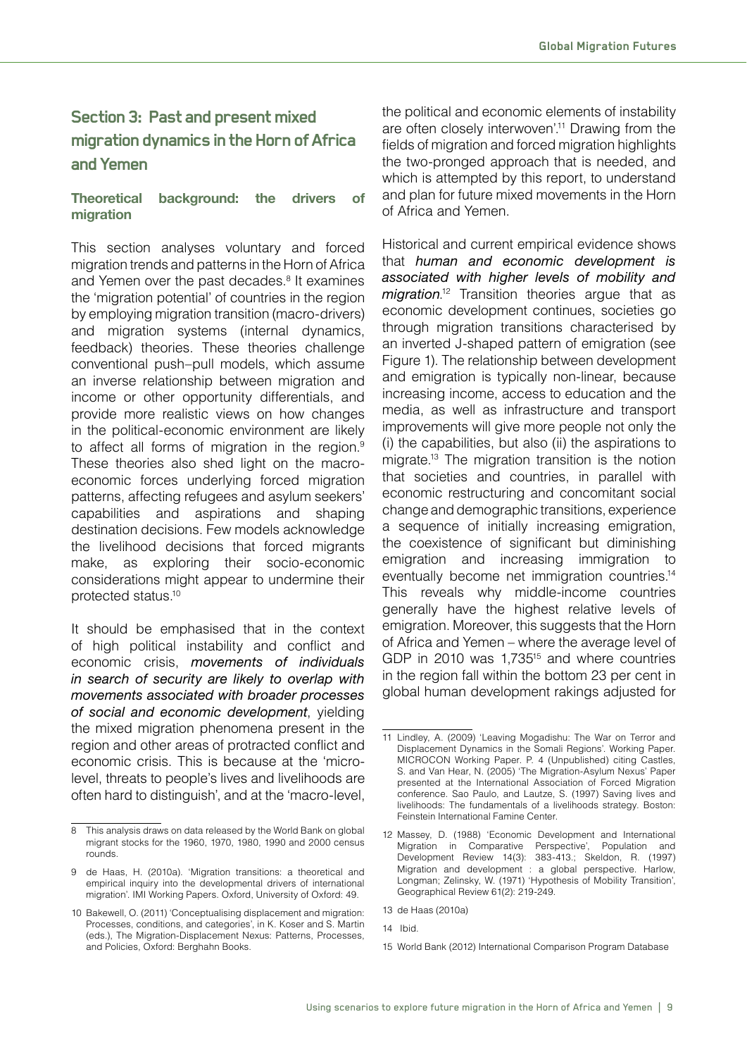## Section 3: Past and present mixed migration dynamics in the Horn of Africa and Yemen

### Theoretical background: the drivers of migration

This section analyses voluntary and forced migration trends and patterns in the Horn of Africa and Yemen over the past decades.[8] It examines the 'migration potential' of countries in the region by employing migration transition (macro-drivers) and migration systems (internal dynamics, feedback) theories. These theories challenge conventional push–pull models, which assume an inverse relationship between migration and income or other opportunity differentials, and provide more realistic views on how changes in the political-economic environment are likely to affect all forms of migration in the region.[9] These theories also shed light on the macro-economic forces underlying forced migration patterns, affecting refugees and asylum seekers' capabilities and aspirations and shaping destination decisions. Few models acknowledge the livelihood decisions that forced migrants make, as exploring their socio-economic considerations might appear to undermine their protected status.[10]

It should be emphasised that in the context of high political instability and conflict and economic crisis, ***movements of individuals in search of security are likely to overlap with movements associated with broader processes of social and economic development***, yielding the mixed migration phenomena present in the region and other areas of protracted conflict and economic crisis. This is because at the 'micro-level, threats to people's lives and livelihoods are often hard to distinguish', and at the 'macro-level, the political and economic elements of instability are often closely interwoven'.[11] Drawing from the fields of migration and forced migration highlights the two-pronged approach that is needed, and which is attempted by this report, to understand and plan for future mixed movements in the Horn of Africa and Yemen.

Historical and current empirical evidence shows that ***human and economic development is associated with higher levels of mobility and migration***.[12] Transition theories argue that as economic development continues, societies go through migration transitions characterised by an inverted J-shaped pattern of emigration (see Figure 1). The relationship between development and emigration is typically non-linear, because increasing income, access to education and the media, as well as infrastructure and transport improvements will give more people not only the (i) the capabilities, but also (ii) the aspirations to migrate.[13] The migration transition is the notion that societies and countries, in parallel with economic restructuring and concomitant social change and demographic transitions, experience a sequence of initially increasing emigration, the coexistence of significant but diminishing emigration and increasing immigration to eventually become net immigration countries.[14] This reveals why middle-income countries generally have the highest relative levels of emigration. Moreover, this suggests that the Horn of Africa and Yemen – where the average level of GDP in 2010 was 1,735[15] and where countries in the region fall within the bottom 23 per cent in global human development rakings adjusted for

---

8 This analysis draws on data released by the World Bank on global migrant stocks for the 1960, 1970, 1980, 1990 and 2000 census rounds.

9 de Haas, H. (2010a). 'Migration transitions: a theoretical and empirical inquiry into the developmental drivers of international migration'. IMI Working Papers. Oxford, University of Oxford: 49.

10 Bakewell, O. (2011) 'Conceptualising displacement and migration: Processes, conditions, and categories', in K. Koser and S. Martin (eds.), The Migration-Displacement Nexus: Patterns, Processes, and Policies, Oxford: Berghahn Books.

11 Lindley, A. (2009) 'Leaving Mogadishu: The War on Terror and Displacement Dynamics in the Somali Regions'. Working Paper. MICROCON Working Paper. P. 4 (Unpublished) citing Castles, S. and Van Hear, N. (2005) 'The Migration-Asylum Nexus' Paper presented at the International Association of Forced Migration conference. Sao Paulo, and Lautze, S. (1997) Saving lives and livelihoods: The fundamentals of a livelihoods strategy. Boston: Feinstein International Famine Center.

12 Massey, D. (1988) 'Economic Development and International Migration in Comparative Perspective', Population and Development Review 14(3): 383-413.; Skeldon, R. (1997) Migration and development : a global perspective. Harlow, Longman; Zelinsky, W. (1971) 'Hypothesis of Mobility Transition', Geographical Review 61(2): 219-249.

13 de Haas (2010a)

14 Ibid.

15 World Bank (2012) International Comparison Program Database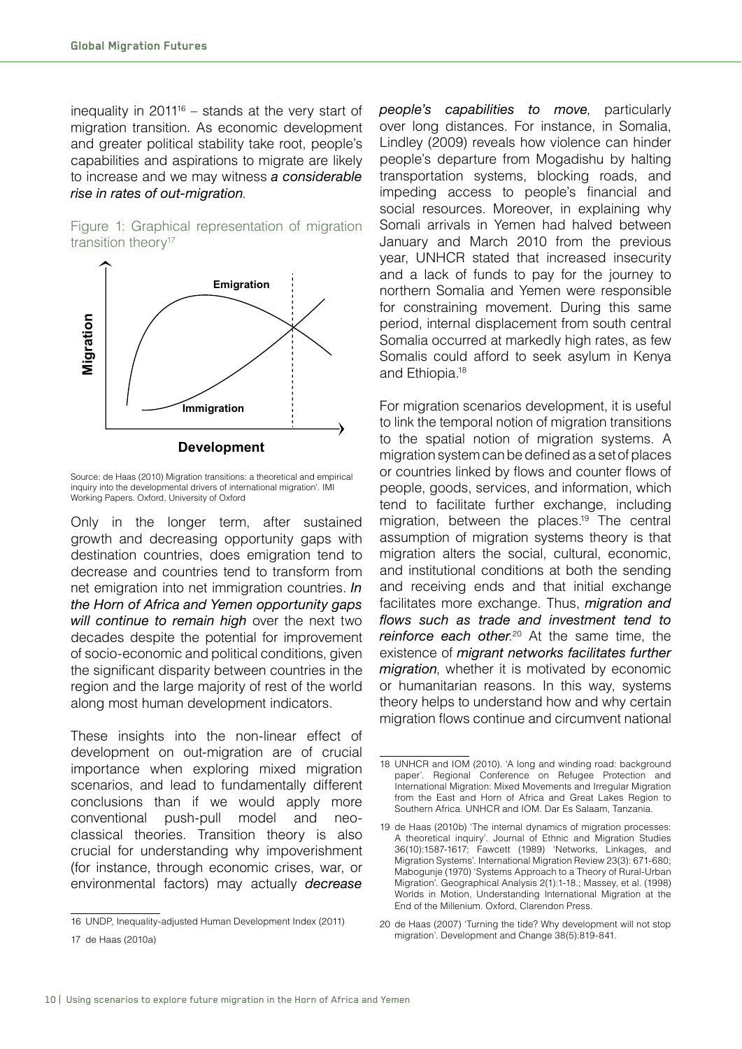inequality in 2011[16] – stands at the very start of migration transition. As economic development and greater political stability take root, people's capabilities and aspirations to migrate are likely to increase and we may witness ***a considerable rise in rates of out-migration***.

Figure 1: Graphical representation of migration transition theory[17]

Source: de Haas (2010) Migration transitions: a theoretical and empirical inquiry into the developmental drivers of international migration'. IMI Working Papers. Oxford, University of Oxford

Only in the longer term, after sustained growth and decreasing opportunity gaps with destination countries, does emigration tend to decrease and countries tend to transform from net emigration into net immigration countries. *In the Horn of Africa and Yemen opportunity gaps will continue to remain high* over the next two decades despite the potential for improvement of socio-economic and political conditions, given the significant disparity between countries in the region and the large majority of rest of the world along most human development indicators.

These insights into the non-linear effect of development on out-migration are of crucial importance when exploring mixed migration scenarios, and lead to fundamentally different conclusions than if we would apply more conventional push-pull model and neo-classical theories. Transition theory is also crucial for understanding why impoverishment (for instance, through economic crises, war, or environmental factors) may actually *decrease people's capabilities to move*, particularly over long distances. For instance, in Somalia, Lindley (2009) reveals how violence can hinder people's departure from Mogadishu by halting transportation systems, blocking roads, and impeding access to people's financial and social resources. Moreover, in explaining why Somali arrivals in Yemen had halved between January and March 2010 from the previous year, UNHCR stated that increased insecurity and a lack of funds to pay for the journey to northern Somalia and Yemen were responsible for constraining movement. During this same period, internal displacement from south central Somalia occurred at markedly high rates, as few Somalis could afford to seek asylum in Kenya and Ethiopia.[18]

For migration scenarios development, it is useful to link the temporal notion of migration transitions to the spatial notion of migration systems. A migration system can be defined as a set of places or countries linked by flows and counter flows of people, goods, services, and information, which tend to facilitate further exchange, including migration, between the places.[19] The central assumption of migration systems theory is that migration alters the social, cultural, economic, and institutional conditions at both the sending and receiving ends and that initial exchange facilitates more exchange. Thus, *migration and flows such as trade and investment tend to reinforce each other*.[20] At the same time, the existence of *migrant networks facilitates further migration*, whether it is motivated by economic or humanitarian reasons. In this way, systems theory helps to understand how and why certain migration flows continue and circumvent national

---

16 UNDP, Inequality-adjusted Human Development Index (2011)

17 de Haas (2010a)

18 UNHCR and IOM (2010). 'A long and winding road: background paper'. Regional Conference on Refugee Protection and International Migration: Mixed Movements and Irregular Migration from the East and Horn of Africa and Great Lakes Region to Southern Africa. UNHCR and IOM. Dar Es Salaam, Tanzania.

19 de Haas (2010b) 'The internal dynamics of migration processes: A theoretical inquiry'. Journal of Ethnic and Migration Studies 36(10):1587-1617; Fawcett (1989) 'Networks, Linkages, and Migration Systems'. International Migration Review 23(3): 671-680; Mabogunje (1970) 'Systems Approach to a Theory of Rural-Urban Migration'. Geographical Analysis 2(1):1-18.; Massey, et al. (1998) Worlds in Motion, Understanding International Migration at the End of the Millenium. Oxford, Clarendon Press.

20 de Haas (2007) 'Turning the tide? Why development will not stop migration'. Development and Change 38(5):819-841.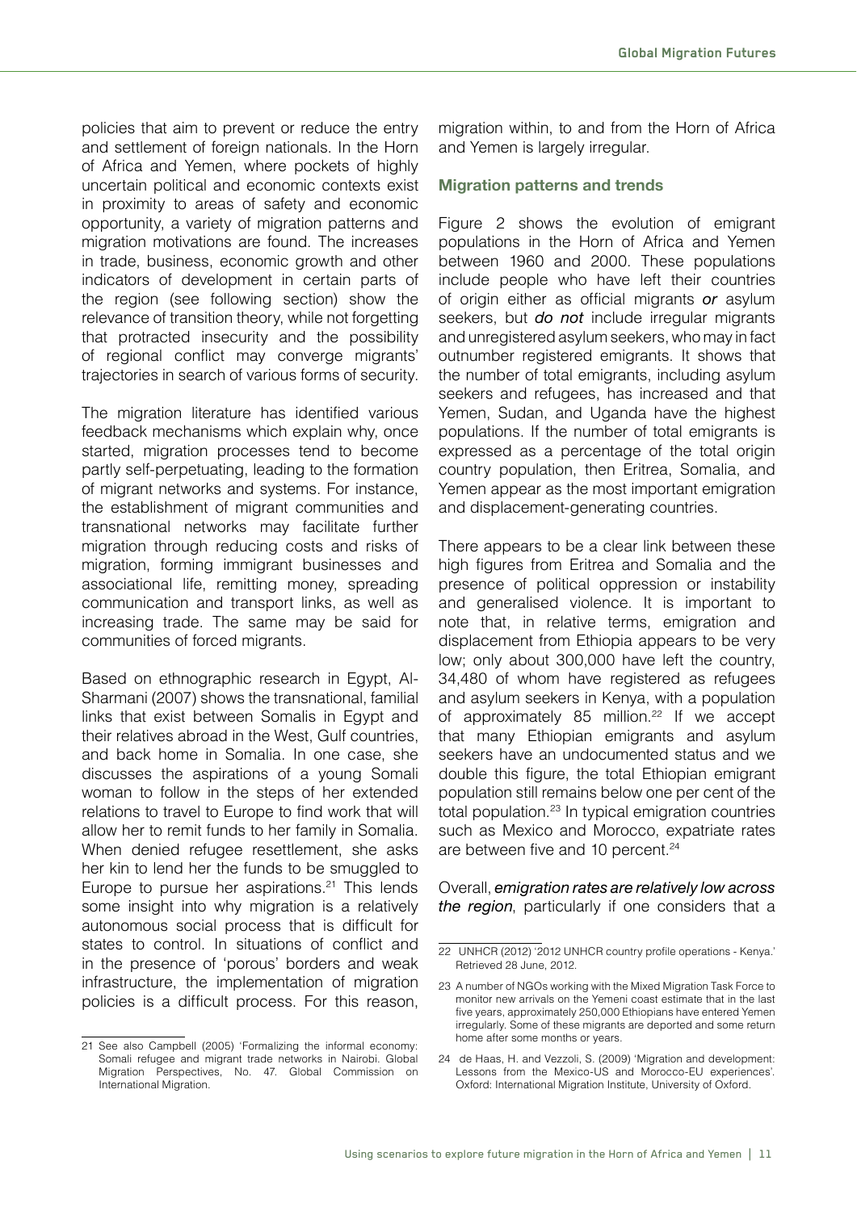policies that aim to prevent or reduce the entry and settlement of foreign nationals. In the Horn of Africa and Yemen, where pockets of highly uncertain political and economic contexts exist in proximity to areas of safety and economic opportunity, a variety of migration patterns and migration motivations are found. The increases in trade, business, economic growth and other indicators of development in certain parts of the region (see following section) show the relevance of transition theory, while not forgetting that protracted insecurity and the possibility of regional conflict may converge migrants' trajectories in search of various forms of security.

The migration literature has identified various feedback mechanisms which explain why, once started, migration processes tend to become partly self-perpetuating, leading to the formation of migrant networks and systems. For instance, the establishment of migrant communities and transnational networks may facilitate further migration through reducing costs and risks of migration, forming immigrant businesses and associational life, remitting money, spreading communication and transport links, as well as increasing trade. The same may be said for communities of forced migrants.

Based on ethnographic research in Egypt, Al-Sharmani (2007) shows the transnational, familial links that exist between Somalis in Egypt and their relatives abroad in the West, Gulf countries, and back home in Somalia. In one case, she discusses the aspirations of a young Somali woman to follow in the steps of her extended relations to travel to Europe to find work that will allow her to remit funds to her family in Somalia. When denied refugee resettlement, she asks her kin to lend her the funds to be smuggled to Europe to pursue her aspirations.[21] This lends some insight into why migration is a relatively autonomous social process that is difficult for states to control. In situations of conflict and in the presence of 'porous' borders and weak infrastructure, the implementation of migration policies is a difficult process. For this reason, migration within, to and from the Horn of Africa and Yemen is largely irregular.

## Migration patterns and trends

Figure 2 shows the evolution of emigrant populations in the Horn of Africa and Yemen between 1960 and 2000. These populations include people who have left their countries of origin either as official migrants ***or*** asylum seekers, but ***do not*** include irregular migrants and unregistered asylum seekers, who may in fact outnumber registered emigrants. It shows that the number of total emigrants, including asylum seekers and refugees, has increased and that Yemen, Sudan, and Uganda have the highest populations. If the number of total emigrants is expressed as a percentage of the total origin country population, then Eritrea, Somalia, and Yemen appear as the most important emigration and displacement-generating countries.

There appears to be a clear link between these high figures from Eritrea and Somalia and the presence of political oppression or instability and generalised violence. It is important to note that, in relative terms, emigration and displacement from Ethiopia appears to be very low; only about 300,000 have left the country, 34,480 of whom have registered as refugees and asylum seekers in Kenya, with a population of approximately 85 million.[22] If we accept that many Ethiopian emigrants and asylum seekers have an undocumented status and we double this figure, the total Ethiopian emigrant population still remains below one per cent of the total population.[23] In typical emigration countries such as Mexico and Morocco, expatriate rates are between five and 10 percent.[24]

Overall, *emigration rates are relatively low across the region*, particularly if one considers that a

---

21 See also Campbell (2005) 'Formalizing the informal economy: Somali refugee and migrant trade networks in Nairobi. Global Migration Perspectives, No. 47. Global Commission on International Migration.

22 UNHCR (2012) '2012 UNHCR country profile operations - Kenya.' Retrieved 28 June, 2012.

23 A number of NGOs working with the Mixed Migration Task Force to monitor new arrivals on the Yemeni coast estimate that in the last five years, approximately 250,000 Ethiopians have entered Yemen irregularly. Some of these migrants are deported and some return home after some months or years.

24 de Haas, H. and Vezzoli, S. (2009) 'Migration and development: Lessons from the Mexico-US and Morocco-EU experiences'. Oxford: International Migration Institute, University of Oxford.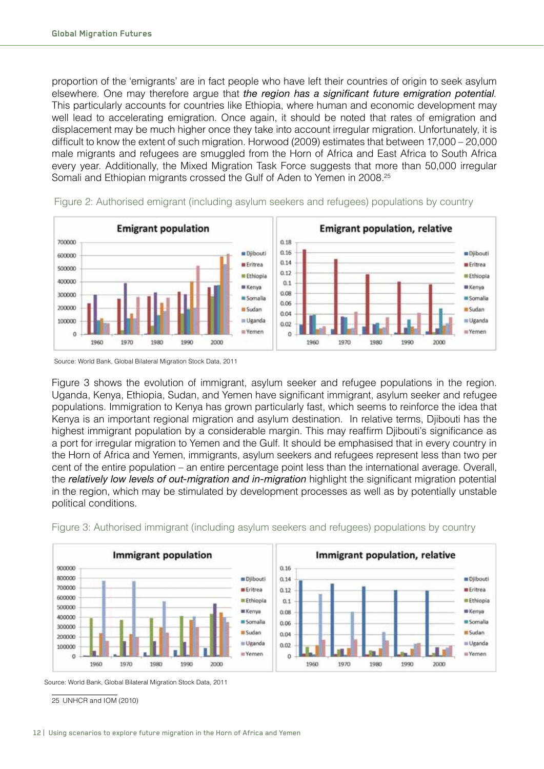proportion of the 'emigrants' are in fact people who have left their countries of origin to seek asylum elsewhere. One may therefore argue that *the region has a significant future emigration potential*. This particularly accounts for countries like Ethiopia, where human and economic development may well lead to accelerating emigration. Once again, it should be noted that rates of emigration and displacement may be much higher once they take into account irregular migration. Unfortunately, it is difficult to know the extent of such migration. Horwood (2009) estimates that between 17,000 – 20,000 male migrants and refugees are smuggled from the Horn of Africa and East Africa to South Africa every year. Additionally, the Mixed Migration Task Force suggests that more than 50,000 irregular Somali and Ethiopian migrants crossed the Gulf of Aden to Yemen in 2008.[25]

Figure 2: Authorised emigrant (including asylum seekers and refugees) populations by country

Source: World Bank, Global Bilateral Migration Stock Data, 2011

Figure 3 shows the evolution of immigrant, asylum seeker and refugee populations in the region. Uganda, Kenya, Ethiopia, Sudan, and Yemen have significant immigrant, asylum seeker and refugee populations. Immigration to Kenya has grown particularly fast, which seems to reinforce the idea that Kenya is an important regional migration and asylum destination. In relative terms, Djibouti has the highest immigrant population by a considerable margin. This may reaffirm Djibouti's significance as a port for irregular migration to Yemen and the Gulf. It should be emphasised that in every country in the Horn of Africa and Yemen, immigrants, asylum seekers and refugees represent less than two per cent of the entire population – an entire percentage point less than the international average. Overall, the ***relatively low levels of out-migration and in-migration*** highlight the significant migration potential in the region, which may be stimulated by development processes as well as by potentially unstable political conditions.

Figure 3: Authorised immigrant (including asylum seekers and refugees) populations by country

Source: World Bank, Global Bilateral Migration Stock Data, 2011

25 UNHCR and IOM (2010)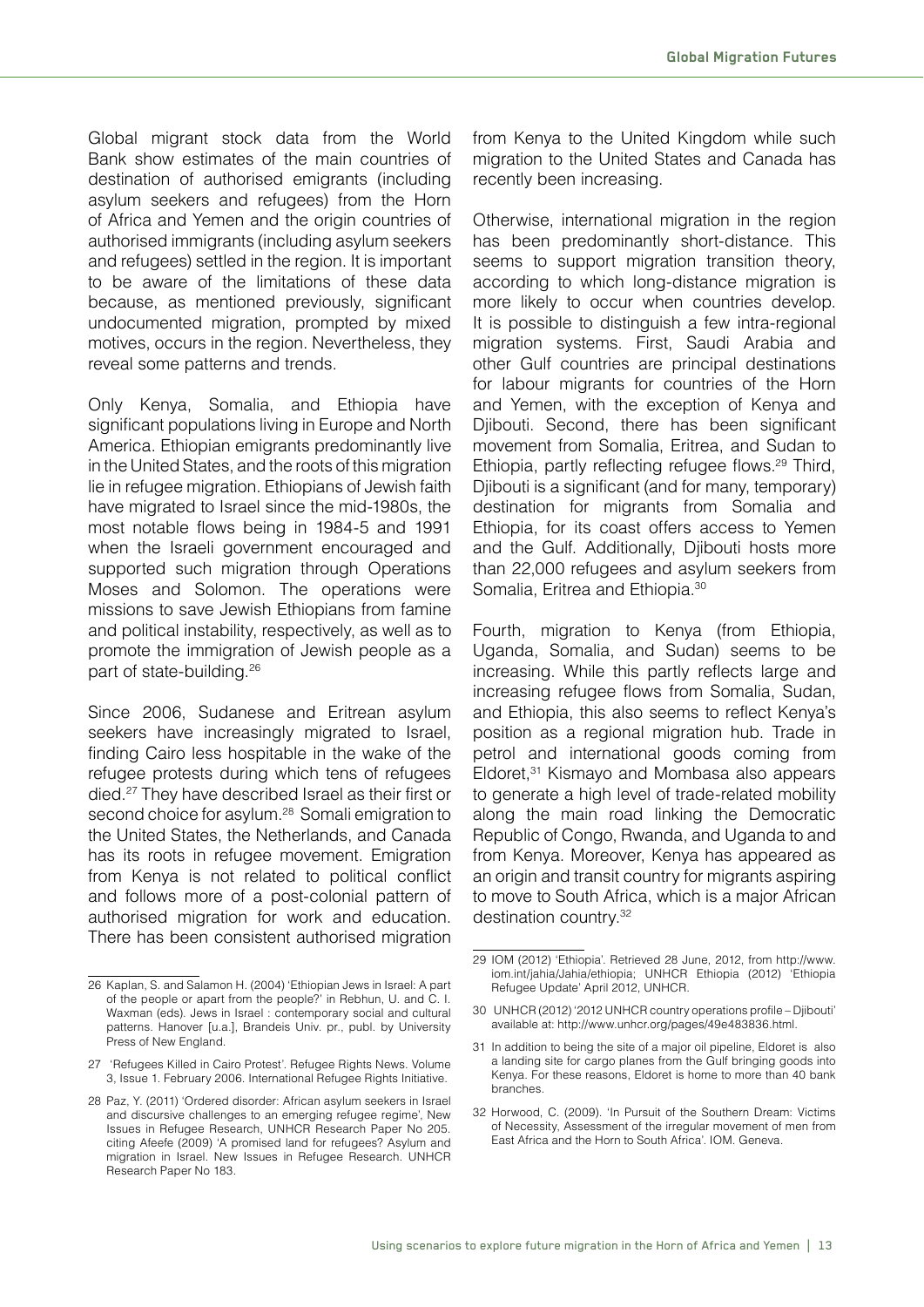Global migrant stock data from the World Bank show estimates of the main countries of destination of authorised emigrants (including asylum seekers and refugees) from the Horn of Africa and Yemen and the origin countries of authorised immigrants (including asylum seekers and refugees) settled in the region. It is important to be aware of the limitations of these data because, as mentioned previously, significant undocumented migration, prompted by mixed motives, occurs in the region. Nevertheless, they reveal some patterns and trends.

Only Kenya, Somalia, and Ethiopia have significant populations living in Europe and North America. Ethiopian emigrants predominantly live in the United States, and the roots of this migration lie in refugee migration. Ethiopians of Jewish faith have migrated to Israel since the mid-1980s, the most notable flows being in 1984-5 and 1991 when the Israeli government encouraged and supported such migration through Operations Moses and Solomon. The operations were missions to save Jewish Ethiopians from famine and political instability, respectively, as well as to promote the immigration of Jewish people as a part of state-building.[26]

Since 2006, Sudanese and Eritrean asylum seekers have increasingly migrated to Israel, finding Cairo less hospitable in the wake of the refugee protests during which tens of refugees died.[27] They have described Israel as their first or second choice for asylum.[28] Somali emigration to the United States, the Netherlands, and Canada has its roots in refugee movement. Emigration from Kenya is not related to political conflict and follows more of a post-colonial pattern of authorised migration for work and education. There has been consistent authorised migration from Kenya to the United Kingdom while such migration to the United States and Canada has recently been increasing.

Otherwise, international migration in the region has been predominantly short-distance. This seems to support migration transition theory, according to which long-distance migration is more likely to occur when countries develop. It is possible to distinguish a few intra-regional migration systems. First, Saudi Arabia and other Gulf countries are principal destinations for labour migrants for countries of the Horn and Yemen, with the exception of Kenya and Djibouti. Second, there has been significant movement from Somalia, Eritrea, and Sudan to Ethiopia, partly reflecting refugee flows.[29] Third, Djibouti is a significant (and for many, temporary) destination for migrants from Somalia and Ethiopia, for its coast offers access to Yemen and the Gulf. Additionally, Djibouti hosts more than 22,000 refugees and asylum seekers from Somalia, Eritrea and Ethiopia.[30]

Fourth, migration to Kenya (from Ethiopia, Uganda, Somalia, and Sudan) seems to be increasing. While this partly reflects large and increasing refugee flows from Somalia, Sudan, and Ethiopia, this also seems to reflect Kenya's position as a regional migration hub. Trade in petrol and international goods coming from Eldoret,[31] Kismayo and Mombasa also appears to generate a high level of trade-related mobility along the main road linking the Democratic Republic of Congo, Rwanda, and Uganda to and from Kenya. Moreover, Kenya has appeared as an origin and transit country for migrants aspiring to move to South Africa, which is a major African destination country.[32]

---

26 Kaplan, S. and Salamon H. (2004) 'Ethiopian Jews in Israel: A part of the people or apart from the people?' in Rebhun, U. and C. I. Waxman (eds). Jews in Israel : contemporary social and cultural patterns. Hanover [u.a.], Brandeis Univ. pr., publ. by University Press of New England.

27 'Refugees Killed in Cairo Protest'. Refugee Rights News. Volume 3, Issue 1. February 2006. International Refugee Rights Initiative.

28 Paz, Y. (2011) 'Ordered disorder: African asylum seekers in Israel and discursive challenges to an emerging refugee regime', New Issues in Refugee Research, UNHCR Research Paper No 205. citing Afeefe (2009) 'A promised land for refugees? Asylum and migration in Israel. New Issues in Refugee Research. UNHCR Research Paper No 183.

29 IOM (2012) 'Ethiopia'. Retrieved 28 June, 2012, from http://www.iom.int/jahia/Jahia/ethiopia; UNHCR Ethiopia (2012) 'Ethiopia Refugee Update' April 2012, UNHCR.

30 UNHCR (2012) '2012 UNHCR country operations profile – Djibouti' available at: http://www.unhcr.org/pages/49e483836.html.

31 In addition to being the site of a major oil pipeline, Eldoret is also a landing site for cargo planes from the Gulf bringing goods into Kenya. For these reasons, Eldoret is home to more than 40 bank branches.

32 Horwood, C. (2009). 'In Pursuit of the Southern Dream: Victims of Necessity, Assessment of the irregular movement of men from East Africa and the Horn to South Africa'. IOM. Geneva.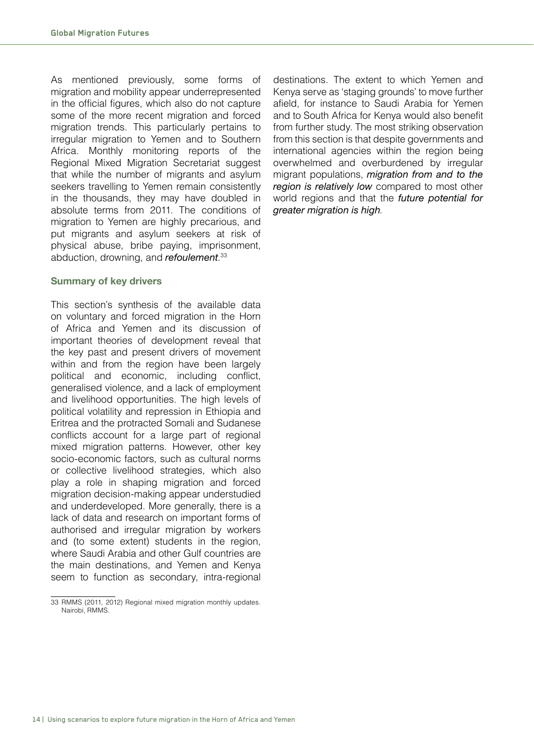As mentioned previously, some forms of migration and mobility appear underrepresented in the official figures, which also do not capture some of the more recent migration and forced migration trends. This particularly pertains to irregular migration to Yemen and to Southern Africa. Monthly monitoring reports of the Regional Mixed Migration Secretariat suggest that while the number of migrants and asylum seekers travelling to Yemen remain consistently in the thousands, they may have doubled in absolute terms from 2011. The conditions of migration to Yemen are highly precarious, and put migrants and asylum seekers at risk of physical abuse, bribe paying, imprisonment, abduction, drowning, and *refoulement*.[33]

### Summary of key drivers

This section's synthesis of the available data on voluntary and forced migration in the Horn of Africa and Yemen and its discussion of important theories of development reveal that the key past and present drivers of movement within and from the region have been largely political and economic, including conflict, generalised violence, and a lack of employment and livelihood opportunities. The high levels of political volatility and repression in Ethiopia and Eritrea and the protracted Somali and Sudanese conflicts account for a large part of regional mixed migration patterns. However, other key socio-economic factors, such as cultural norms or collective livelihood strategies, which also play a role in shaping migration and forced migration decision-making appear understudied and underdeveloped. More generally, there is a lack of data and research on important forms of authorised and irregular migration by workers and (to some extent) students in the region, where Saudi Arabia and other Gulf countries are the main destinations, and Yemen and Kenya seem to function as secondary, intra-regional destinations. The extent to which Yemen and Kenya serve as 'staging grounds' to move further afield, for instance to Saudi Arabia for Yemen and to South Africa for Kenya would also benefit from further study. The most striking observation from this section is that despite governments and international agencies within the region being overwhelmed and overburdened by irregular migrant populations, ***migration from and to the region is relatively low*** compared to most other world regions and that the ***future potential for greater migration is high***.

33 RMMS (2011, 2012) Regional mixed migration monthly updates. Nairobi, RMMS.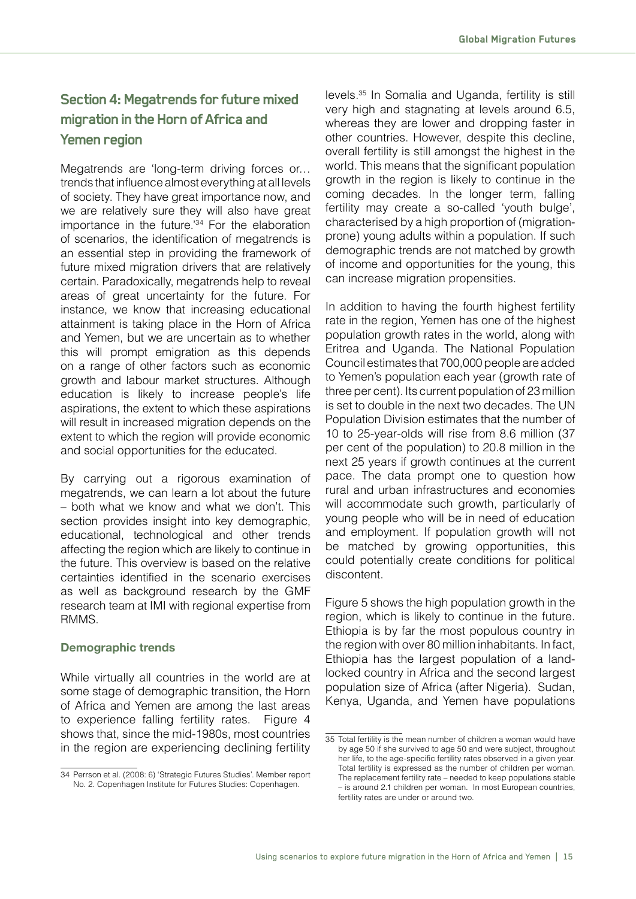## Section 4: Megatrends for future mixed migration in the Horn of Africa and Yemen region

Megatrends are 'long-term driving forces or… trends that influence almost everything at all levels of society. They have great importance now, and we are relatively sure they will also have great importance in the future.'[34] For the elaboration of scenarios, the identification of megatrends is an essential step in providing the framework of future mixed migration drivers that are relatively certain. Paradoxically, megatrends help to reveal areas of great uncertainty for the future. For instance, we know that increasing educational attainment is taking place in the Horn of Africa and Yemen, but we are uncertain as to whether this will prompt emigration as this depends on a range of other factors such as economic growth and labour market structures. Although education is likely to increase people's life aspirations, the extent to which these aspirations will result in increased migration depends on the extent to which the region will provide economic and social opportunities for the educated.

By carrying out a rigorous examination of megatrends, we can learn a lot about the future – both what we know and what we don't. This section provides insight into key demographic, educational, technological and other trends affecting the region which are likely to continue in the future. This overview is based on the relative certainties identified in the scenario exercises as well as background research by the GMF research team at IMI with regional expertise from RMMS.

### Demographic trends

While virtually all countries in the world are at some stage of demographic transition, the Horn of Africa and Yemen are among the last areas to experience falling fertility rates. Figure 4 shows that, since the mid-1980s, most countries in the region are experiencing declining fertility levels.[35] In Somalia and Uganda, fertility is still very high and stagnating at levels around 6.5, whereas they are lower and dropping faster in other countries. However, despite this decline, overall fertility is still amongst the highest in the world. This means that the significant population growth in the region is likely to continue in the coming decades. In the longer term, falling fertility may create a so-called 'youth bulge', characterised by a high proportion of (migration-prone) young adults within a population. If such demographic trends are not matched by growth of income and opportunities for the young, this can increase migration propensities.

In addition to having the fourth highest fertility rate in the region, Yemen has one of the highest population growth rates in the world, along with Eritrea and Uganda. The National Population Council estimates that 700,000 people are added to Yemen's population each year (growth rate of three per cent). Its current population of 23 million is set to double in the next two decades. The UN Population Division estimates that the number of 10 to 25-year-olds will rise from 8.6 million (37 per cent of the population) to 20.8 million in the next 25 years if growth continues at the current pace. The data prompt one to question how rural and urban infrastructures and economies will accommodate such growth, particularly of young people who will be in need of education and employment. If population growth will not be matched by growing opportunities, this could potentially create conditions for political discontent.

Figure 5 shows the high population growth in the region, which is likely to continue in the future. Ethiopia is by far the most populous country in the region with over 80 million inhabitants. In fact, Ethiopia has the largest population of a land-locked country in Africa and the second largest population size of Africa (after Nigeria). Sudan, Kenya, Uganda, and Yemen have populations

---

34 Perrson et al. (2008: 6) 'Strategic Futures Studies'. Member report No. 2. Copenhagen Institute for Futures Studies: Copenhagen.

35 Total fertility is the mean number of children a woman would have by age 50 if she survived to age 50 and were subject, throughout her life, to the age-specific fertility rates observed in a given year. Total fertility is expressed as the number of children per woman. The replacement fertility rate – needed to keep populations stable – is around 2.1 children per woman. In most European countries, fertility rates are under or around two.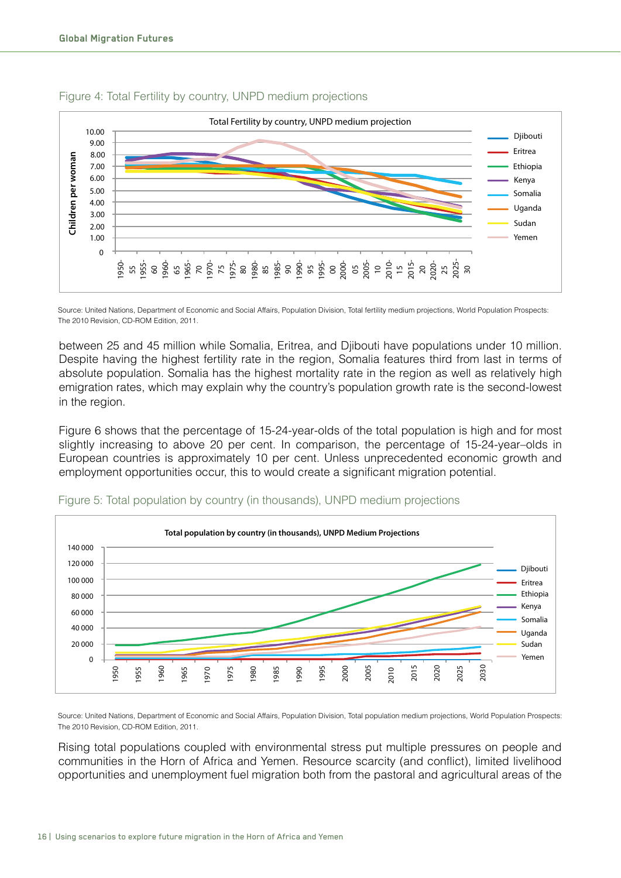Figure 4: Total Fertility by country, UNPD medium projections

Source: United Nations, Department of Economic and Social Affairs, Population Division, Total fertility medium projections, World Population Prospects: The 2010 Revision, CD-ROM Edition, 2011.

between 25 and 45 million while Somalia, Eritrea, and Djibouti have populations under 10 million. Despite having the highest fertility rate in the region, Somalia features third from last in terms of absolute population. Somalia has the highest mortality rate in the region as well as relatively high emigration rates, which may explain why the country's population growth rate is the second-lowest in the region.

Figure 6 shows that the percentage of 15-24-year-olds of the total population is high and for most slightly increasing to above 20 per cent. In comparison, the percentage of 15-24-year–olds in European countries is approximately 10 per cent. Unless unprecedented economic growth and employment opportunities occur, this to would create a significant migration potential.

Figure 5: Total population by country (in thousands), UNPD medium projections

Source: United Nations, Department of Economic and Social Affairs, Population Division, Total population medium projections, World Population Prospects: The 2010 Revision, CD-ROM Edition, 2011.

Rising total populations coupled with environmental stress put multiple pressures on people and communities in the Horn of Africa and Yemen. Resource scarcity (and conflict), limited livelihood opportunities and unemployment fuel migration both from the pastoral and agricultural areas of the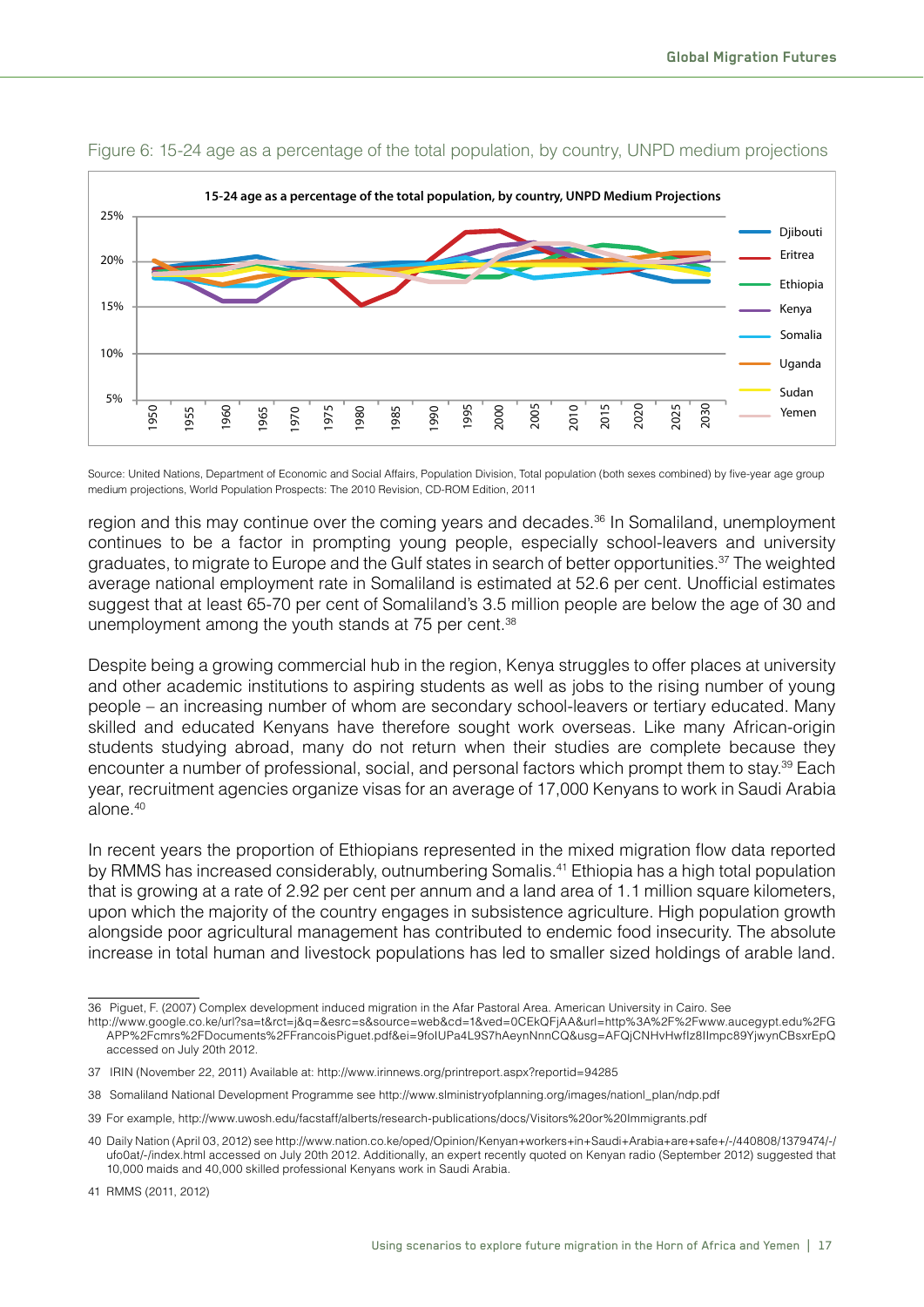Figure 6: 15-24 age as a percentage of the total population, by country, UNPD medium projections

Source: United Nations, Department of Economic and Social Affairs, Population Division, Total population (both sexes combined) by five-year age group medium projections, World Population Prospects: The 2010 Revision, CD-ROM Edition, 2011

region and this may continue over the coming years and decades.[36] In Somaliland, unemployment continues to be a factor in prompting young people, especially school-leavers and university graduates, to migrate to Europe and the Gulf states in search of better opportunities.[37] The weighted average national employment rate in Somaliland is estimated at 52.6 per cent. Unofficial estimates suggest that at least 65-70 per cent of Somaliland's 3.5 million people are below the age of 30 and unemployment among the youth stands at 75 per cent.[38]

Despite being a growing commercial hub in the region, Kenya struggles to offer places at university and other academic institutions to aspiring students as well as jobs to the rising number of young people – an increasing number of whom are secondary school-leavers or tertiary educated. Many skilled and educated Kenyans have therefore sought work overseas. Like many African-origin students studying abroad, many do not return when their studies are complete because they encounter a number of professional, social, and personal factors which prompt them to stay.[39] Each year, recruitment agencies organize visas for an average of 17,000 Kenyans to work in Saudi Arabia alone.[40]

In recent years the proportion of Ethiopians represented in the mixed migration flow data reported by RMMS has increased considerably, outnumbering Somalis.[41] Ethiopia has a high total population that is growing at a rate of 2.92 per cent per annum and a land area of 1.1 million square kilometers, upon which the majority of the country engages in subsistence agriculture. High population growth alongside poor agricultural management has contributed to endemic food insecurity. The absolute increase in total human and livestock populations has led to smaller sized holdings of arable land.

---

36 Piguet, F. (2007) Complex development induced migration in the Afar Pastoral Area. American University in Cairo. See http://www.google.co.ke/url?sa=t&rct=j&q=&esrc=s&source=web&cd=1&ved=0CEkQFjAA&url=http%3A%2F%2Fwww.aucegypt.edu%2FGAPP%2Fcmrs%2FDocuments%2FFrancoisPiguet.pdf&ei=9foIUPa4L9S7hAeynNnnCQ&usg=AFQjCNHvHwfIz8IImpc89YjwynCBsxrEpQ accessed on July 20th 2012.

37 IRIN (November 22, 2011) Available at: http://www.irinnews.org/printreport.aspx?reportid=94285

38 Somaliland National Development Programme see http://www.slministryofplanning.org/images/nationl_plan/ndp.pdf

39 For example, http://www.uwosh.edu/facstaff/alberts/research-publications/docs/Visitors%20or%20Immigrants.pdf

40 Daily Nation (April 03, 2012) see http://www.nation.co.ke/oped/Opinion/Kenyan+workers+in+Saudi+Arabia+are+safe+/-/440808/1379474/-/ufo0at/-/index.html accessed on July 20th 2012. Additionally, an expert recently quoted on Kenyan radio (September 2012) suggested that 10,000 maids and 40,000 skilled professional Kenyans work in Saudi Arabia.

41 RMMS (2011, 2012)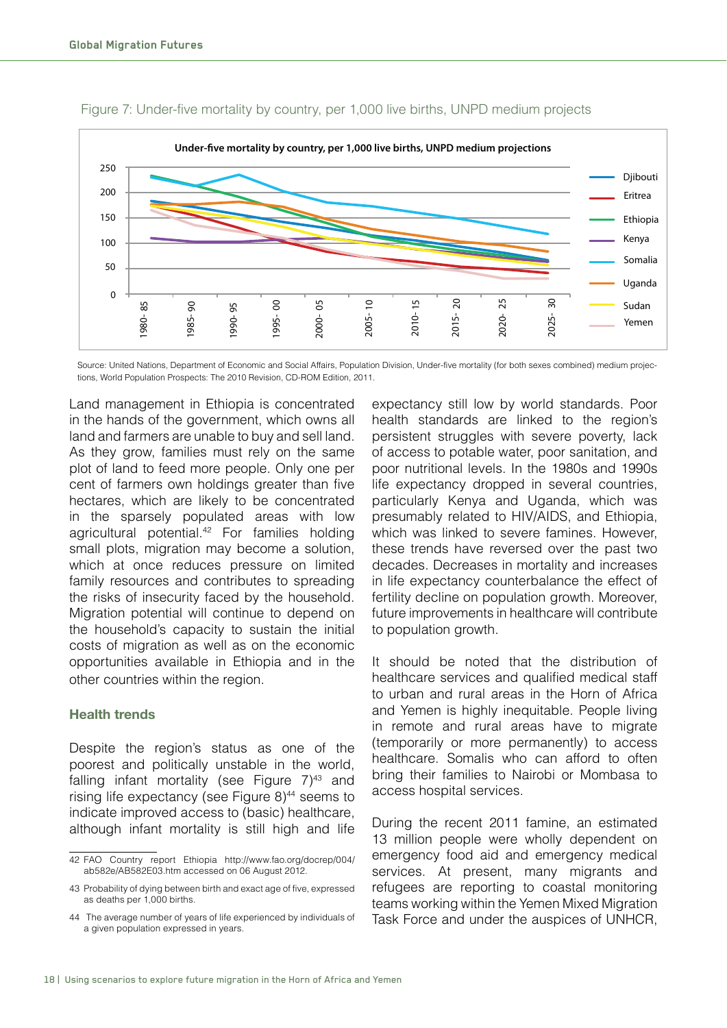Figure 7: Under-five mortality by country, per 1,000 live births, UNPD medium projects

Source: United Nations, Department of Economic and Social Affairs, Population Division, Under-five mortality (for both sexes combined) medium projections, World Population Prospects: The 2010 Revision, CD-ROM Edition, 2011.

Land management in Ethiopia is concentrated in the hands of the government, which owns all land and farmers are unable to buy and sell land. As they grow, families must rely on the same plot of land to feed more people. Only one per cent of farmers own holdings greater than five hectares, which are likely to be concentrated in the sparsely populated areas with low agricultural potential.[42] For families holding small plots, migration may become a solution, which at once reduces pressure on limited family resources and contributes to spreading the risks of insecurity faced by the household. Migration potential will continue to depend on the household's capacity to sustain the initial costs of migration as well as on the economic opportunities available in Ethiopia and in the other countries within the region.

### Health trends

Despite the region's status as one of the poorest and politically unstable in the world, falling infant mortality (see Figure 7)[43] and rising life expectancy (see Figure 8)[44] seems to indicate improved access to (basic) healthcare, although infant mortality is still high and life expectancy still low by world standards. Poor health standards are linked to the region's persistent struggles with severe poverty, lack of access to potable water, poor sanitation, and poor nutritional levels. In the 1980s and 1990s life expectancy dropped in several countries, particularly Kenya and Uganda, which was presumably related to HIV/AIDS, and Ethiopia, which was linked to severe famines. However, these trends have reversed over the past two decades. Decreases in mortality and increases in life expectancy counterbalance the effect of fertility decline on population growth. Moreover, future improvements in healthcare will contribute to population growth.

It should be noted that the distribution of healthcare services and qualified medical staff to urban and rural areas in the Horn of Africa and Yemen is highly inequitable. People living in remote and rural areas have to migrate (temporarily or more permanently) to access healthcare. Somalis who can afford to often bring their families to Nairobi or Mombasa to access hospital services.

During the recent 2011 famine, an estimated 13 million people were wholly dependent on emergency food aid and emergency medical services. At present, many migrants and refugees are reporting to coastal monitoring teams working within the Yemen Mixed Migration Task Force and under the auspices of UNHCR,

---

42 FAO Country report Ethiopia http://www.fao.org/docrep/004/ab582e/AB582E03.htm accessed on 06 August 2012.

43 Probability of dying between birth and exact age of five, expressed as deaths per 1,000 births.

44 The average number of years of life experienced by individuals of a given population expressed in years.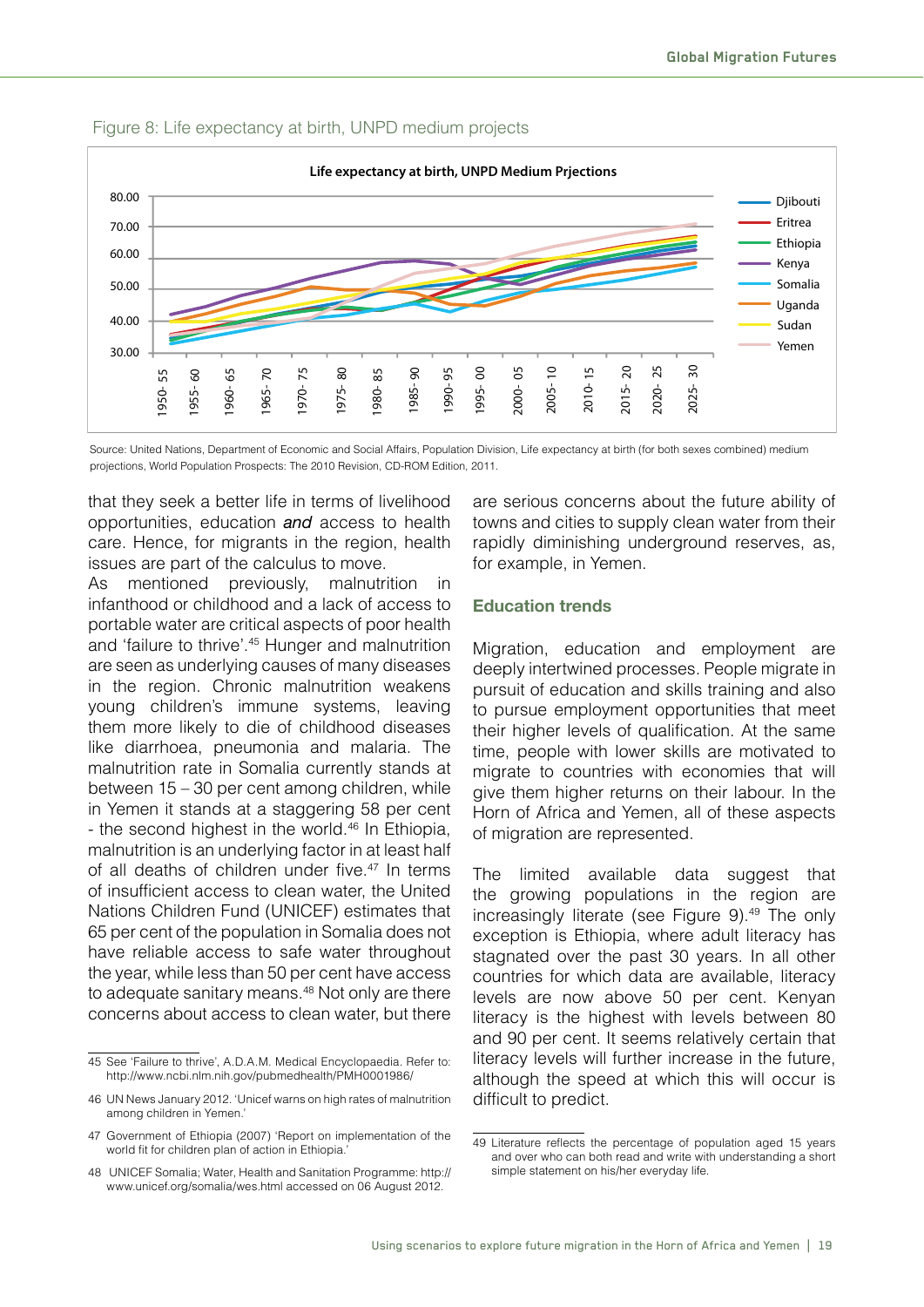Figure 8: Life expectancy at birth, UNPD medium projects

Source: United Nations, Department of Economic and Social Affairs, Population Division, Life expectancy at birth (for both sexes combined) medium projections, World Population Prospects: The 2010 Revision, CD-ROM Edition, 2011.

that they seek a better life in terms of livelihood opportunities, education ***and*** access to health care. Hence, for migrants in the region, health issues are part of the calculus to move.

As mentioned previously, malnutrition in infanthood or childhood and a lack of access to portable water are critical aspects of poor health and 'failure to thrive'.[45] Hunger and malnutrition are seen as underlying causes of many diseases in the region. Chronic malnutrition weakens young children's immune systems, leaving them more likely to die of childhood diseases like diarrhoea, pneumonia and malaria. The malnutrition rate in Somalia currently stands at between 15 – 30 per cent among children, while in Yemen it stands at a staggering 58 per cent - the second highest in the world.[46] In Ethiopia, malnutrition is an underlying factor in at least half of all deaths of children under five.[47] In terms of insufficient access to clean water, the United Nations Children Fund (UNICEF) estimates that 65 per cent of the population in Somalia does not have reliable access to safe water throughout the year, while less than 50 per cent have access to adequate sanitary means.[48] Not only are there concerns about access to clean water, but there are serious concerns about the future ability of towns and cities to supply clean water from their rapidly diminishing underground reserves, as, for example, in Yemen.

## Education trends

Migration, education and employment are deeply intertwined processes. People migrate in pursuit of education and skills training and also to pursue employment opportunities that meet their higher levels of qualification. At the same time, people with lower skills are motivated to migrate to countries with economies that will give them higher returns on their labour. In the Horn of Africa and Yemen, all of these aspects of migration are represented.

The limited available data suggest that the growing populations in the region are increasingly literate (see Figure 9).[49] The only exception is Ethiopia, where adult literacy has stagnated over the past 30 years. In all other countries for which data are available, literacy levels are now above 50 per cent. Kenyan literacy is the highest with levels between 80 and 90 per cent. It seems relatively certain that literacy levels will further increase in the future, although the speed at which this will occur is difficult to predict.

---

45 See 'Failure to thrive', A.D.A.M. Medical Encyclopaedia. Refer to: http://www.ncbi.nlm.nih.gov/pubmedhealth/PMH0001986/

46 UN News January 2012. 'Unicef warns on high rates of malnutrition among children in Yemen.'

47 Government of Ethiopia (2007) 'Report on implementation of the world fit for children plan of action in Ethiopia.'

48 UNICEF Somalia; Water, Health and Sanitation Programme: http://www.unicef.org/somalia/wes.html accessed on 06 August 2012.

49 Literature reflects the percentage of population aged 15 years and over who can both read and write with understanding a short simple statement on his/her everyday life.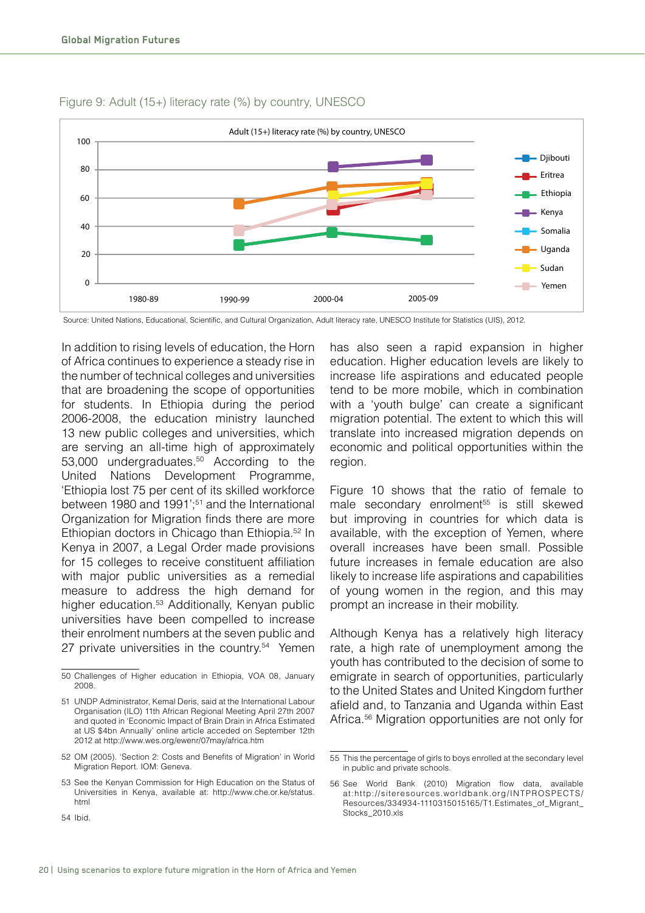Figure 9: Adult (15+) literacy rate (%) by country, UNESCO

Source: United Nations, Educational, Scientific, and Cultural Organization, Adult literacy rate, UNESCO Institute for Statistics (UIS), 2012.

In addition to rising levels of education, the Horn of Africa continues to experience a steady rise in the number of technical colleges and universities that are broadening the scope of opportunities for students. In Ethiopia during the period 2006-2008, the education ministry launched 13 new public colleges and universities, which are serving an all-time high of approximately 53,000 undergraduates.[50] According to the United Nations Development Programme, 'Ethiopia lost 75 per cent of its skilled workforce between 1980 and 1991';[51] and the International Organization for Migration finds there are more Ethiopian doctors in Chicago than Ethiopia.[52] In Kenya in 2007, a Legal Order made provisions for 15 colleges to receive constituent affiliation with major public universities as a remedial measure to address the high demand for higher education.[53] Additionally, Kenyan public universities have been compelled to increase their enrolment numbers at the seven public and 27 private universities in the country.[54] Yemen has also seen a rapid expansion in higher education. Higher education levels are likely to increase life aspirations and educated people tend to be more mobile, which in combination with a 'youth bulge' can create a significant migration potential. The extent to which this will translate into increased migration depends on economic and political opportunities within the region.

Figure 10 shows that the ratio of female to male secondary enrolment[55] is still skewed but improving in countries for which data is available, with the exception of Yemen, where overall increases have been small. Possible future increases in female education are also likely to increase life aspirations and capabilities of young women in the region, and this may prompt an increase in their mobility.

Although Kenya has a relatively high literacy rate, a high rate of unemployment among the youth has contributed to the decision of some to emigrate in search of opportunities, particularly to the United States and United Kingdom further afield and, to Tanzania and Uganda within East Africa.[56] Migration opportunities are not only for

50 Challenges of Higher education in Ethiopia, VOA 08, January 2008.

51 UNDP Administrator, Kemal Deris, said at the International Labour Organisation (ILO) 11th African Regional Meeting April 27th 2007 and quoted in 'Economic Impact of Brain Drain in Africa Estimated at US $4bn Annually' online article acceded on September 12th 2012 at http://www.wes.org/ewenr/07may/africa.htm

52 OM (2005). 'Section 2: Costs and Benefits of Migration' in World Migration Report. IOM: Geneva.

53 See the Kenyan Commission for High Education on the Status of Universities in Kenya, available at: http://www.che.or.ke/status.html

54 Ibid.

55 This the percentage of girls to boys enrolled at the secondary level in public and private schools.

56 See World Bank (2010) Migration flow data, available at:http://siteresources.worldbank.org/INTPROSPECTS/Resources/334934-1110315015165/T1.Estimates_of_Migrant_Stocks_2010.xls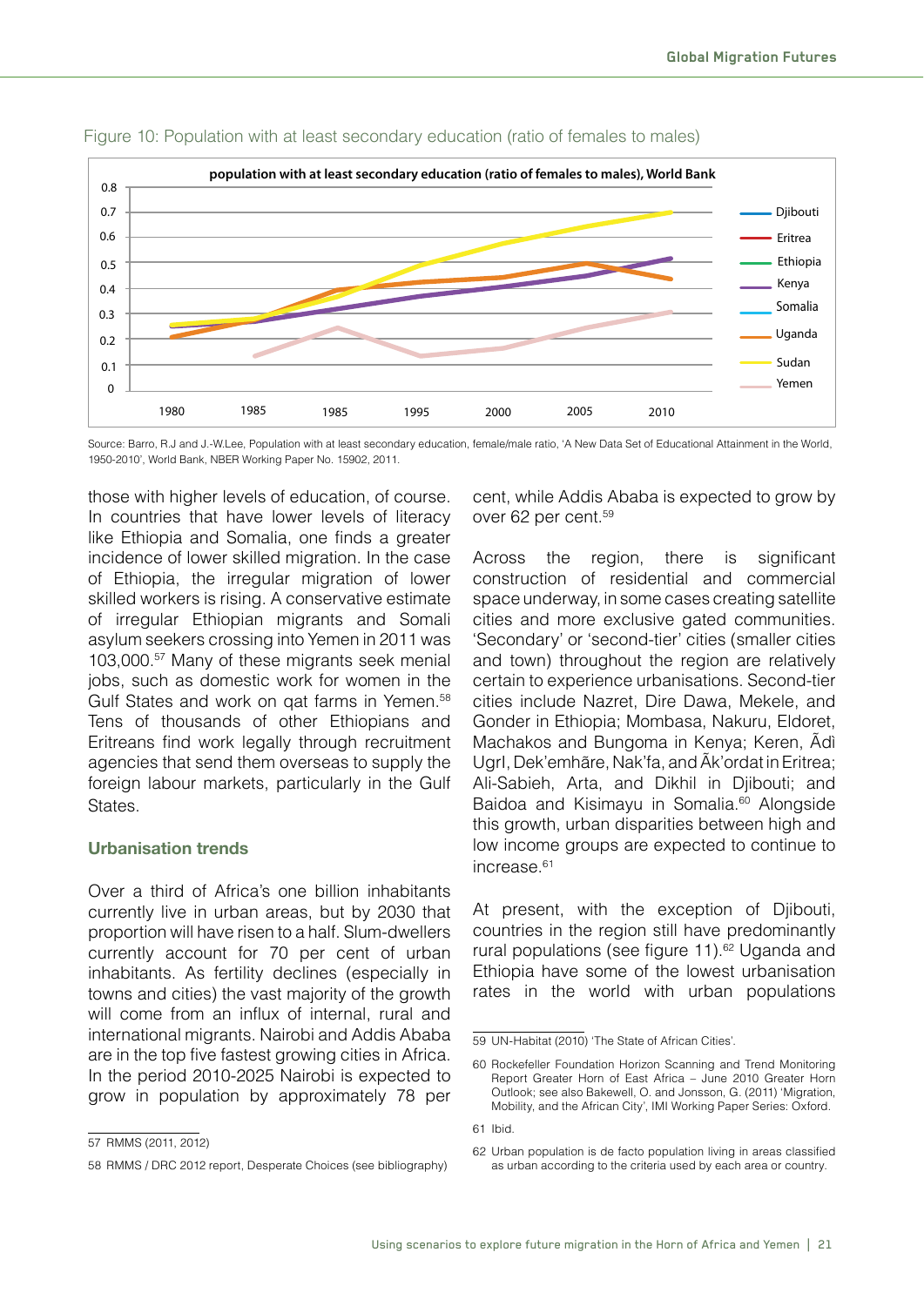Figure 10: Population with at least secondary education (ratio of females to males)

Source: Barro, R.J and J.-W.Lee, Population with at least secondary education, female/male ratio, 'A New Data Set of Educational Attainment in the World, 1950-2010', World Bank, NBER Working Paper No. 15902, 2011.

those with higher levels of education, of course. In countries that have lower levels of literacy like Ethiopia and Somalia, one finds a greater incidence of lower skilled migration. In the case of Ethiopia, the irregular migration of lower skilled workers is rising. A conservative estimate of irregular Ethiopian migrants and Somali asylum seekers crossing into Yemen in 2011 was 103,000.[57] Many of these migrants seek menial jobs, such as domestic work for women in the Gulf States and work on qat farms in Yemen.[58] Tens of thousands of other Ethiopians and Eritreans find work legally through recruitment agencies that send them overseas to supply the foreign labour markets, particularly in the Gulf States.

## Urbanisation trends

Over a third of Africa's one billion inhabitants currently live in urban areas, but by 2030 that proportion will have risen to a half. Slum-dwellers currently account for 70 per cent of urban inhabitants. As fertility declines (especially in towns and cities) the vast majority of the growth will come from an influx of internal, rural and international migrants. Nairobi and Addis Ababa are in the top five fastest growing cities in Africa. In the period 2010-2025 Nairobi is expected to grow in population by approximately 78 per cent, while Addis Ababa is expected to grow by over 62 per cent.[59]

Across the region, there is significant construction of residential and commercial space underway, in some cases creating satellite cities and more exclusive gated communities. 'Secondary' or 'second-tier' cities (smaller cities and town) throughout the region are relatively certain to experience urbanisations. Second-tier cities include Nazret, Dire Dawa, Mekele, and Gonder in Ethiopia; Mombasa, Nakuru, Eldoret, Machakos and Bungoma in Kenya; Keren, Ādì UgrI, Dek'emhāre, Nak'fa, and Āk'ordat in Eritrea; Ali-Sabieh, Arta, and Dikhil in Djibouti; and Baidoa and Kisimayu in Somalia.[60] Alongside this growth, urban disparities between high and low income groups are expected to continue to increase.[61]

At present, with the exception of Djibouti, countries in the region still have predominantly rural populations (see figure 11).[62] Uganda and Ethiopia have some of the lowest urbanisation rates in the world with urban populations

---

57 RMMS (2011, 2012)

58 RMMS / DRC 2012 report, Desperate Choices (see bibliography)

59 UN-Habitat (2010) 'The State of African Cities'.

60 Rockefeller Foundation Horizon Scanning and Trend Monitoring Report Greater Horn of East Africa – June 2010 Greater Horn Outlook; see also Bakewell, O. and Jonsson, G. (2011) 'Migration, Mobility, and the African City', IMI Working Paper Series: Oxford.

61 Ibid.

62 Urban population is de facto population living in areas classified as urban according to the criteria used by each area or country.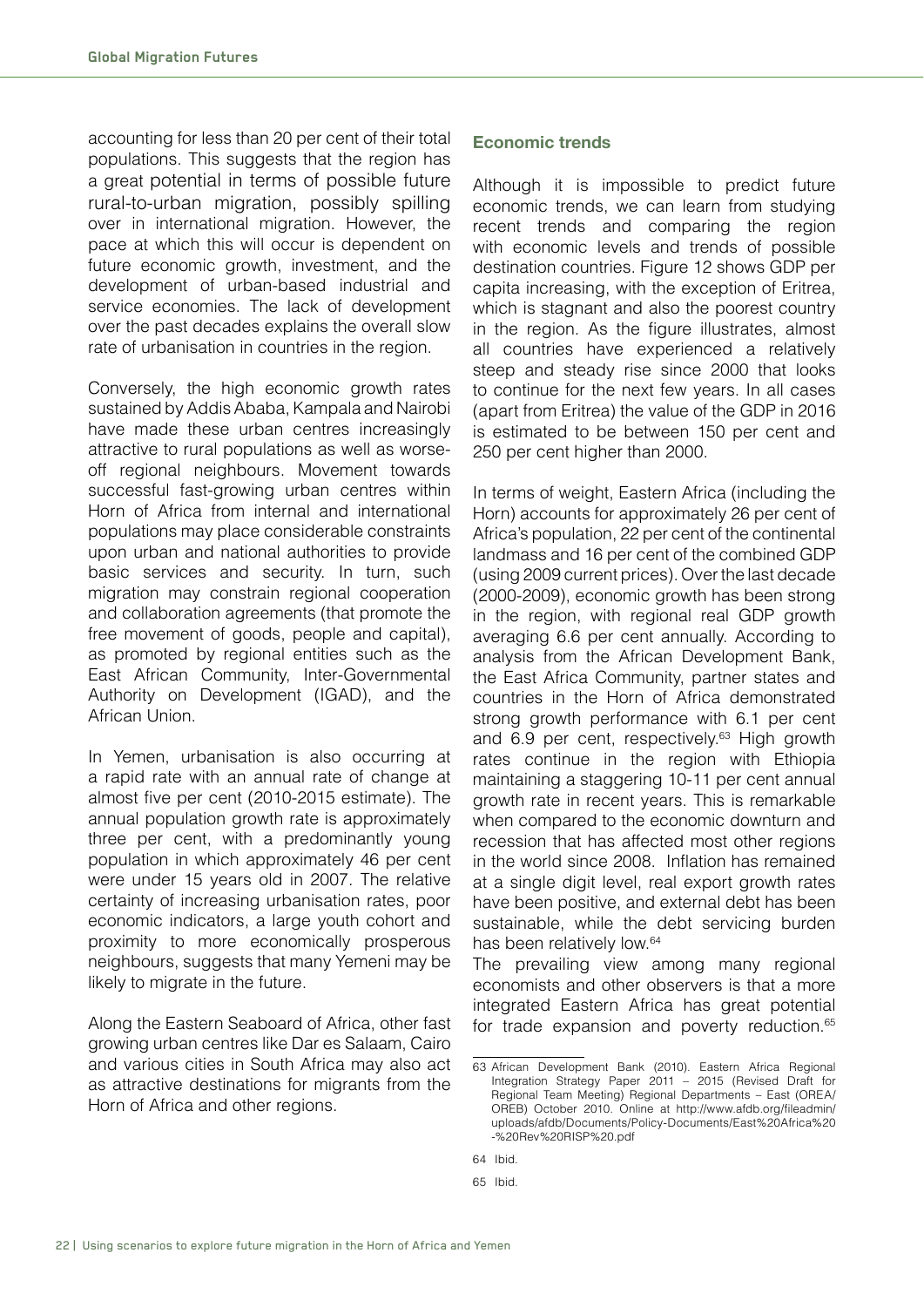accounting for less than 20 per cent of their total populations. This suggests that the region has a great potential in terms of possible future rural-to-urban migration, possibly spilling over in international migration. However, the pace at which this will occur is dependent on future economic growth, investment, and the development of urban-based industrial and service economies. The lack of development over the past decades explains the overall slow rate of urbanisation in countries in the region.

Conversely, the high economic growth rates sustained by Addis Ababa, Kampala and Nairobi have made these urban centres increasingly attractive to rural populations as well as worse-off regional neighbours. Movement towards successful fast-growing urban centres within Horn of Africa from internal and international populations may place considerable constraints upon urban and national authorities to provide basic services and security. In turn, such migration may constrain regional cooperation and collaboration agreements (that promote the free movement of goods, people and capital), as promoted by regional entities such as the East African Community, Inter-Governmental Authority on Development (IGAD), and the African Union.

In Yemen, urbanisation is also occurring at a rapid rate with an annual rate of change at almost five per cent (2010-2015 estimate). The annual population growth rate is approximately three per cent, with a predominantly young population in which approximately 46 per cent were under 15 years old in 2007. The relative certainty of increasing urbanisation rates, poor economic indicators, a large youth cohort and proximity to more economically prosperous neighbours, suggests that many Yemeni may be likely to migrate in the future.

Along the Eastern Seaboard of Africa, other fast growing urban centres like Dar es Salaam, Cairo and various cities in South Africa may also act as attractive destinations for migrants from the Horn of Africa and other regions.

### Economic trends

Although it is impossible to predict future economic trends, we can learn from studying recent trends and comparing the region with economic levels and trends of possible destination countries. Figure 12 shows GDP per capita increasing, with the exception of Eritrea, which is stagnant and also the poorest country in the region. As the figure illustrates, almost all countries have experienced a relatively steep and steady rise since 2000 that looks to continue for the next few years. In all cases (apart from Eritrea) the value of the GDP in 2016 is estimated to be between 150 per cent and 250 per cent higher than 2000.

In terms of weight, Eastern Africa (including the Horn) accounts for approximately 26 per cent of Africa's population, 22 per cent of the continental landmass and 16 per cent of the combined GDP (using 2009 current prices). Over the last decade (2000-2009), economic growth has been strong in the region, with regional real GDP growth averaging 6.6 per cent annually. According to analysis from the African Development Bank, the East Africa Community, partner states and countries in the Horn of Africa demonstrated strong growth performance with 6.1 per cent and 6.9 per cent, respectively.[63] High growth rates continue in the region with Ethiopia maintaining a staggering 10-11 per cent annual growth rate in recent years. This is remarkable when compared to the economic downturn and recession that has affected most other regions in the world since 2008. Inflation has remained at a single digit level, real export growth rates have been positive, and external debt has been sustainable, while the debt servicing burden has been relatively low.[64]

The prevailing view among many regional economists and other observers is that a more integrated Eastern Africa has great potential for trade expansion and poverty reduction.[65]

63 African Development Bank (2010). Eastern Africa Regional Integration Strategy Paper 2011 – 2015 (Revised Draft for Regional Team Meeting) Regional Departments – East (OREA/OREB) October 2010. Online at http://www.afdb.org/fileadmin/uploads/afdb/Documents/Policy-Documents/East%20Africa%20-%20Rev%20RISP%20.pdf

64 Ibid.

65 Ibid.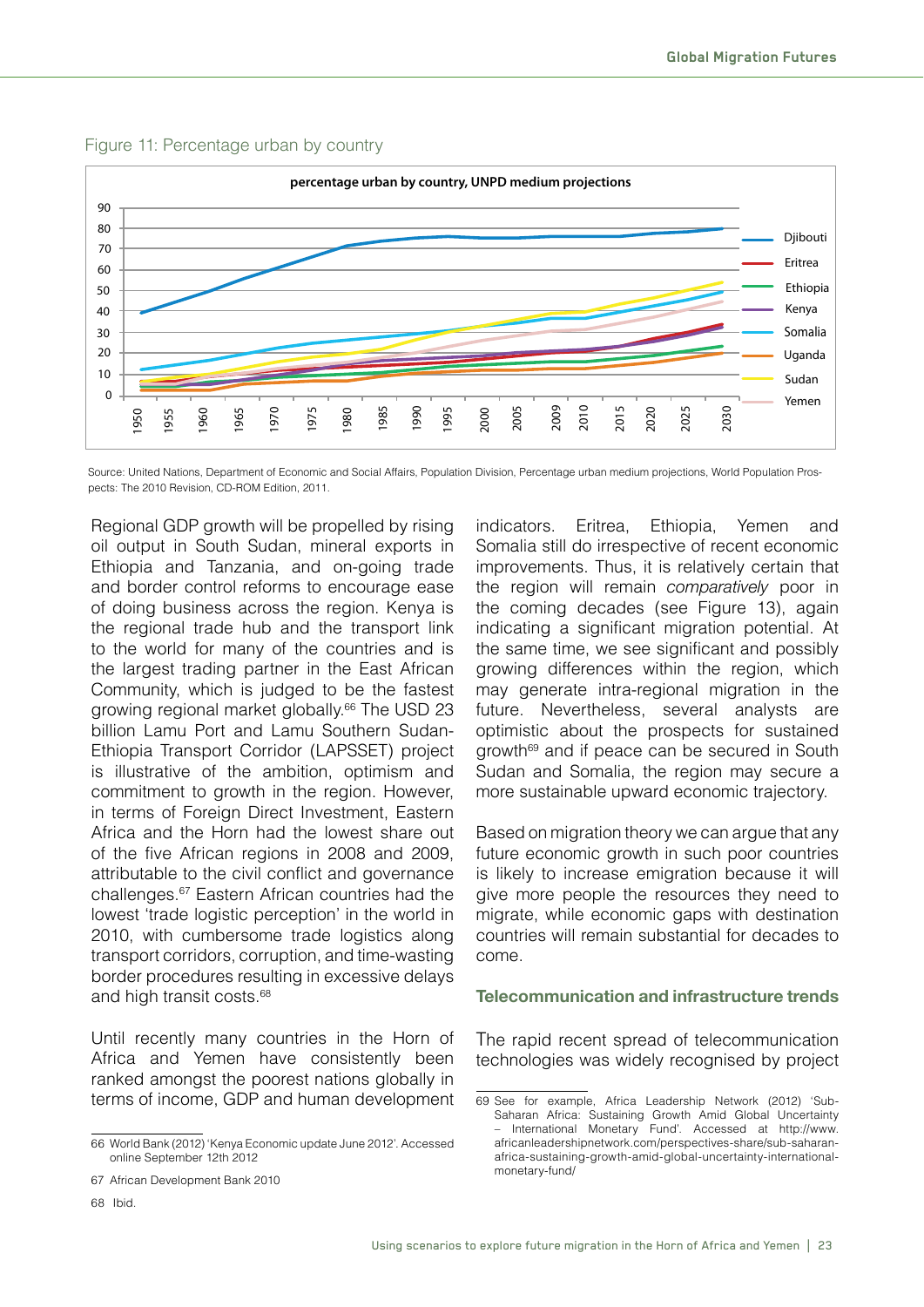Figure 11: Percentage urban by country

Source: United Nations, Department of Economic and Social Affairs, Population Division, Percentage urban medium projections, World Population Prospects: The 2010 Revision, CD-ROM Edition, 2011.

Regional GDP growth will be propelled by rising oil output in South Sudan, mineral exports in Ethiopia and Tanzania, and on-going trade and border control reforms to encourage ease of doing business across the region. Kenya is the regional trade hub and the transport link to the world for many of the countries and is the largest trading partner in the East African Community, which is judged to be the fastest growing regional market globally.[66] The USD 23 billion Lamu Port and Lamu Southern Sudan-Ethiopia Transport Corridor (LAPSSET) project is illustrative of the ambition, optimism and commitment to growth in the region. However, in terms of Foreign Direct Investment, Eastern Africa and the Horn had the lowest share out of the five African regions in 2008 and 2009, attributable to the civil conflict and governance challenges.[67] Eastern African countries had the lowest 'trade logistic perception' in the world in 2010, with cumbersome trade logistics along transport corridors, corruption, and time-wasting border procedures resulting in excessive delays and high transit costs.[68]

Until recently many countries in the Horn of Africa and Yemen have consistently been ranked amongst the poorest nations globally in terms of income, GDP and human development indicators. Eritrea, Ethiopia, Yemen and Somalia still do irrespective of recent economic improvements. Thus, it is relatively certain that the region will remain *comparatively* poor in the coming decades (see Figure 13), again indicating a significant migration potential. At the same time, we see significant and possibly growing differences within the region, which may generate intra-regional migration in the future. Nevertheless, several analysts are optimistic about the prospects for sustained growth[69] and if peace can be secured in South Sudan and Somalia, the region may secure a more sustainable upward economic trajectory.

Based on migration theory we can argue that any future economic growth in such poor countries is likely to increase emigration because it will give more people the resources they need to migrate, while economic gaps with destination countries will remain substantial for decades to come.

### Telecommunication and infrastructure trends

The rapid recent spread of telecommunication technologies was widely recognised by project

66 World Bank (2012) 'Kenya Economic update June 2012'. Accessed online September 12th 2012

67 African Development Bank 2010

68 Ibid.

69 See for example, Africa Leadership Network (2012) 'Sub-Saharan Africa: Sustaining Growth Amid Global Uncertainty – International Monetary Fund'. Accessed at http://www.africanleadershipnetwork.com/perspectives-share/sub-saharan-africa-sustaining-growth-amid-global-uncertainty-international-monetary-fund/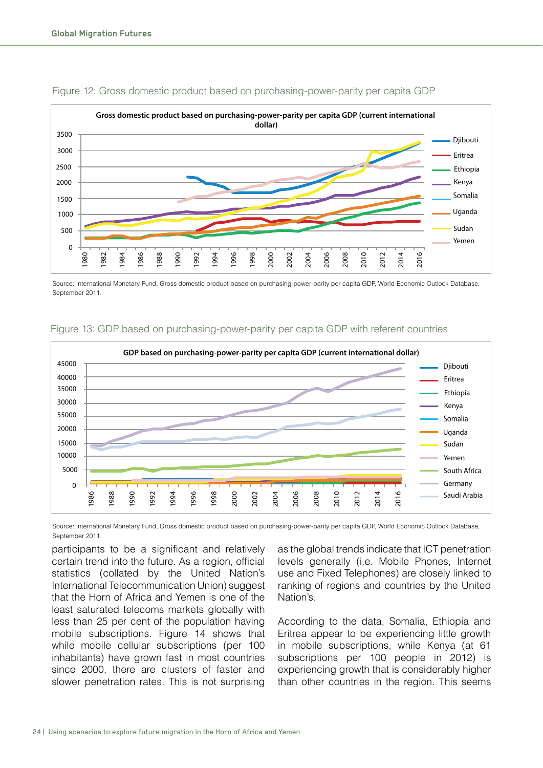Figure 12: Gross domestic product based on purchasing-power-parity per capita GDP

Source: International Monetary Fund, Gross domestic product based on purchasing-power-parity per capita GDP, World Economic Outlook Database, September 2011.

Figure 13: GDP based on purchasing-power-parity per capita GDP with referent countries

Source: International Monetary Fund, Gross domestic product based on purchasing-power-parity per capita GDP, World Economic Outlook Database, September 2011.

participants to be a significant and relatively certain trend into the future. As a region, official statistics (collated by the United Nation's International Telecommunication Union) suggest that the Horn of Africa and Yemen is one of the least saturated telecoms markets globally with less than 25 per cent of the population having mobile subscriptions. Figure 14 shows that while mobile cellular subscriptions (per 100 inhabitants) have grown fast in most countries since 2000, there are clusters of faster and slower penetration rates. This is not surprising as the global trends indicate that ICT penetration levels generally (i.e. Mobile Phones, Internet use and Fixed Telephones) are closely linked to ranking of regions and countries by the United Nation's.

According to the data, Somalia, Ethiopia and Eritrea appear to be experiencing little growth in mobile subscriptions, while Kenya (at 61 subscriptions per 100 people in 2012) is experiencing growth that is considerably higher than other countries in the region. This seems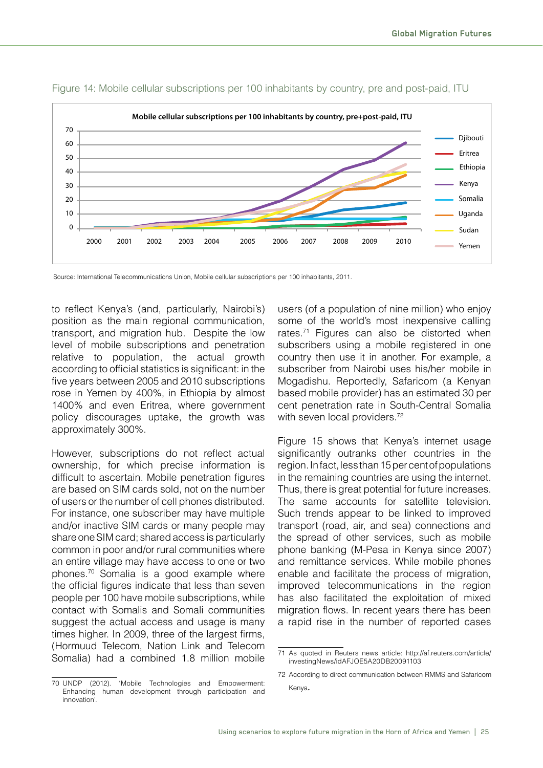Figure 14: Mobile cellular subscriptions per 100 inhabitants by country, pre and post-paid, ITU

Source: International Telecommunications Union, Mobile cellular subscriptions per 100 inhabitants, 2011.

to reflect Kenya's (and, particularly, Nairobi's) position as the main regional communication, transport, and migration hub. Despite the low level of mobile subscriptions and penetration relative to population, the actual growth according to official statistics is significant: in the five years between 2005 and 2010 subscriptions rose in Yemen by 400%, in Ethiopia by almost 1400% and even Eritrea, where government policy discourages uptake, the growth was approximately 300%.

However, subscriptions do not reflect actual ownership, for which precise information is difficult to ascertain. Mobile penetration figures are based on SIM cards sold, not on the number of users or the number of cell phones distributed. For instance, one subscriber may have multiple and/or inactive SIM cards or many people may share one SIM card; shared access is particularly common in poor and/or rural communities where an entire village may have access to one or two phones.[70] Somalia is a good example where the official figures indicate that less than seven people per 100 have mobile subscriptions, while contact with Somalis and Somali communities suggest the actual access and usage is many times higher. In 2009, three of the largest firms, (Hormuud Telecom, Nation Link and Telecom Somalia) had a combined 1.8 million mobile users (of a population of nine million) who enjoy some of the world's most inexpensive calling rates.[71] Figures can also be distorted when subscribers using a mobile registered in one country then use it in another. For example, a subscriber from Nairobi uses his/her mobile in Mogadishu. Reportedly, Safaricom (a Kenyan based mobile provider) has an estimated 30 per cent penetration rate in South-Central Somalia with seven local providers.[72]

Figure 15 shows that Kenya's internet usage significantly outranks other countries in the region. In fact, less than 15 per cent of populations in the remaining countries are using the internet. Thus, there is great potential for future increases. The same accounts for satellite television. Such trends appear to be linked to improved transport (road, air, and sea) connections and the spread of other services, such as mobile phone banking (M-Pesa in Kenya since 2007) and remittance services. While mobile phones enable and facilitate the process of migration, improved telecommunications in the region has also facilitated the exploitation of mixed migration flows. In recent years there has been a rapid rise in the number of reported cases

70 UNDP (2012). 'Mobile Technologies and Empowerment: Enhancing human development through participation and innovation'.

71 As quoted in Reuters news article: http://af.reuters.com/article/investingNews/idAFJOE5A20DB20091103

72 According to direct communication between RMMS and Safaricom Kenya.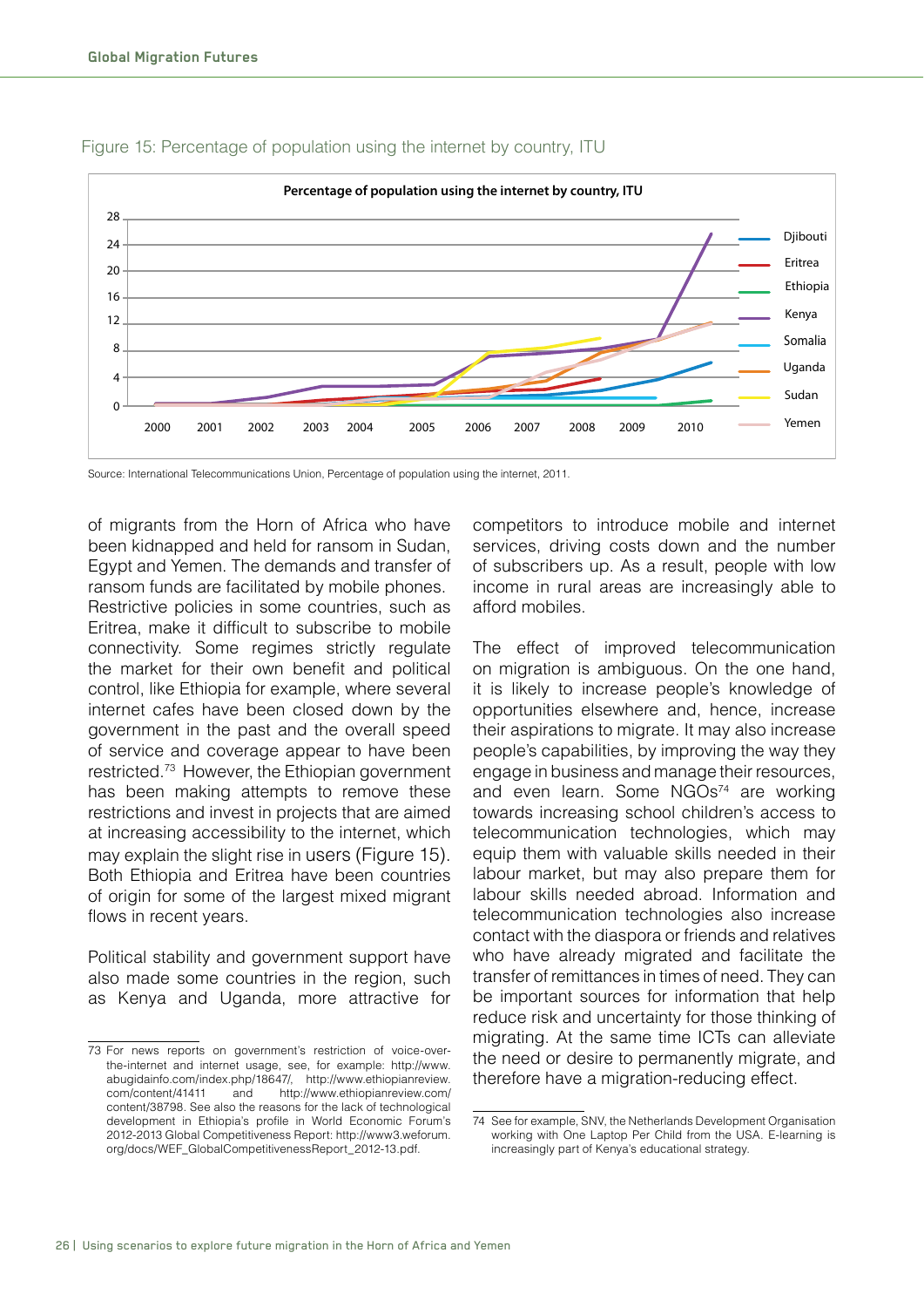Figure 15: Percentage of population using the internet by country, ITU

Source: International Telecommunications Union, Percentage of population using the internet, 2011.

of migrants from the Horn of Africa who have been kidnapped and held for ransom in Sudan, Egypt and Yemen. The demands and transfer of ransom funds are facilitated by mobile phones. Restrictive policies in some countries, such as Eritrea, make it difficult to subscribe to mobile connectivity. Some regimes strictly regulate the market for their own benefit and political control, like Ethiopia for example, where several internet cafes have been closed down by the government in the past and the overall speed of service and coverage appear to have been restricted.[73] However, the Ethiopian government has been making attempts to remove these restrictions and invest in projects that are aimed at increasing accessibility to the internet, which may explain the slight rise in users (Figure 15). Both Ethiopia and Eritrea have been countries of origin for some of the largest mixed migrant flows in recent years.

Political stability and government support have also made some countries in the region, such as Kenya and Uganda, more attractive for competitors to introduce mobile and internet services, driving costs down and the number of subscribers up. As a result, people with low income in rural areas are increasingly able to afford mobiles.

The effect of improved telecommunication on migration is ambiguous. On the one hand, it is likely to increase people's knowledge of opportunities elsewhere and, hence, increase their aspirations to migrate. It may also increase people's capabilities, by improving the way they engage in business and manage their resources, and even learn. Some NGOs[74] are working towards increasing school children's access to telecommunication technologies, which may equip them with valuable skills needed in their labour market, but may also prepare them for labour skills needed abroad. Information and telecommunication technologies also increase contact with the diaspora or friends and relatives who have already migrated and facilitate the transfer of remittances in times of need. They can be important sources for information that help reduce risk and uncertainty for those thinking of migrating. At the same time ICTs can alleviate the need or desire to permanently migrate, and therefore have a migration-reducing effect.

---

73 For news reports on government's restriction of voice-over-the-internet and internet usage, see, for example: http://www.abugidainfo.com/index.php/18647/, http://www.ethiopianreview.com/content/41411 and http://www.ethiopianreview.com/content/38798. See also the reasons for the lack of technological development in Ethiopia's profile in World Economic Forum's 2012-2013 Global Competitiveness Report: http://www3.weforum.org/docs/WEF_GlobalCompetitivenessReport_2012-13.pdf.

74 See for example, SNV, the Netherlands Development Organisation working with One Laptop Per Child from the USA. E-learning is increasingly part of Kenya's educational strategy.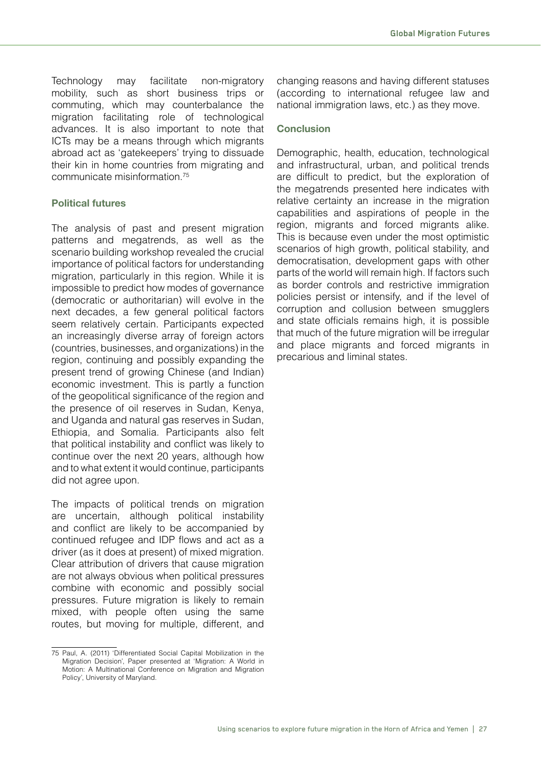Technology may facilitate non-migratory mobility, such as short business trips or commuting, which may counterbalance the migration facilitating role of technological advances. It is also important to note that ICTs may be a means through which migrants abroad act as 'gatekeepers' trying to dissuade their kin in home countries from migrating and communicate misinformation.[75]

### Political futures

The analysis of past and present migration patterns and megatrends, as well as the scenario building workshop revealed the crucial importance of political factors for understanding migration, particularly in this region. While it is impossible to predict how modes of governance (democratic or authoritarian) will evolve in the next decades, a few general political factors seem relatively certain. Participants expected an increasingly diverse array of foreign actors (countries, businesses, and organizations) in the region, continuing and possibly expanding the present trend of growing Chinese (and Indian) economic investment. This is partly a function of the geopolitical significance of the region and the presence of oil reserves in Sudan, Kenya, and Uganda and natural gas reserves in Sudan, Ethiopia, and Somalia. Participants also felt that political instability and conflict was likely to continue over the next 20 years, although how and to what extent it would continue, participants did not agree upon.

The impacts of political trends on migration are uncertain, although political instability and conflict are likely to be accompanied by continued refugee and IDP flows and act as a driver (as it does at present) of mixed migration. Clear attribution of drivers that cause migration are not always obvious when political pressures combine with economic and possibly social pressures. Future migration is likely to remain mixed, with people often using the same routes, but moving for multiple, different, and changing reasons and having different statuses (according to international refugee law and national immigration laws, etc.) as they move.

### Conclusion

Demographic, health, education, technological and infrastructural, urban, and political trends are difficult to predict, but the exploration of the megatrends presented here indicates with relative certainty an increase in the migration capabilities and aspirations of people in the region, migrants and forced migrants alike. This is because even under the most optimistic scenarios of high growth, political stability, and democratisation, development gaps with other parts of the world will remain high. If factors such as border controls and restrictive immigration policies persist or intensify, and if the level of corruption and collusion between smugglers and state officials remains high, it is possible that much of the future migration will be irregular and place migrants and forced migrants in precarious and liminal states.

---

75 Paul, A. (2011) 'Differentiated Social Capital Mobilization in the Migration Decision', Paper presented at 'Migration: A World in Motion: A Multinational Conference on Migration and Migration Policy', University of Maryland.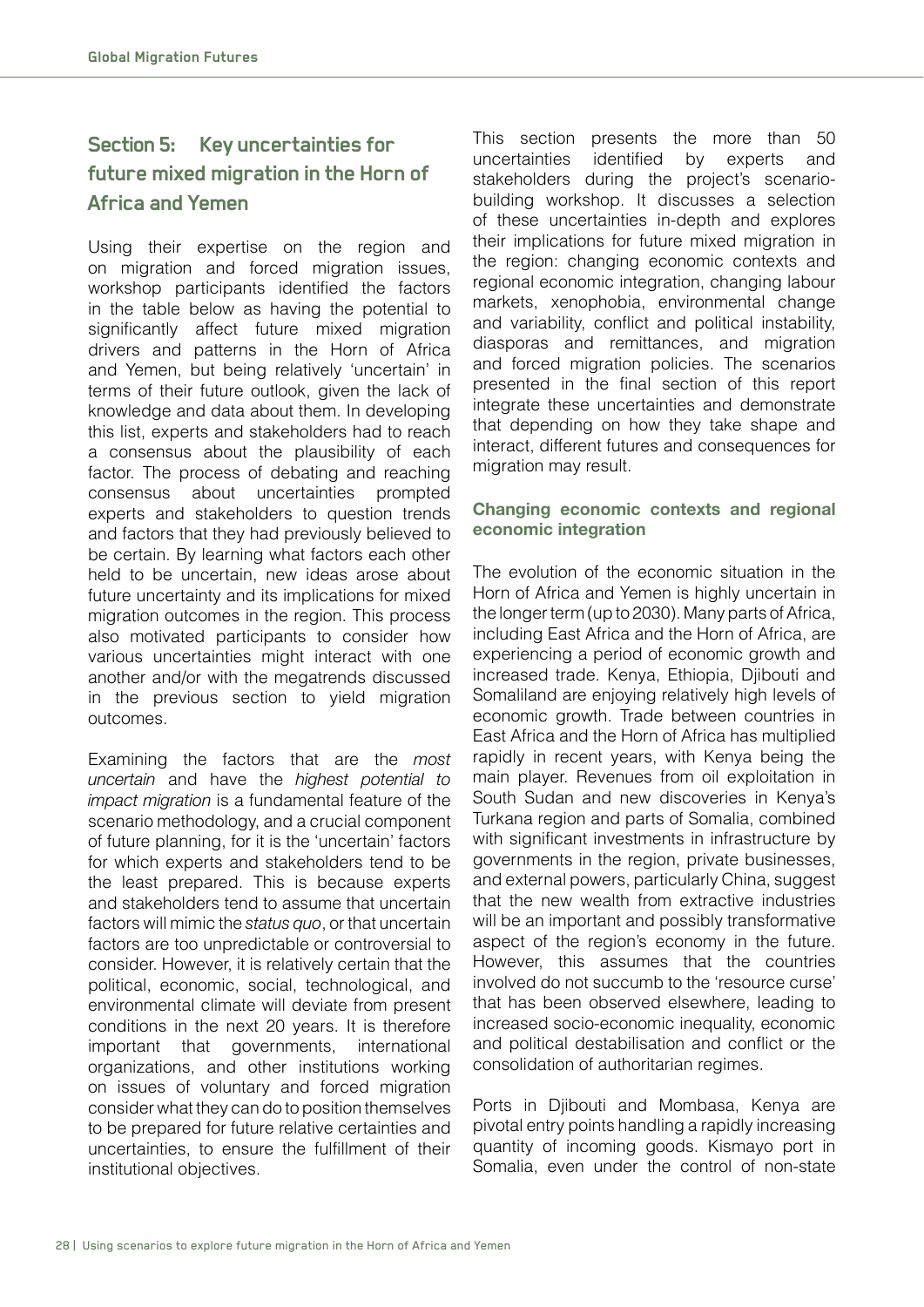## Section 5: Key uncertainties for future mixed migration in the Horn of Africa and Yemen

Using their expertise on the region and on migration and forced migration issues, workshop participants identified the factors in the table below as having the potential to significantly affect future mixed migration drivers and patterns in the Horn of Africa and Yemen, but being relatively 'uncertain' in terms of their future outlook, given the lack of knowledge and data about them. In developing this list, experts and stakeholders had to reach a consensus about the plausibility of each factor. The process of debating and reaching consensus about uncertainties prompted experts and stakeholders to question trends and factors that they had previously believed to be certain. By learning what factors each other held to be uncertain, new ideas arose about future uncertainty and its implications for mixed migration outcomes in the region. This process also motivated participants to consider how various uncertainties might interact with one another and/or with the megatrends discussed in the previous section to yield migration outcomes.

Examining the factors that are the *most uncertain* and have the *highest potential to impact migration* is a fundamental feature of the scenario methodology, and a crucial component of future planning, for it is the 'uncertain' factors for which experts and stakeholders tend to be the least prepared. This is because experts and stakeholders tend to assume that uncertain factors will mimic the *status quo*, or that uncertain factors are too unpredictable or controversial to consider. However, it is relatively certain that the political, economic, social, technological, and environmental climate will deviate from present conditions in the next 20 years. It is therefore important that governments, international organizations, and other institutions working on issues of voluntary and forced migration consider what they can do to position themselves to be prepared for future relative certainties and uncertainties, to ensure the fulfillment of their institutional objectives.

This section presents the more than 50 uncertainties identified by experts and stakeholders during the project's scenario-building workshop. It discusses a selection of these uncertainties in-depth and explores their implications for future mixed migration in the region: changing economic contexts and regional economic integration, changing labour markets, xenophobia, environmental change and variability, conflict and political instability, diasporas and remittances, and migration and forced migration policies. The scenarios presented in the final section of this report integrate these uncertainties and demonstrate that depending on how they take shape and interact, different futures and consequences for migration may result.

### Changing economic contexts and regional economic integration

The evolution of the economic situation in the Horn of Africa and Yemen is highly uncertain in the longer term (up to 2030). Many parts of Africa, including East Africa and the Horn of Africa, are experiencing a period of economic growth and increased trade. Kenya, Ethiopia, Djibouti and Somaliland are enjoying relatively high levels of economic growth. Trade between countries in East Africa and the Horn of Africa has multiplied rapidly in recent years, with Kenya being the main player. Revenues from oil exploitation in South Sudan and new discoveries in Kenya's Turkana region and parts of Somalia, combined with significant investments in infrastructure by governments in the region, private businesses, and external powers, particularly China, suggest that the new wealth from extractive industries will be an important and possibly transformative aspect of the region's economy in the future. However, this assumes that the countries involved do not succumb to the 'resource curse' that has been observed elsewhere, leading to increased socio-economic inequality, economic and political destabilisation and conflict or the consolidation of authoritarian regimes.

Ports in Djibouti and Mombasa, Kenya are pivotal entry points handling a rapidly increasing quantity of incoming goods. Kismayo port in Somalia, even under the control of non-state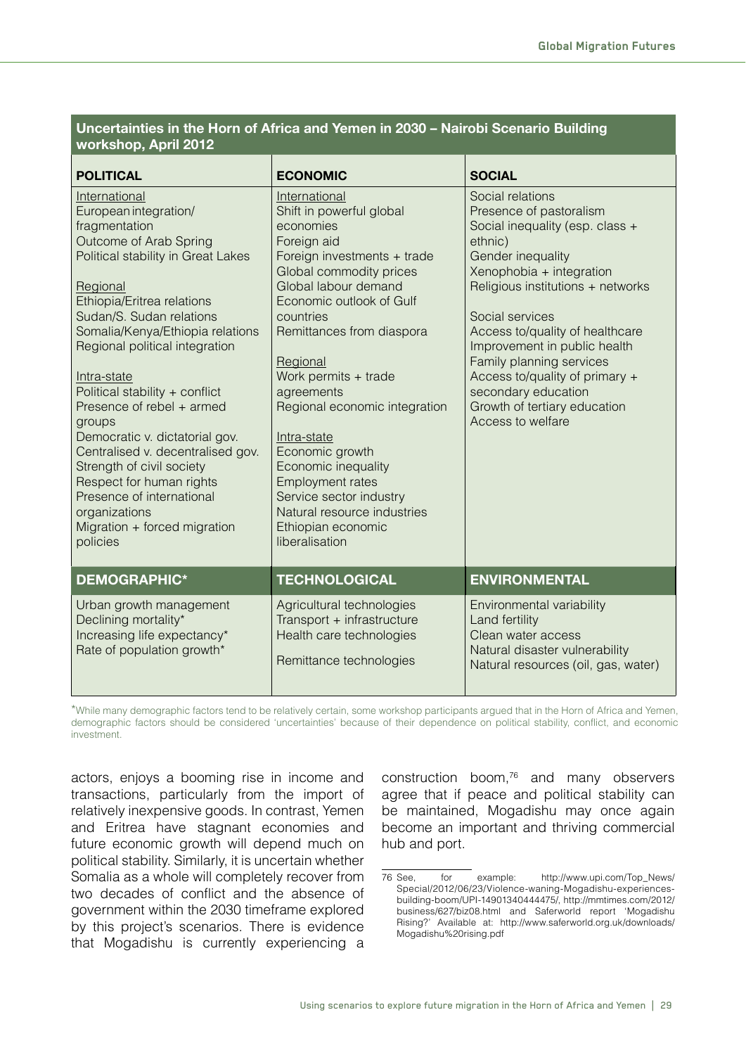**Uncertainties in the Horn of Africa and Yemen in 2030 – Nairobi Scenario Building workshop, April 2012**

| **POLITICAL** | **ECONOMIC** | **SOCIAL** |
|---|---|---|
| International<br>European integration/ fragmentation<br>Outcome of Arab Spring<br>Political stability in Great Lakes<br><br>Regional<br>Ethiopia/Eritrea relations<br>Sudan/S. Sudan relations<br>Somalia/Kenya/Ethiopia relations<br>Regional political integration<br><br>Intra-state<br>Political stability + conflict<br>Presence of rebel + armed groups<br>Democratic v. dictatorial gov.<br>Centralised v. decentralised gov.<br>Strength of civil society<br>Respect for human rights<br>Presence of international organizations<br>Migration + forced migration policies | International<br>Shift in powerful global economies<br>Foreign aid<br>Foreign investments + trade<br>Global commodity prices<br>Global labour demand<br>Economic outlook of Gulf countries<br>Remittances from diaspora<br><br>Regional<br>Work permits + trade agreements<br>Regional economic integration<br><br>Intra-state<br>Economic growth<br>Economic inequality<br>Employment rates<br>Service sector industry<br>Natural resource industries<br>Ethiopian economic liberalisation | Social relations<br>Presence of pastoralism<br>Social inequality (esp. class + ethnic)<br>Gender inequality<br>Xenophobia + integration<br>Religious institutions + networks<br><br>Social services<br>Access to/quality of healthcare<br>Improvement in public health<br>Family planning services<br>Access to/quality of primary + secondary education<br>Growth of tertiary education<br>Access to welfare |
| **DEMOGRAPHIC*** | **TECHNOLOGICAL** | **ENVIRONMENTAL** |
| Urban growth management<br>Declining mortality*<br>Increasing life expectancy*<br>Rate of population growth* | Agricultural technologies<br>Transport + infrastructure<br>Health care technologies<br>Remittance technologies | Environmental variability<br>Land fertility<br>Clean water access<br>Natural disaster vulnerability<br>Natural resources (oil, gas, water) |

*While many demographic factors tend to be relatively certain, some workshop participants argued that in the Horn of Africa and Yemen, demographic factors should be considered 'uncertainties' because of their dependence on political stability, conflict, and economic investment.

actors, enjoys a booming rise in income and transactions, particularly from the import of relatively inexpensive goods. In contrast, Yemen and Eritrea have stagnant economies and future economic growth will depend much on political stability. Similarly, it is uncertain whether Somalia as a whole will completely recover from two decades of conflict and the absence of government within the 2030 timeframe explored by this project's scenarios. There is evidence that Mogadishu is currently experiencing a construction boom,[76] and many observers agree that if peace and political stability can be maintained, Mogadishu may once again become an important and thriving commercial hub and port.

76 See, for example: http://www.upi.com/Top_News/Special/2012/06/23/Violence-waning-Mogadishu-experiences-building-boom/UPI-14901340444475/, http://mmtimes.com/2012/business/627/biz08.html and Saferworld report 'Mogadishu Rising?' Available at: http://www.saferworld.org.uk/downloads/Mogadishu%20rising.pdf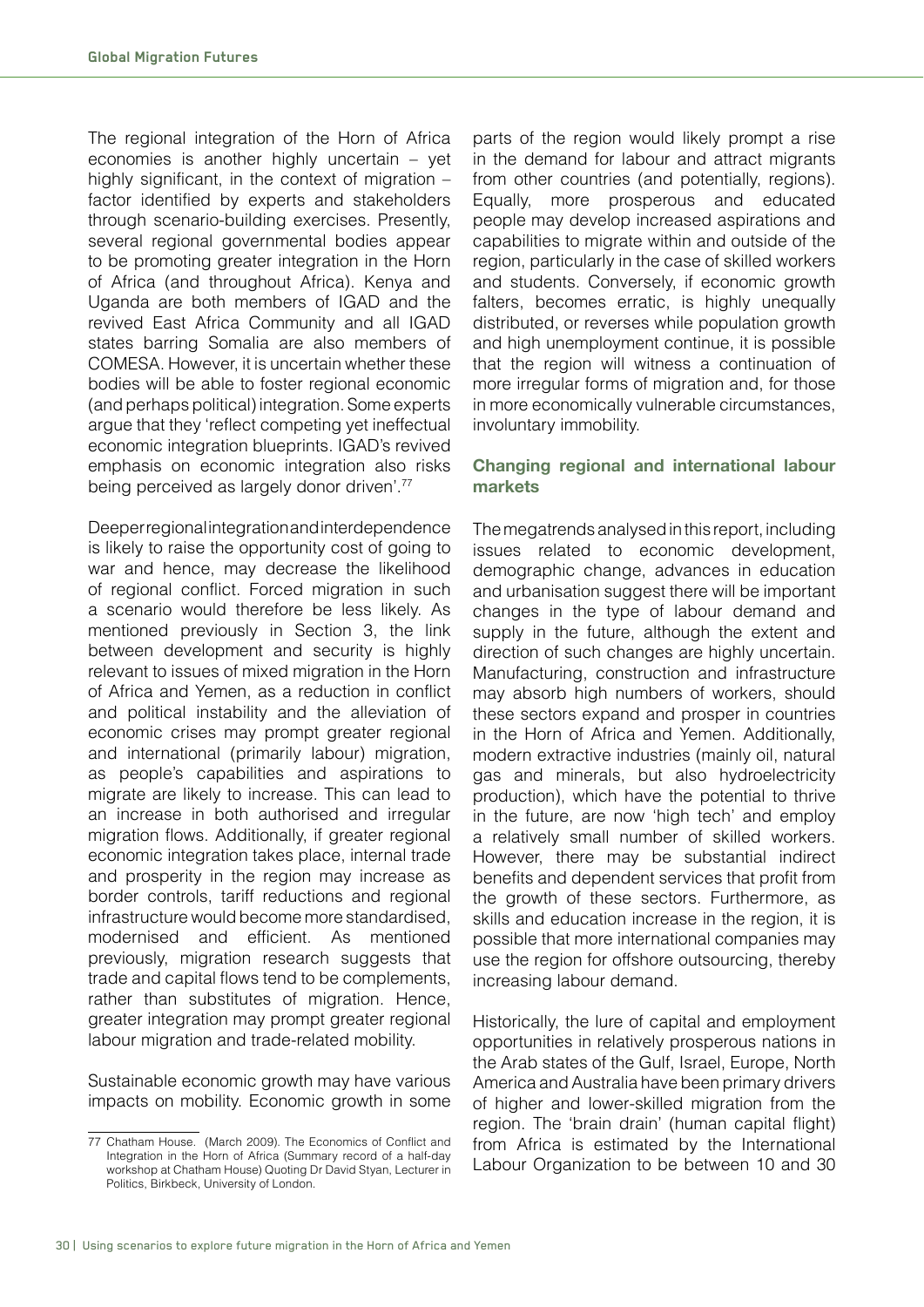The regional integration of the Horn of Africa economies is another highly uncertain – yet highly significant, in the context of migration – factor identified by experts and stakeholders through scenario-building exercises. Presently, several regional governmental bodies appear to be promoting greater integration in the Horn of Africa (and throughout Africa). Kenya and Uganda are both members of IGAD and the revived East Africa Community and all IGAD states barring Somalia are also members of COMESA. However, it is uncertain whether these bodies will be able to foster regional economic (and perhaps political) integration. Some experts argue that they 'reflect competing yet ineffectual economic integration blueprints. IGAD's revived emphasis on economic integration also risks being perceived as largely donor driven'.[77]

Deeper regional integration and interdependence is likely to raise the opportunity cost of going to war and hence, may decrease the likelihood of regional conflict. Forced migration in such a scenario would therefore be less likely. As mentioned previously in Section 3, the link between development and security is highly relevant to issues of mixed migration in the Horn of Africa and Yemen, as a reduction in conflict and political instability and the alleviation of economic crises may prompt greater regional and international (primarily labour) migration, as people's capabilities and aspirations to migrate are likely to increase. This can lead to an increase in both authorised and irregular migration flows. Additionally, if greater regional economic integration takes place, internal trade and prosperity in the region may increase as border controls, tariff reductions and regional infrastructure would become more standardised, modernised and efficient. As mentioned previously, migration research suggests that trade and capital flows tend to be complements, rather than substitutes of migration. Hence, greater integration may prompt greater regional labour migration and trade-related mobility.

Sustainable economic growth may have various impacts on mobility. Economic growth in some parts of the region would likely prompt a rise in the demand for labour and attract migrants from other countries (and potentially, regions). Equally, more prosperous and educated people may develop increased aspirations and capabilities to migrate within and outside of the region, particularly in the case of skilled workers and students. Conversely, if economic growth falters, becomes erratic, is highly unequally distributed, or reverses while population growth and high unemployment continue, it is possible that the region will witness a continuation of more irregular forms of migration and, for those in more economically vulnerable circumstances, involuntary immobility.

### Changing regional and international labour markets

The megatrends analysed in this report, including issues related to economic development, demographic change, advances in education and urbanisation suggest there will be important changes in the type of labour demand and supply in the future, although the extent and direction of such changes are highly uncertain. Manufacturing, construction and infrastructure may absorb high numbers of workers, should these sectors expand and prosper in countries in the Horn of Africa and Yemen. Additionally, modern extractive industries (mainly oil, natural gas and minerals, but also hydroelectricity production), which have the potential to thrive in the future, are now 'high tech' and employ a relatively small number of skilled workers. However, there may be substantial indirect benefits and dependent services that profit from the growth of these sectors. Furthermore, as skills and education increase in the region, it is possible that more international companies may use the region for offshore outsourcing, thereby increasing labour demand.

Historically, the lure of capital and employment opportunities in relatively prosperous nations in the Arab states of the Gulf, Israel, Europe, North America and Australia have been primary drivers of higher and lower-skilled migration from the region. The 'brain drain' (human capital flight) from Africa is estimated by the International Labour Organization to be between 10 and 30

---

77 Chatham House. (March 2009). The Economics of Conflict and Integration in the Horn of Africa (Summary record of a half-day workshop at Chatham House) Quoting Dr David Styan, Lecturer in Politics, Birkbeck, University of London.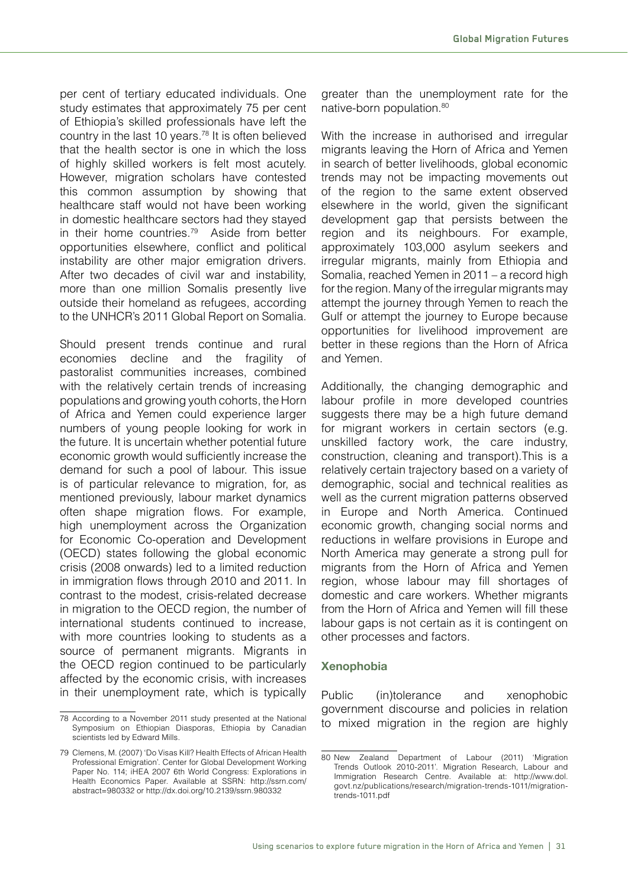per cent of tertiary educated individuals. One study estimates that approximately 75 per cent of Ethiopia's skilled professionals have left the country in the last 10 years.[78] It is often believed that the health sector is one in which the loss of highly skilled workers is felt most acutely. However, migration scholars have contested this common assumption by showing that healthcare staff would not have been working in domestic healthcare sectors had they stayed in their home countries.[79] Aside from better opportunities elsewhere, conflict and political instability are other major emigration drivers. After two decades of civil war and instability, more than one million Somalis presently live outside their homeland as refugees, according to the UNHCR's 2011 Global Report on Somalia.

Should present trends continue and rural economies decline and the fragility of pastoralist communities increases, combined with the relatively certain trends of increasing populations and growing youth cohorts, the Horn of Africa and Yemen could experience larger numbers of young people looking for work in the future. It is uncertain whether potential future economic growth would sufficiently increase the demand for such a pool of labour. This issue is of particular relevance to migration, for, as mentioned previously, labour market dynamics often shape migration flows. For example, high unemployment across the Organization for Economic Co-operation and Development (OECD) states following the global economic crisis (2008 onwards) led to a limited reduction in immigration flows through 2010 and 2011. In contrast to the modest, crisis-related decrease in migration to the OECD region, the number of international students continued to increase, with more countries looking to students as a source of permanent migrants. Migrants in the OECD region continued to be particularly affected by the economic crisis, with increases in their unemployment rate, which is typically greater than the unemployment rate for the native-born population.[80]

With the increase in authorised and irregular migrants leaving the Horn of Africa and Yemen in search of better livelihoods, global economic trends may not be impacting movements out of the region to the same extent observed elsewhere in the world, given the significant development gap that persists between the region and its neighbours. For example, approximately 103,000 asylum seekers and irregular migrants, mainly from Ethiopia and Somalia, reached Yemen in 2011 – a record high for the region. Many of the irregular migrants may attempt the journey through Yemen to reach the Gulf or attempt the journey to Europe because opportunities for livelihood improvement are better in these regions than the Horn of Africa and Yemen.

Additionally, the changing demographic and labour profile in more developed countries suggests there may be a high future demand for migrant workers in certain sectors (e.g. unskilled factory work, the care industry, construction, cleaning and transport).This is a relatively certain trajectory based on a variety of demographic, social and technical realities as well as the current migration patterns observed in Europe and North America. Continued economic growth, changing social norms and reductions in welfare provisions in Europe and North America may generate a strong pull for migrants from the Horn of Africa and Yemen region, whose labour may fill shortages of domestic and care workers. Whether migrants from the Horn of Africa and Yemen will fill these labour gaps is not certain as it is contingent on other processes and factors.

### Xenophobia

Public (in)tolerance and xenophobic government discourse and policies in relation to mixed migration in the region are highly

---

78 According to a November 2011 study presented at the National Symposium on Ethiopian Diasporas, Ethiopia by Canadian scientists led by Edward Mills.

79 Clemens, M. (2007) 'Do Visas Kill? Health Effects of African Health Professional Emigration'. Center for Global Development Working Paper No. 114; iHEA 2007 6th World Congress: Explorations in Health Economics Paper. Available at SSRN: http://ssrn.com/abstract=980332 or http://dx.doi.org/10.2139/ssrn.980332

80 New Zealand Department of Labour (2011) 'Migration Trends Outlook 2010-2011'. Migration Research, Labour and Immigration Research Centre. Available at: http://www.dol.govt.nz/publications/research/migration-trends-1011/migration-trends-1011.pdf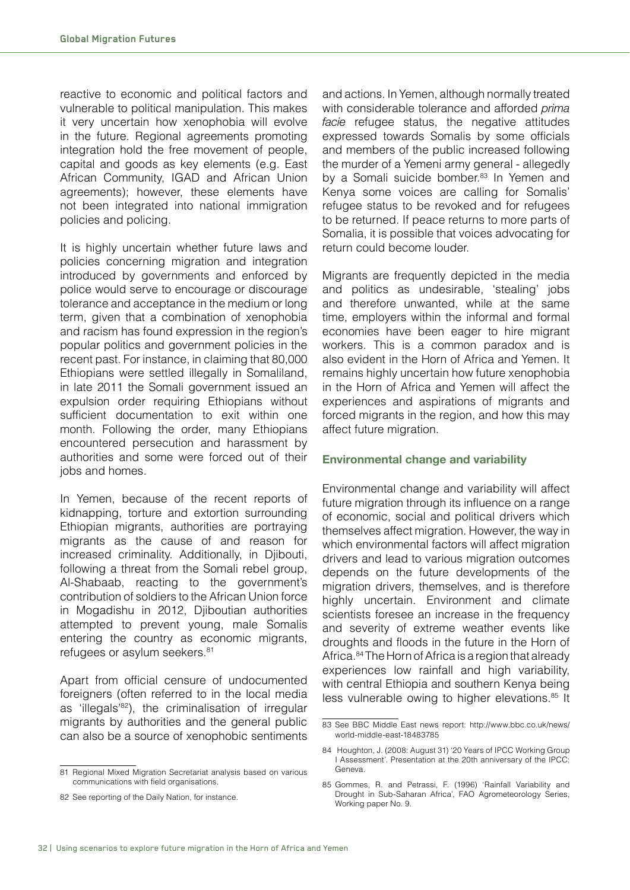reactive to economic and political factors and vulnerable to political manipulation. This makes it very uncertain how xenophobia will evolve in the future. Regional agreements promoting integration hold the free movement of people, capital and goods as key elements (e.g. East African Community, IGAD and African Union agreements); however, these elements have not been integrated into national immigration policies and policing.

It is highly uncertain whether future laws and policies concerning migration and integration introduced by governments and enforced by police would serve to encourage or discourage tolerance and acceptance in the medium or long term, given that a combination of xenophobia and racism has found expression in the region's popular politics and government policies in the recent past. For instance, in claiming that 80,000 Ethiopians were settled illegally in Somaliland, in late 2011 the Somali government issued an expulsion order requiring Ethiopians without sufficient documentation to exit within one month. Following the order, many Ethiopians encountered persecution and harassment by authorities and some were forced out of their jobs and homes.

In Yemen, because of the recent reports of kidnapping, torture and extortion surrounding Ethiopian migrants, authorities are portraying migrants as the cause of and reason for increased criminality. Additionally, in Djibouti, following a threat from the Somali rebel group, Al-Shabaab, reacting to the government's contribution of soldiers to the African Union force in Mogadishu in 2012, Djiboutian authorities attempted to prevent young, male Somalis entering the country as economic migrants, refugees or asylum seekers.[81]

Apart from official censure of undocumented foreigners (often referred to in the local media as 'illegals'[82]), the criminalisation of irregular migrants by authorities and the general public can also be a source of xenophobic sentiments and actions. In Yemen, although normally treated with considerable tolerance and afforded *prima facie* refugee status, the negative attitudes expressed towards Somalis by some officials and members of the public increased following the murder of a Yemeni army general - allegedly by a Somali suicide bomber.[83] In Yemen and Kenya some voices are calling for Somalis' refugee status to be revoked and for refugees to be returned. If peace returns to more parts of Somalia, it is possible that voices advocating for return could become louder.

Migrants are frequently depicted in the media and politics as undesirable, 'stealing' jobs and therefore unwanted, while at the same time, employers within the informal and formal economies have been eager to hire migrant workers. This is a common paradox and is also evident in the Horn of Africa and Yemen. It remains highly uncertain how future xenophobia in the Horn of Africa and Yemen will affect the experiences and aspirations of migrants and forced migrants in the region, and how this may affect future migration.

### Environmental change and variability

Environmental change and variability will affect future migration through its influence on a range of economic, social and political drivers which themselves affect migration. However, the way in which environmental factors will affect migration drivers and lead to various migration outcomes depends on the future developments of the migration drivers, themselves, and is therefore highly uncertain. Environment and climate scientists foresee an increase in the frequency and severity of extreme weather events like droughts and floods in the future in the Horn of Africa.[84] The Horn of Africa is a region that already experiences low rainfall and high variability, with central Ethiopia and southern Kenya being less vulnerable owing to higher elevations.[85] It

---

81 Regional Mixed Migration Secretariat analysis based on various communications with field organisations.

82 See reporting of the Daily Nation, for instance.

83 See BBC Middle East news report: http://www.bbc.co.uk/news/world-middle-east-18483785

84 Houghton, J. (2008: August 31) '20 Years of IPCC Working Group I Assessment'. Presentation at the 20th anniversary of the IPCC: Geneva.

85 Gommes, R. and Petrassi, F. (1996) 'Rainfall Variability and Drought in Sub-Saharan Africa', FAO Agrometeorology Series, Working paper No. 9.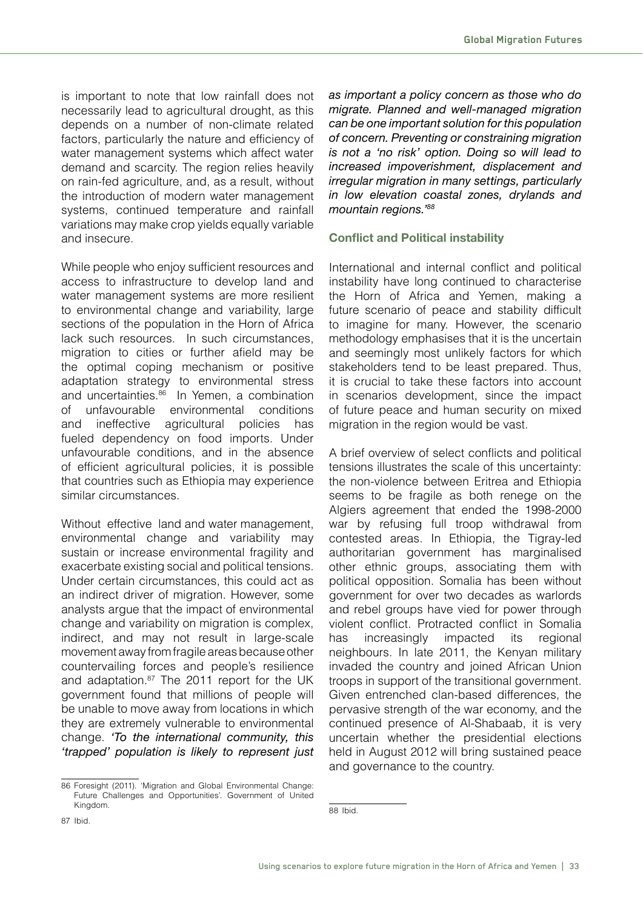is important to note that low rainfall does not necessarily lead to agricultural drought, as this depends on a number of non-climate related factors, particularly the nature and efficiency of water management systems which affect water demand and scarcity. The region relies heavily on rain-fed agriculture, and, as a result, without the introduction of modern water management systems, continued temperature and rainfall variations may make crop yields equally variable and insecure.

While people who enjoy sufficient resources and access to infrastructure to develop land and water management systems are more resilient to environmental change and variability, large sections of the population in the Horn of Africa lack such resources. In such circumstances, migration to cities or further afield may be the optimal coping mechanism or positive adaptation strategy to environmental stress and uncertainties.[86] In Yemen, a combination of unfavourable environmental conditions and ineffective agricultural policies has fueled dependency on food imports. Under unfavourable conditions, and in the absence of efficient agricultural policies, it is possible that countries such as Ethiopia may experience similar circumstances.

Without effective land and water management, environmental change and variability may sustain or increase environmental fragility and exacerbate existing social and political tensions. Under certain circumstances, this could act as an indirect driver of migration. However, some analysts argue that the impact of environmental change and variability on migration is complex, indirect, and may not result in large-scale movement away from fragile areas because other countervailing forces and people's resilience and adaptation.[87] The 2011 report for the UK government found that millions of people will be unable to move away from locations in which they are extremely vulnerable to environmental change. *'To the international community, this 'trapped' population is likely to represent just as important a policy concern as those who do migrate. Planned and well-managed migration can be one important solution for this population of concern. Preventing or constraining migration is not a 'no risk' option. Doing so will lead to increased impoverishment, displacement and irregular migration in many settings, particularly in low elevation coastal zones, drylands and mountain regions.'*[88]

### Conflict and Political instability

International and internal conflict and political instability have long continued to characterise the Horn of Africa and Yemen, making a future scenario of peace and stability difficult to imagine for many. However, the scenario methodology emphasises that it is the uncertain and seemingly most unlikely factors for which stakeholders tend to be least prepared. Thus, it is crucial to take these factors into account in scenarios development, since the impact of future peace and human security on mixed migration in the region would be vast.

A brief overview of select conflicts and political tensions illustrates the scale of this uncertainty: the non-violence between Eritrea and Ethiopia seems to be fragile as both renege on the Algiers agreement that ended the 1998-2000 war by refusing full troop withdrawal from contested areas. In Ethiopia, the Tigray-led authoritarian government has marginalised other ethnic groups, associating them with political opposition. Somalia has been without government for over two decades as warlords and rebel groups have vied for power through violent conflict. Protracted conflict in Somalia has increasingly impacted its regional neighbours. In late 2011, the Kenyan military invaded the country and joined African Union troops in support of the transitional government. Given entrenched clan-based differences, the pervasive strength of the war economy, and the continued presence of Al-Shabaab, it is very uncertain whether the presidential elections held in August 2012 will bring sustained peace and governance to the country.

---

86 Foresight (2011). 'Migration and Global Environmental Change: Future Challenges and Opportunities'. Government of United Kingdom.

87 Ibid.

88 Ibid.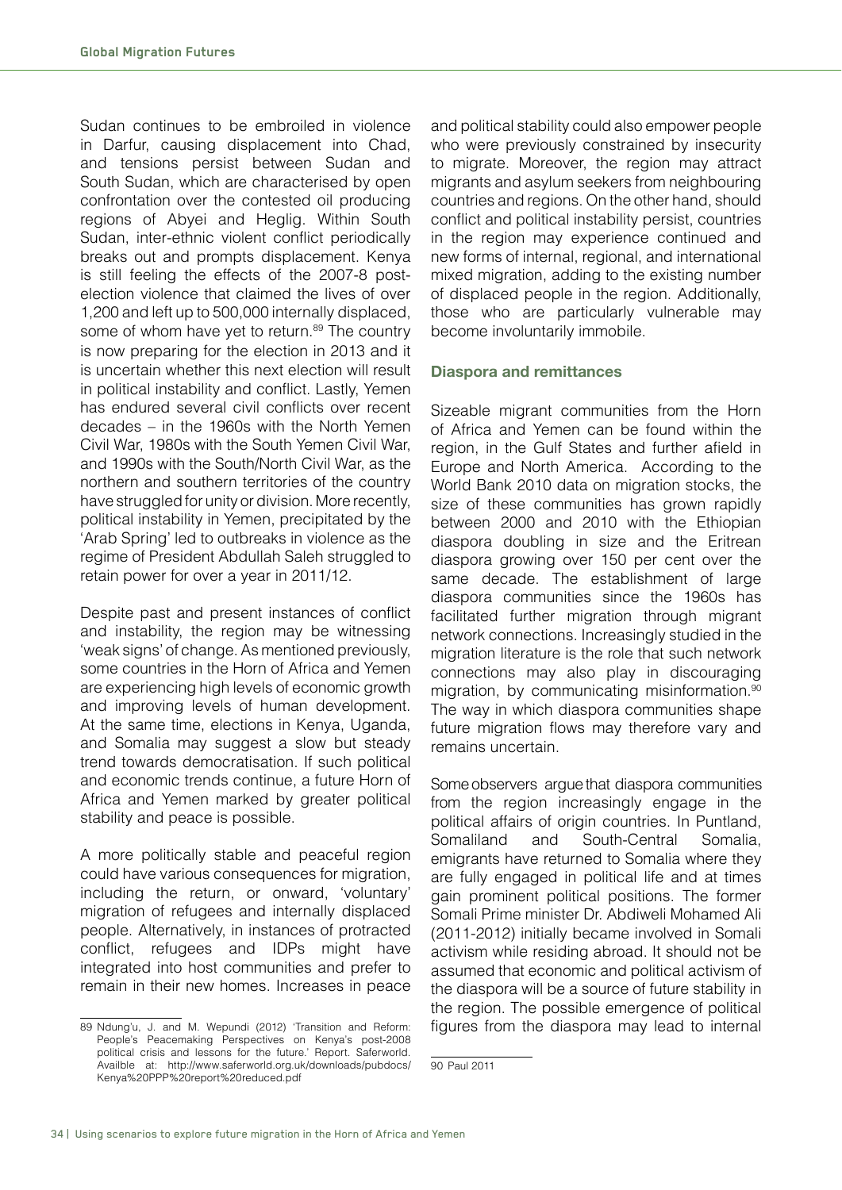Sudan continues to be embroiled in violence in Darfur, causing displacement into Chad, and tensions persist between Sudan and South Sudan, which are characterised by open confrontation over the contested oil producing regions of Abyei and Heglig. Within South Sudan, inter-ethnic violent conflict periodically breaks out and prompts displacement. Kenya is still feeling the effects of the 2007-8 post-election violence that claimed the lives of over 1,200 and left up to 500,000 internally displaced, some of whom have yet to return.[89] The country is now preparing for the election in 2013 and it is uncertain whether this next election will result in political instability and conflict. Lastly, Yemen has endured several civil conflicts over recent decades – in the 1960s with the North Yemen Civil War, 1980s with the South Yemen Civil War, and 1990s with the South/North Civil War, as the northern and southern territories of the country have struggled for unity or division. More recently, political instability in Yemen, precipitated by the 'Arab Spring' led to outbreaks in violence as the regime of President Abdullah Saleh struggled to retain power for over a year in 2011/12.

Despite past and present instances of conflict and instability, the region may be witnessing 'weak signs' of change. As mentioned previously, some countries in the Horn of Africa and Yemen are experiencing high levels of economic growth and improving levels of human development. At the same time, elections in Kenya, Uganda, and Somalia may suggest a slow but steady trend towards democratisation. If such political and economic trends continue, a future Horn of Africa and Yemen marked by greater political stability and peace is possible.

A more politically stable and peaceful region could have various consequences for migration, including the return, or onward, 'voluntary' migration of refugees and internally displaced people. Alternatively, in instances of protracted conflict, refugees and IDPs might have integrated into host communities and prefer to remain in their new homes. Increases in peace and political stability could also empower people who were previously constrained by insecurity to migrate. Moreover, the region may attract migrants and asylum seekers from neighbouring countries and regions. On the other hand, should conflict and political instability persist, countries in the region may experience continued and new forms of internal, regional, and international mixed migration, adding to the existing number of displaced people in the region. Additionally, those who are particularly vulnerable may become involuntarily immobile.

### Diaspora and remittances

Sizeable migrant communities from the Horn of Africa and Yemen can be found within the region, in the Gulf States and further afield in Europe and North America. According to the World Bank 2010 data on migration stocks, the size of these communities has grown rapidly between 2000 and 2010 with the Ethiopian diaspora doubling in size and the Eritrean diaspora growing over 150 per cent over the same decade. The establishment of large diaspora communities since the 1960s has facilitated further migration through migrant network connections. Increasingly studied in the migration literature is the role that such network connections may also play in discouraging migration, by communicating misinformation.[90] The way in which diaspora communities shape future migration flows may therefore vary and remains uncertain.

Some observers argue that diaspora communities from the region increasingly engage in the political affairs of origin countries. In Puntland, Somaliland and South-Central Somalia, emigrants have returned to Somalia where they are fully engaged in political life and at times gain prominent political positions. The former Somali Prime minister Dr. Abdiweli Mohamed Ali (2011-2012) initially became involved in Somali activism while residing abroad. It should not be assumed that economic and political activism of the diaspora will be a source of future stability in the region. The possible emergence of political figures from the diaspora may lead to internal

---

89 Ndung'u, J. and M. Wepundi (2012) 'Transition and Reform: People's Peacemaking Perspectives on Kenya's post-2008 political crisis and lessons for the future.' Report. Saferworld. Availble at: http://www.saferworld.org.uk/downloads/pubdocs/Kenya%20PPP%20report%20reduced.pdf

90 Paul 2011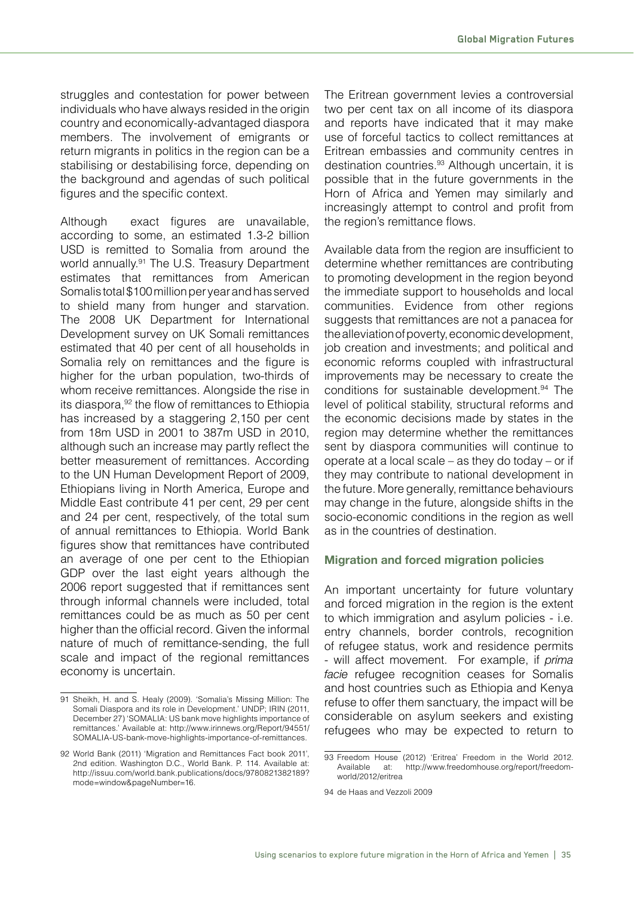struggles and contestation for power between individuals who have always resided in the origin country and economically-advantaged diaspora members. The involvement of emigrants or return migrants in politics in the region can be a stabilising or destabilising force, depending on the background and agendas of such political figures and the specific context.

Although exact figures are unavailable, according to some, an estimated 1.3-2 billion USD is remitted to Somalia from around the world annually.[91] The U.S. Treasury Department estimates that remittances from American Somalis total $100 million per year and has served to shield many from hunger and starvation. The 2008 UK Department for International Development survey on UK Somali remittances estimated that 40 per cent of all households in Somalia rely on remittances and the figure is higher for the urban population, two-thirds of whom receive remittances. Alongside the rise in its diaspora,[92] the flow of remittances to Ethiopia has increased by a staggering 2,150 per cent from 18m USD in 2001 to 387m USD in 2010, although such an increase may partly reflect the better measurement of remittances. According to the UN Human Development Report of 2009, Ethiopians living in North America, Europe and Middle East contribute 41 per cent, 29 per cent and 24 per cent, respectively, of the total sum of annual remittances to Ethiopia. World Bank figures show that remittances have contributed an average of one per cent to the Ethiopian GDP over the last eight years although the 2006 report suggested that if remittances sent through informal channels were included, total remittances could be as much as 50 per cent higher than the official record. Given the informal nature of much of remittance-sending, the full scale and impact of the regional remittances economy is uncertain.

The Eritrean government levies a controversial two per cent tax on all income of its diaspora and reports have indicated that it may make use of forceful tactics to collect remittances at Eritrean embassies and community centres in destination countries.[93] Although uncertain, it is possible that in the future governments in the Horn of Africa and Yemen may similarly and increasingly attempt to control and profit from the region's remittance flows.

Available data from the region are insufficient to determine whether remittances are contributing to promoting development in the region beyond the immediate support to households and local communities. Evidence from other regions suggests that remittances are not a panacea for the alleviation of poverty, economic development, job creation and investments; and political and economic reforms coupled with infrastructural improvements may be necessary to create the conditions for sustainable development.[94] The level of political stability, structural reforms and the economic decisions made by states in the region may determine whether the remittances sent by diaspora communities will continue to operate at a local scale – as they do today – or if they may contribute to national development in the future. More generally, remittance behaviours may change in the future, alongside shifts in the socio-economic conditions in the region as well as in the countries of destination.

### Migration and forced migration policies

An important uncertainty for future voluntary and forced migration in the region is the extent to which immigration and asylum policies - i.e. entry channels, border controls, recognition of refugee status, work and residence permits - will affect movement. For example, if *prima facie* refugee recognition ceases for Somalis and host countries such as Ethiopia and Kenya refuse to offer them sanctuary, the impact will be considerable on asylum seekers and existing refugees who may be expected to return to

---

91 Sheikh, H. and S. Healy (2009). 'Somalia's Missing Million: The Somali Diaspora and its role in Development.' UNDP; IRIN (2011, December 27) 'SOMALIA: US bank move highlights importance of remittances.' Available at: http://www.irinnews.org/Report/94551/SOMALIA-US-bank-move-highlights-importance-of-remittances.

92 World Bank (2011) 'Migration and Remittances Fact book 2011', 2nd edition. Washington D.C., World Bank. P. 114. Available at: http://issuu.com/world.bank.publications/docs/9780821382189?mode=window&pageNumber=16.

93 Freedom House (2012) 'Eritrea' Freedom in the World 2012. Available at: http://www.freedomhouse.org/report/freedom-world/2012/eritrea

94 de Haas and Vezzoli 2009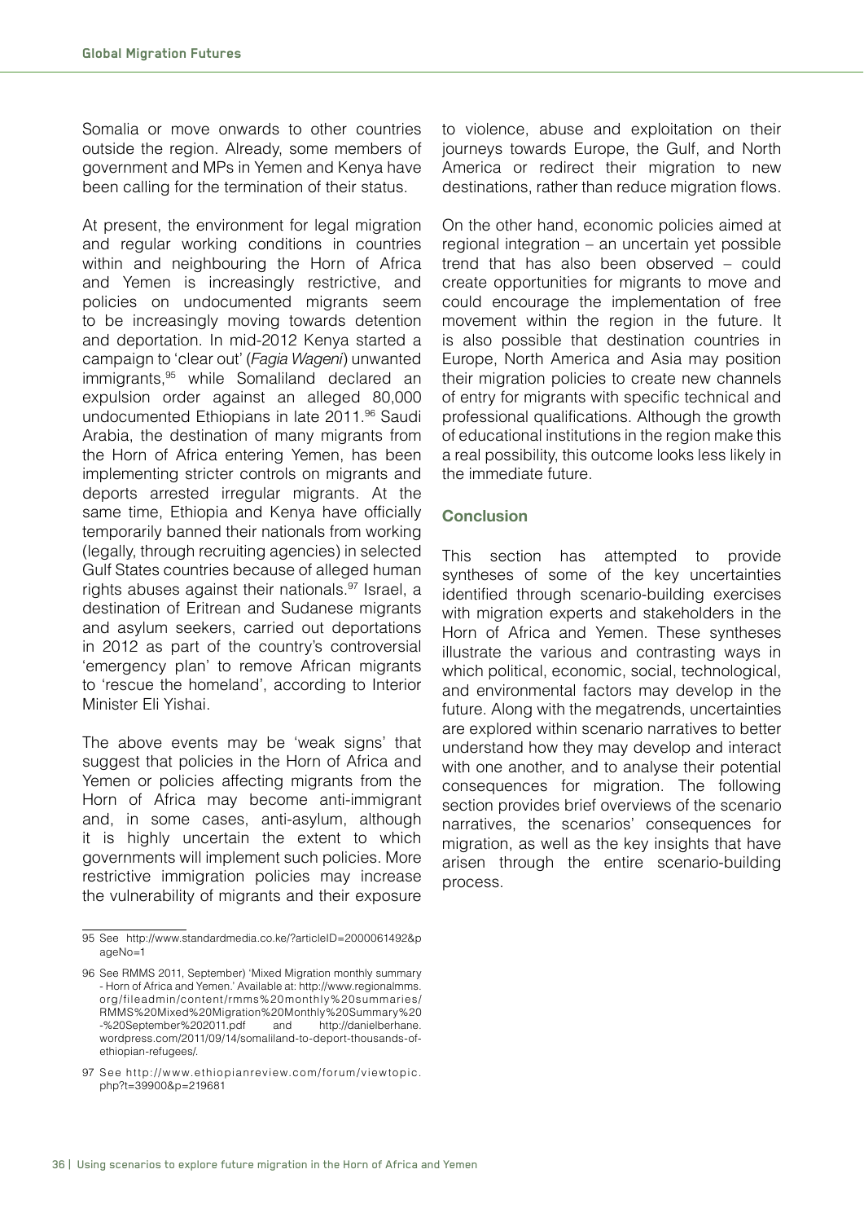Somalia or move onwards to other countries outside the region. Already, some members of government and MPs in Yemen and Kenya have been calling for the termination of their status.

At present, the environment for legal migration and regular working conditions in countries within and neighbouring the Horn of Africa and Yemen is increasingly restrictive, and policies on undocumented migrants seem to be increasingly moving towards detention and deportation. In mid-2012 Kenya started a campaign to 'clear out' (*Fagia Wageni*) unwanted immigrants,[95] while Somaliland declared an expulsion order against an alleged 80,000 undocumented Ethiopians in late 2011.[96] Saudi Arabia, the destination of many migrants from the Horn of Africa entering Yemen, has been implementing stricter controls on migrants and deports arrested irregular migrants. At the same time, Ethiopia and Kenya have officially temporarily banned their nationals from working (legally, through recruiting agencies) in selected Gulf States countries because of alleged human rights abuses against their nationals.[97] Israel, a destination of Eritrean and Sudanese migrants and asylum seekers, carried out deportations in 2012 as part of the country's controversial 'emergency plan' to remove African migrants to 'rescue the homeland', according to Interior Minister Eli Yishai.

The above events may be 'weak signs' that suggest that policies in the Horn of Africa and Yemen or policies affecting migrants from the Horn of Africa may become anti-immigrant and, in some cases, anti-asylum, although it is highly uncertain the extent to which governments will implement such policies. More restrictive immigration policies may increase the vulnerability of migrants and their exposure to violence, abuse and exploitation on their journeys towards Europe, the Gulf, and North America or redirect their migration to new destinations, rather than reduce migration flows.

On the other hand, economic policies aimed at regional integration – an uncertain yet possible trend that has also been observed – could create opportunities for migrants to move and could encourage the implementation of free movement within the region in the future. It is also possible that destination countries in Europe, North America and Asia may position their migration policies to create new channels of entry for migrants with specific technical and professional qualifications. Although the growth of educational institutions in the region make this a real possibility, this outcome looks less likely in the immediate future.

### Conclusion

This section has attempted to provide syntheses of some of the key uncertainties identified through scenario-building exercises with migration experts and stakeholders in the Horn of Africa and Yemen. These syntheses illustrate the various and contrasting ways in which political, economic, social, technological, and environmental factors may develop in the future. Along with the megatrends, uncertainties are explored within scenario narratives to better understand how they may develop and interact with one another, and to analyse their potential consequences for migration. The following section provides brief overviews of the scenario narratives, the scenarios' consequences for migration, as well as the key insights that have arisen through the entire scenario-building process.

---

95 See http://www.standardmedia.co.ke/?articleID=2000061492&pageNo=1

96 See RMMS 2011, September) 'Mixed Migration monthly summary - Horn of Africa and Yemen.' Available at: http://www.regionalmms.org/fileadmin/content/rmms%20monthly%20summaries/RMMS%20Mixed%20Migration%20Monthly%20Summary%20-%20September%202011.pdf and http://danielberhane.wordpress.com/2011/09/14/somaliland-to-deport-thousands-of-ethiopian-refugees/.

97 See http://www.ethiopianreview.com/forum/viewtopic.php?t=39900&p=219681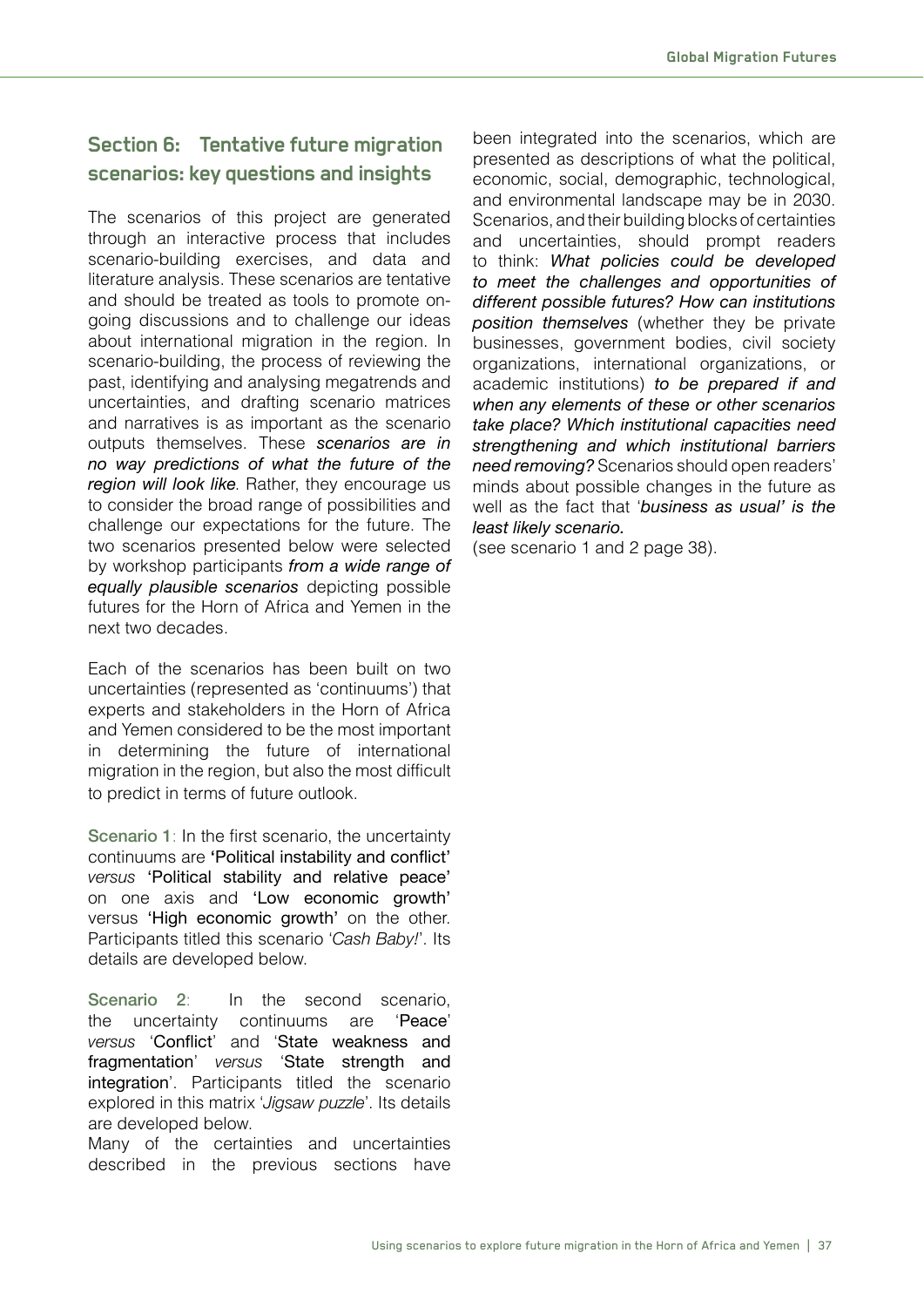## Section 6: Tentative future migration scenarios: key questions and insights

The scenarios of this project are generated through an interactive process that includes scenario-building exercises, and data and literature analysis. These scenarios are tentative and should be treated as tools to promote on-going discussions and to challenge our ideas about international migration in the region. In scenario-building, the process of reviewing the past, identifying and analysing megatrends and uncertainties, and drafting scenario matrices and narratives is as important as the scenario outputs themselves. These *scenarios are in no way predictions of what the future of the region will look like*. Rather, they encourage us to consider the broad range of possibilities and challenge our expectations for the future. The two scenarios presented below were selected by workshop participants *from a wide range of equally plausible scenarios* depicting possible futures for the Horn of Africa and Yemen in the next two decades.

Each of the scenarios has been built on two uncertainties (represented as 'continuums') that experts and stakeholders in the Horn of Africa and Yemen considered to be the most important in determining the future of international migration in the region, but also the most difficult to predict in terms of future outlook.

**Scenario 1**: In the first scenario, the uncertainty continuums are 'Political instability and conflict' *versus* 'Political stability and relative peace' on one axis and 'Low economic growth' versus 'High economic growth' on the other. Participants titled this scenario '*Cash Baby!*'. Its details are developed below.

**Scenario 2**: In the second scenario, the uncertainty continuums are 'Peace' *versus* 'Conflict' and 'State weakness and fragmentation' *versus* 'State strength and integration'. Participants titled the scenario explored in this matrix '*Jigsaw puzzle*'. Its details are developed below.

Many of the certainties and uncertainties described in the previous sections have been integrated into the scenarios, which are presented as descriptions of what the political, economic, social, demographic, technological, and environmental landscape may be in 2030. Scenarios, and their building blocks of certainties and uncertainties, should prompt readers to think: *What policies could be developed to meet the challenges and opportunities of different possible futures? How can institutions position themselves* (whether they be private businesses, government bodies, civil society organizations, international organizations, or academic institutions) *to be prepared if and when any elements of these or other scenarios take place? Which institutional capacities need strengthening and which institutional barriers need removing?* Scenarios should open readers' minds about possible changes in the future as well as the fact that '*business as usual' is the least likely scenario.*

(see scenario 1 and 2 page 38).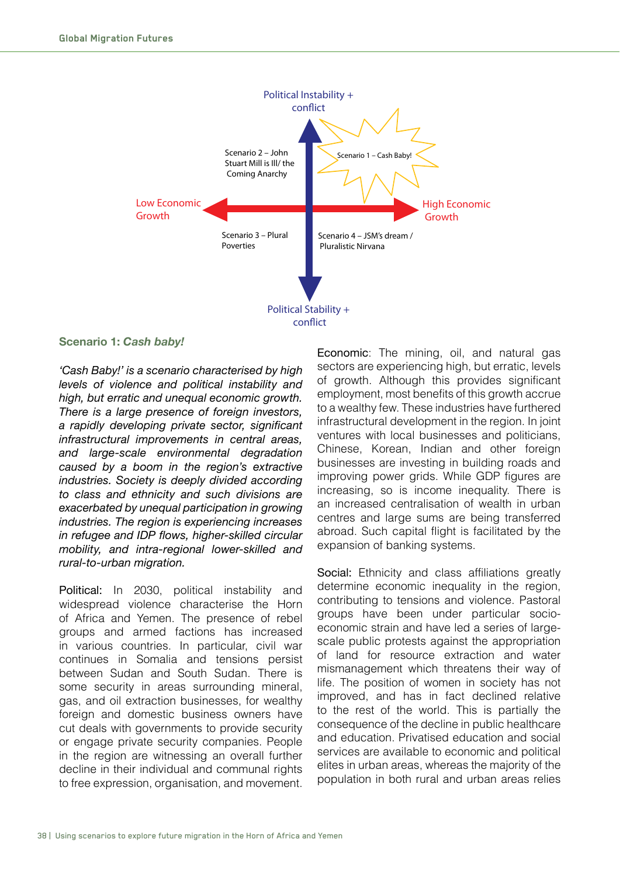Political Instability + conflict

Scenario 2 – John Stuart Mill is Ill/ the Coming Anarchy

Scenario 1 – Cash Baby!

Low Economic Growth

High Economic Growth

Scenario 3 – Plural Poverties

Scenario 4 – JSM's dream / Pluralistic Nirvana

Political Stability + conflict

### Scenario 1: *Cash baby!*

*'Cash Baby!' is a scenario characterised by high levels of violence and political instability and high, but erratic and unequal economic growth. There is a large presence of foreign investors, a rapidly developing private sector, significant infrastructural improvements in central areas, and large-scale environmental degradation caused by a boom in the region's extractive industries. Society is deeply divided according to class and ethnicity and such divisions are exacerbated by unequal participation in growing industries. The region is experiencing increases in refugee and IDP flows, higher-skilled circular mobility, and intra-regional lower-skilled and rural-to-urban migration.*

Political: In 2030, political instability and widespread violence characterise the Horn of Africa and Yemen. The presence of rebel groups and armed factions has increased in various countries. In particular, civil war continues in Somalia and tensions persist between Sudan and South Sudan. There is some security in areas surrounding mineral, gas, and oil extraction businesses, for wealthy foreign and domestic business owners have cut deals with governments to provide security or engage private security companies. People in the region are witnessing an overall further decline in their individual and communal rights to free expression, organisation, and movement.

Economic: The mining, oil, and natural gas sectors are experiencing high, but erratic, levels of growth. Although this provides significant employment, most benefits of this growth accrue to a wealthy few. These industries have furthered infrastructural development in the region. In joint ventures with local businesses and politicians, Chinese, Korean, Indian and other foreign businesses are investing in building roads and improving power grids. While GDP figures are increasing, so is income inequality. There is an increased centralisation of wealth in urban centres and large sums are being transferred abroad. Such capital flight is facilitated by the expansion of banking systems.

Social: Ethnicity and class affiliations greatly determine economic inequality in the region, contributing to tensions and violence. Pastoral groups have been under particular socio-economic strain and have led a series of large-scale public protests against the appropriation of land for resource extraction and water mismanagement which threatens their way of life. The position of women in society has not improved, and has in fact declined relative to the rest of the world. This is partially the consequence of the decline in public healthcare and education. Privatised education and social services are available to economic and political elites in urban areas, whereas the majority of the population in both rural and urban areas relies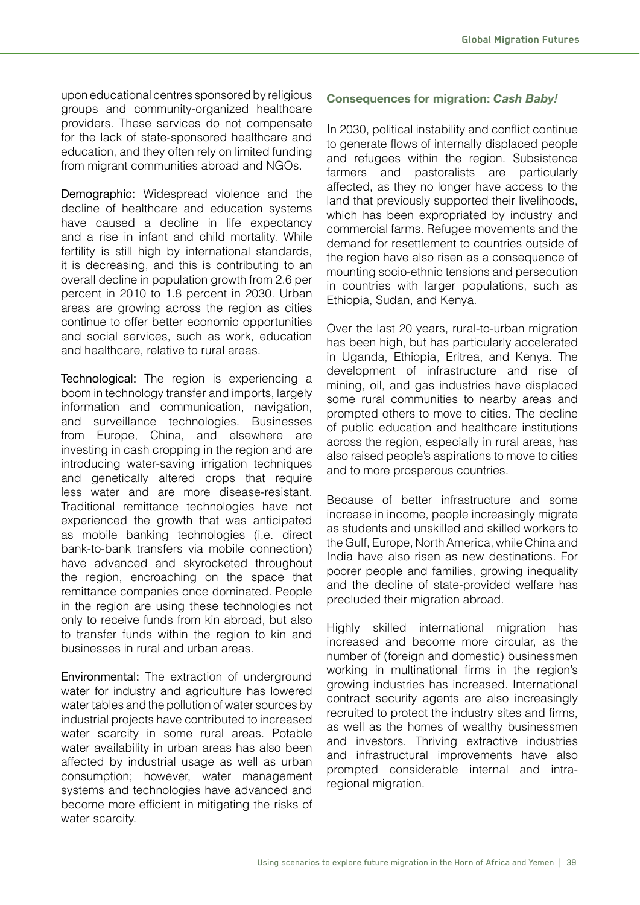upon educational centres sponsored by religious groups and community-organized healthcare providers. These services do not compensate for the lack of state-sponsored healthcare and education, and they often rely on limited funding from migrant communities abroad and NGOs.

Demographic: Widespread violence and the decline of healthcare and education systems have caused a decline in life expectancy and a rise in infant and child mortality. While fertility is still high by international standards, it is decreasing, and this is contributing to an overall decline in population growth from 2.6 per percent in 2010 to 1.8 percent in 2030. Urban areas are growing across the region as cities continue to offer better economic opportunities and social services, such as work, education and healthcare, relative to rural areas.

Technological: The region is experiencing a boom in technology transfer and imports, largely information and communication, navigation, and surveillance technologies. Businesses from Europe, China, and elsewhere are investing in cash cropping in the region and are introducing water-saving irrigation techniques and genetically altered crops that require less water and are more disease-resistant. Traditional remittance technologies have not experienced the growth that was anticipated as mobile banking technologies (i.e. direct bank-to-bank transfers via mobile connection) have advanced and skyrocketed throughout the region, encroaching on the space that remittance companies once dominated. People in the region are using these technologies not only to receive funds from kin abroad, but also to transfer funds within the region to kin and businesses in rural and urban areas.

Environmental: The extraction of underground water for industry and agriculture has lowered water tables and the pollution of water sources by industrial projects have contributed to increased water scarcity in some rural areas. Potable water availability in urban areas has also been affected by industrial usage as well as urban consumption; however, water management systems and technologies have advanced and become more efficient in mitigating the risks of water scarcity.

### Consequences for migration: *Cash Baby!*

In 2030, political instability and conflict continue to generate flows of internally displaced people and refugees within the region. Subsistence farmers and pastoralists are particularly affected, as they no longer have access to the land that previously supported their livelihoods, which has been expropriated by industry and commercial farms. Refugee movements and the demand for resettlement to countries outside of the region have also risen as a consequence of mounting socio-ethnic tensions and persecution in countries with larger populations, such as Ethiopia, Sudan, and Kenya.

Over the last 20 years, rural-to-urban migration has been high, but has particularly accelerated in Uganda, Ethiopia, Eritrea, and Kenya. The development of infrastructure and rise of mining, oil, and gas industries have displaced some rural communities to nearby areas and prompted others to move to cities. The decline of public education and healthcare institutions across the region, especially in rural areas, has also raised people's aspirations to move to cities and to more prosperous countries.

Because of better infrastructure and some increase in income, people increasingly migrate as students and unskilled and skilled workers to the Gulf, Europe, North America, while China and India have also risen as new destinations. For poorer people and families, growing inequality and the decline of state-provided welfare has precluded their migration abroad.

Highly skilled international migration has increased and become more circular, as the number of (foreign and domestic) businessmen working in multinational firms in the region's growing industries has increased. International contract security agents are also increasingly recruited to protect the industry sites and firms, as well as the homes of wealthy businessmen and investors. Thriving extractive industries and infrastructural improvements have also prompted considerable internal and intra-regional migration.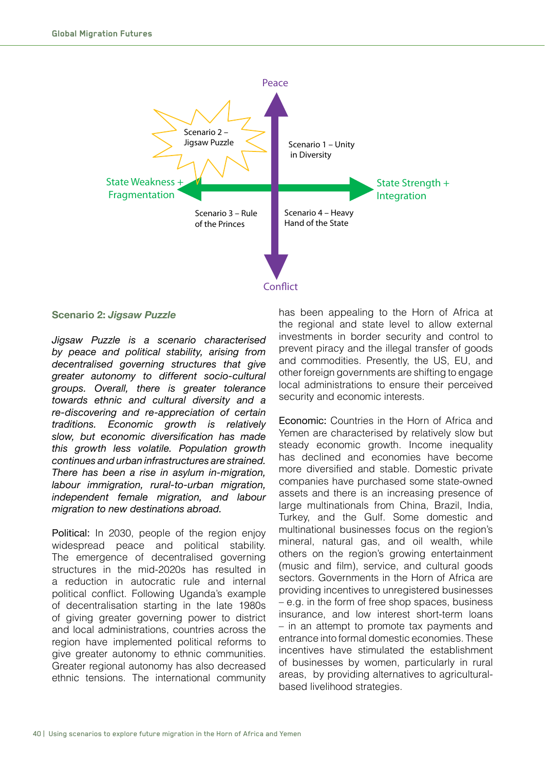Peace

Scenario 2 – Jigsaw Puzzle

Scenario 1 – Unity in Diversity

State Weakness + Fragmentation

State Strength + Integration

Scenario 3 – Rule of the Princes

Scenario 4 – Heavy Hand of the State

Conflict

### Scenario 2: *Jigsaw Puzzle*

*Jigsaw Puzzle is a scenario characterised by peace and political stability, arising from decentralised governing structures that give greater autonomy to different socio-cultural groups. Overall, there is greater tolerance towards ethnic and cultural diversity and a re-discovering and re-appreciation of certain traditions. Economic growth is relatively slow, but economic diversification has made this growth less volatile. Population growth continues and urban infrastructures are strained. There has been a rise in asylum in-migration, labour immigration, rural-to-urban migration, independent female migration, and labour migration to new destinations abroad.*

Political: In 2030, people of the region enjoy widespread peace and political stability. The emergence of decentralised governing structures in the mid-2020s has resulted in a reduction in autocratic rule and internal political conflict. Following Uganda's example of decentralisation starting in the late 1980s of giving greater governing power to district and local administrations, countries across the region have implemented political reforms to give greater autonomy to ethnic communities. Greater regional autonomy has also decreased ethnic tensions. The international community has been appealing to the Horn of Africa at the regional and state level to allow external investments in border security and control to prevent piracy and the illegal transfer of goods and commodities. Presently, the US, EU, and other foreign governments are shifting to engage local administrations to ensure their perceived security and economic interests.

Economic: Countries in the Horn of Africa and Yemen are characterised by relatively slow but steady economic growth. Income inequality has declined and economies have become more diversified and stable. Domestic private companies have purchased some state-owned assets and there is an increasing presence of large multinationals from China, Brazil, India, Turkey, and the Gulf. Some domestic and multinational businesses focus on the region's mineral, natural gas, and oil wealth, while others on the region's growing entertainment (music and film), service, and cultural goods sectors. Governments in the Horn of Africa are providing incentives to unregistered businesses – e.g. in the form of free shop spaces, business insurance, and low interest short-term loans – in an attempt to promote tax payments and entrance into formal domestic economies. These incentives have stimulated the establishment of businesses by women, particularly in rural areas, by providing alternatives to agricultural-based livelihood strategies.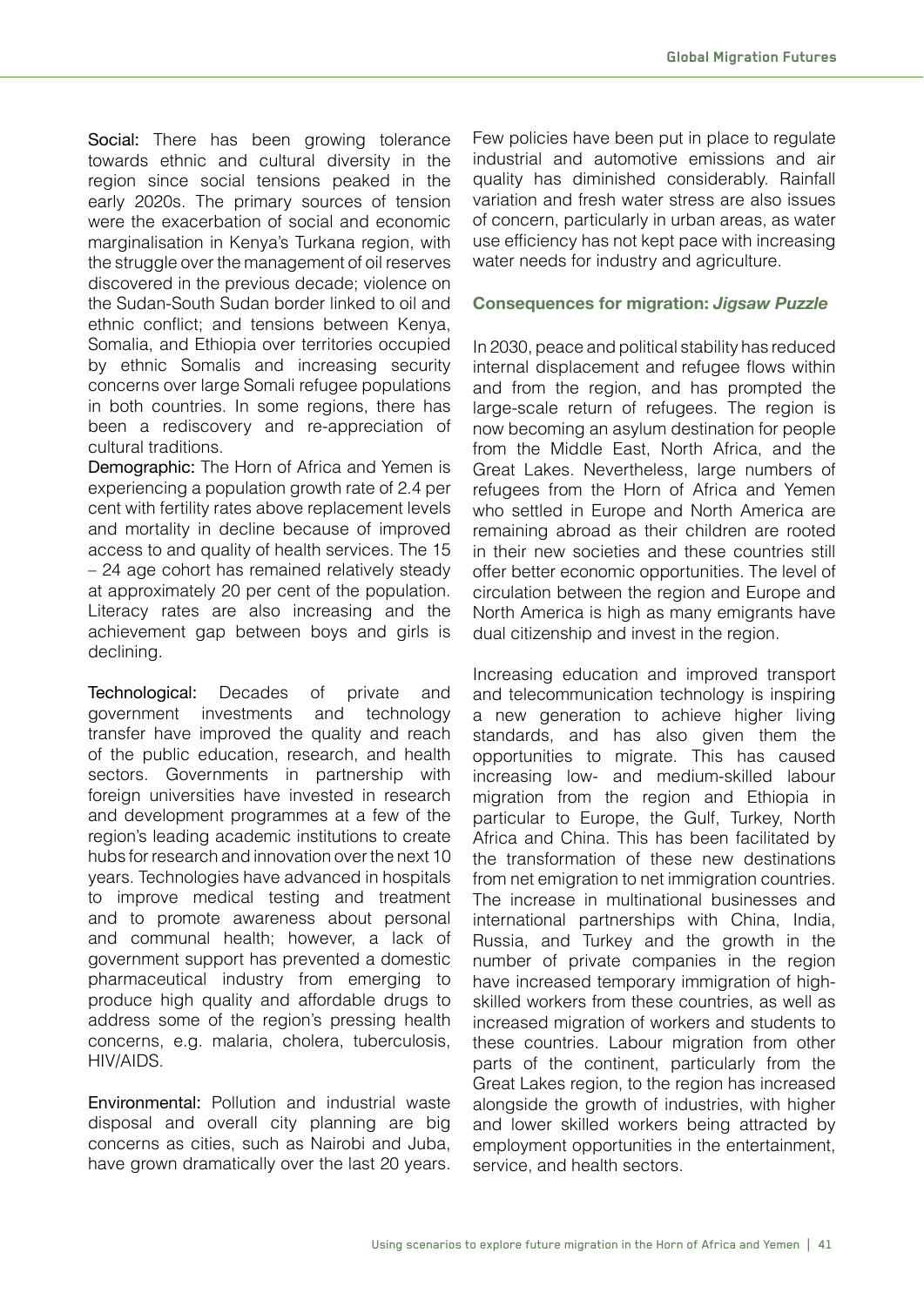**Social:** There has been growing tolerance towards ethnic and cultural diversity in the region since social tensions peaked in the early 2020s. The primary sources of tension were the exacerbation of social and economic marginalisation in Kenya's Turkana region, with the struggle over the management of oil reserves discovered in the previous decade; violence on the Sudan-South Sudan border linked to oil and ethnic conflict; and tensions between Kenya, Somalia, and Ethiopia over territories occupied by ethnic Somalis and increasing security concerns over large Somali refugee populations in both countries. In some regions, there has been a rediscovery and re-appreciation of cultural traditions.

**Demographic:** The Horn of Africa and Yemen is experiencing a population growth rate of 2.4 per cent with fertility rates above replacement levels and mortality in decline because of improved access to and quality of health services. The 15 – 24 age cohort has remained relatively steady at approximately 20 per cent of the population. Literacy rates are also increasing and the achievement gap between boys and girls is declining.

**Technological:** Decades of private and government investments and technology transfer have improved the quality and reach of the public education, research, and health sectors. Governments in partnership with foreign universities have invested in research and development programmes at a few of the region's leading academic institutions to create hubs for research and innovation over the next 10 years. Technologies have advanced in hospitals to improve medical testing and treatment and to promote awareness about personal and communal health; however, a lack of government support has prevented a domestic pharmaceutical industry from emerging to produce high quality and affordable drugs to address some of the region's pressing health concerns, e.g. malaria, cholera, tuberculosis, HIV/AIDS.

**Environmental:** Pollution and industrial waste disposal and overall city planning are big concerns as cities, such as Nairobi and Juba, have grown dramatically over the last 20 years. Few policies have been put in place to regulate industrial and automotive emissions and air quality has diminished considerably. Rainfall variation and fresh water stress are also issues of concern, particularly in urban areas, as water use efficiency has not kept pace with increasing water needs for industry and agriculture.

### Consequences for migration: *Jigsaw Puzzle*

In 2030, peace and political stability has reduced internal displacement and refugee flows within and from the region, and has prompted the large-scale return of refugees. The region is now becoming an asylum destination for people from the Middle East, North Africa, and the Great Lakes. Nevertheless, large numbers of refugees from the Horn of Africa and Yemen who settled in Europe and North America are remaining abroad as their children are rooted in their new societies and these countries still offer better economic opportunities. The level of circulation between the region and Europe and North America is high as many emigrants have dual citizenship and invest in the region.

Increasing education and improved transport and telecommunication technology is inspiring a new generation to achieve higher living standards, and has also given them the opportunities to migrate. This has caused increasing low- and medium-skilled labour migration from the region and Ethiopia in particular to Europe, the Gulf, Turkey, North Africa and China. This has been facilitated by the transformation of these new destinations from net emigration to net immigration countries. The increase in multinational businesses and international partnerships with China, India, Russia, and Turkey and the growth in the number of private companies in the region have increased temporary immigration of high-skilled workers from these countries, as well as increased migration of workers and students to these countries. Labour migration from other parts of the continent, particularly from the Great Lakes region, to the region has increased alongside the growth of industries, with higher and lower skilled workers being attracted by employment opportunities in the entertainment, service, and health sectors.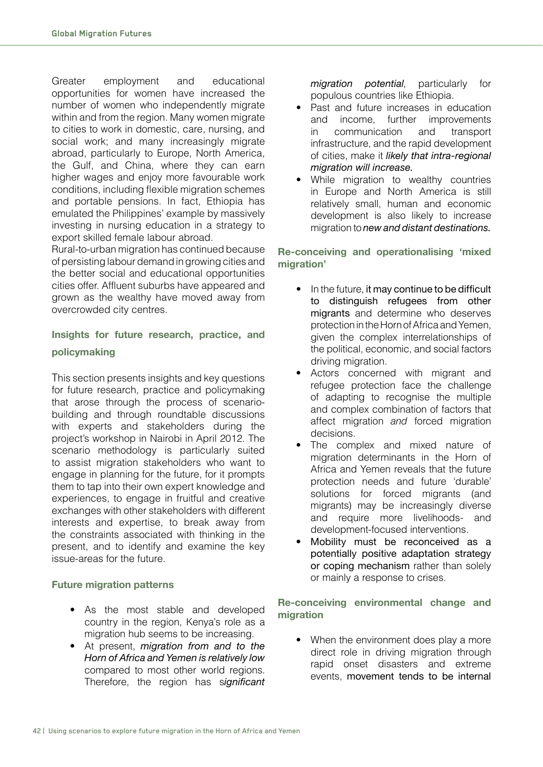Greater employment and educational opportunities for women have increased the number of women who independently migrate within and from the region. Many women migrate to cities to work in domestic, care, nursing, and social work; and many increasingly migrate abroad, particularly to Europe, North America, the Gulf, and China, where they can earn higher wages and enjoy more favourable work conditions, including flexible migration schemes and portable pensions. In fact, Ethiopia has emulated the Philippines' example by massively investing in nursing education in a strategy to export skilled female labour abroad.

Rural-to-urban migration has continued because of persisting labour demand in growing cities and the better social and educational opportunities cities offer. Affluent suburbs have appeared and grown as the wealthy have moved away from overcrowded city centres.

## Insights for future research, practice, and policymaking

This section presents insights and key questions for future research, practice and policymaking that arose through the process of scenario-building and through roundtable discussions with experts and stakeholders during the project's workshop in Nairobi in April 2012. The scenario methodology is particularly suited to assist migration stakeholders who want to engage in planning for the future, for it prompts them to tap into their own expert knowledge and experiences, to engage in fruitful and creative exchanges with other stakeholders with different interests and expertise, to break away from the constraints associated with thinking in the present, and to identify and examine the key issue-areas for the future.

### Future migration patterns

- As the most stable and developed country in the region, Kenya's role as a migration hub seems to be increasing.
- At present, *migration from and to the Horn of Africa and Yemen is relatively low* compared to most other world regions. Therefore, the region has *significant migration potential*, particularly for populous countries like Ethiopia.
- Past and future increases in education and income, further improvements in communication and transport infrastructure, and the rapid development of cities, make it *likely that intra-regional migration will increase.*
- While migration to wealthy countries in Europe and North America is still relatively small, human and economic development is also likely to increase migration to *new and distant destinations.*

### Re-conceiving and operationalising 'mixed migration'

- In the future, it may continue to be difficult to distinguish refugees from other migrants and determine who deserves protection in the Horn of Africa and Yemen, given the complex interrelationships of the political, economic, and social factors driving migration.
- Actors concerned with migrant and refugee protection face the challenge of adapting to recognise the multiple and complex combination of factors that affect migration *and* forced migration decisions.
- The complex and mixed nature of migration determinants in the Horn of Africa and Yemen reveals that the future protection needs and future 'durable' solutions for forced migrants (and migrants) may be increasingly diverse and require more livelihoods- and development-focused interventions.
- Mobility must be reconceived as a potentially positive adaptation strategy or coping mechanism rather than solely or mainly a response to crises.

### Re-conceiving environmental change and migration

- When the environment does play a more direct role in driving migration through rapid onset disasters and extreme events, movement tends to be internal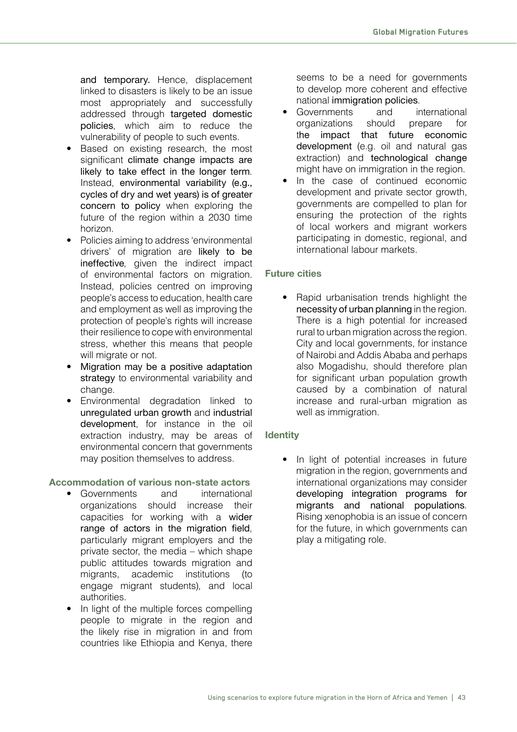and temporary. Hence, displacement linked to disasters is likely to be an issue most appropriately and successfully addressed through targeted domestic policies, which aim to reduce the vulnerability of people to such events.

- Based on existing research, the most significant climate change impacts are likely to take effect in the longer term. Instead, environmental variability (e.g., cycles of dry and wet years) is of greater concern to policy when exploring the future of the region within a 2030 time horizon.
- Policies aiming to address 'environmental drivers' of migration are likely to be ineffective, given the indirect impact of environmental factors on migration. Instead, policies centred on improving people's access to education, health care and employment as well as improving the protection of people's rights will increase their resilience to cope with environmental stress, whether this means that people will migrate or not.
- Migration may be a positive adaptation strategy to environmental variability and change.
- Environmental degradation linked to unregulated urban growth and industrial development, for instance in the oil extraction industry, may be areas of environmental concern that governments may position themselves to address.

### Accommodation of various non-state actors

- Governments and international organizations should increase their capacities for working with a wider range of actors in the migration field, particularly migrant employers and the private sector, the media – which shape public attitudes towards migration and migrants, academic institutions (to engage migrant students), and local authorities.
- In light of the multiple forces compelling people to migrate in the region and the likely rise in migration in and from countries like Ethiopia and Kenya, there seems to be a need for governments to develop more coherent and effective national immigration policies.
- Governments and international organizations should prepare for the impact that future economic development (e.g. oil and natural gas extraction) and technological change might have on immigration in the region.
- In the case of continued economic development and private sector growth, governments are compelled to plan for ensuring the protection of the rights of local workers and migrant workers participating in domestic, regional, and international labour markets.

### Future cities

- Rapid urbanisation trends highlight the necessity of urban planning in the region. There is a high potential for increased rural to urban migration across the region. City and local governments, for instance of Nairobi and Addis Ababa and perhaps also Mogadishu, should therefore plan for significant urban population growth caused by a combination of natural increase and rural-urban migration as well as immigration.

### Identity

- In light of potential increases in future migration in the region, governments and international organizations may consider developing integration programs for migrants and national populations. Rising xenophobia is an issue of concern for the future, in which governments can play a mitigating role.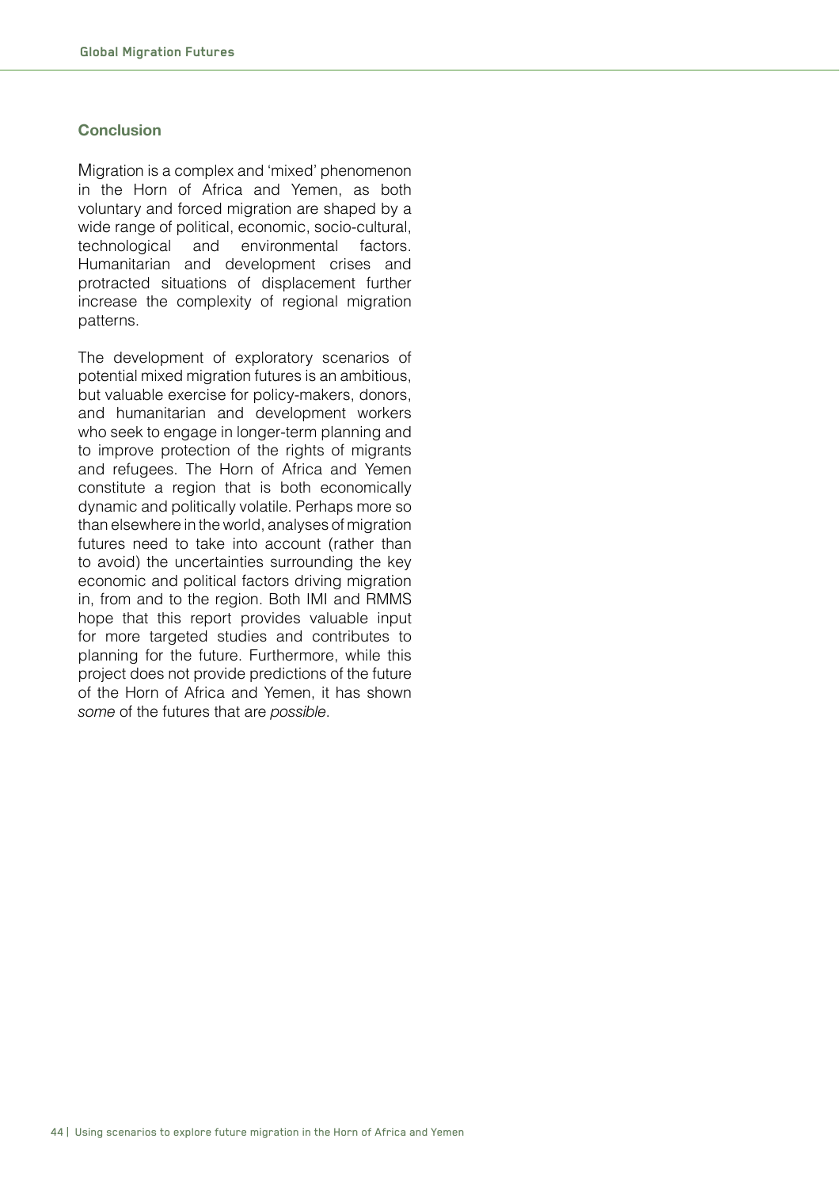## Conclusion

Migration is a complex and 'mixed' phenomenon in the Horn of Africa and Yemen, as both voluntary and forced migration are shaped by a wide range of political, economic, socio-cultural, technological and environmental factors. Humanitarian and development crises and protracted situations of displacement further increase the complexity of regional migration patterns.

The development of exploratory scenarios of potential mixed migration futures is an ambitious, but valuable exercise for policy-makers, donors, and humanitarian and development workers who seek to engage in longer-term planning and to improve protection of the rights of migrants and refugees. The Horn of Africa and Yemen constitute a region that is both economically dynamic and politically volatile. Perhaps more so than elsewhere in the world, analyses of migration futures need to take into account (rather than to avoid) the uncertainties surrounding the key economic and political factors driving migration in, from and to the region. Both IMI and RMMS hope that this report provides valuable input for more targeted studies and contributes to planning for the future. Furthermore, while this project does not provide predictions of the future of the Horn of Africa and Yemen, it has shown *some* of the futures that are *possible*.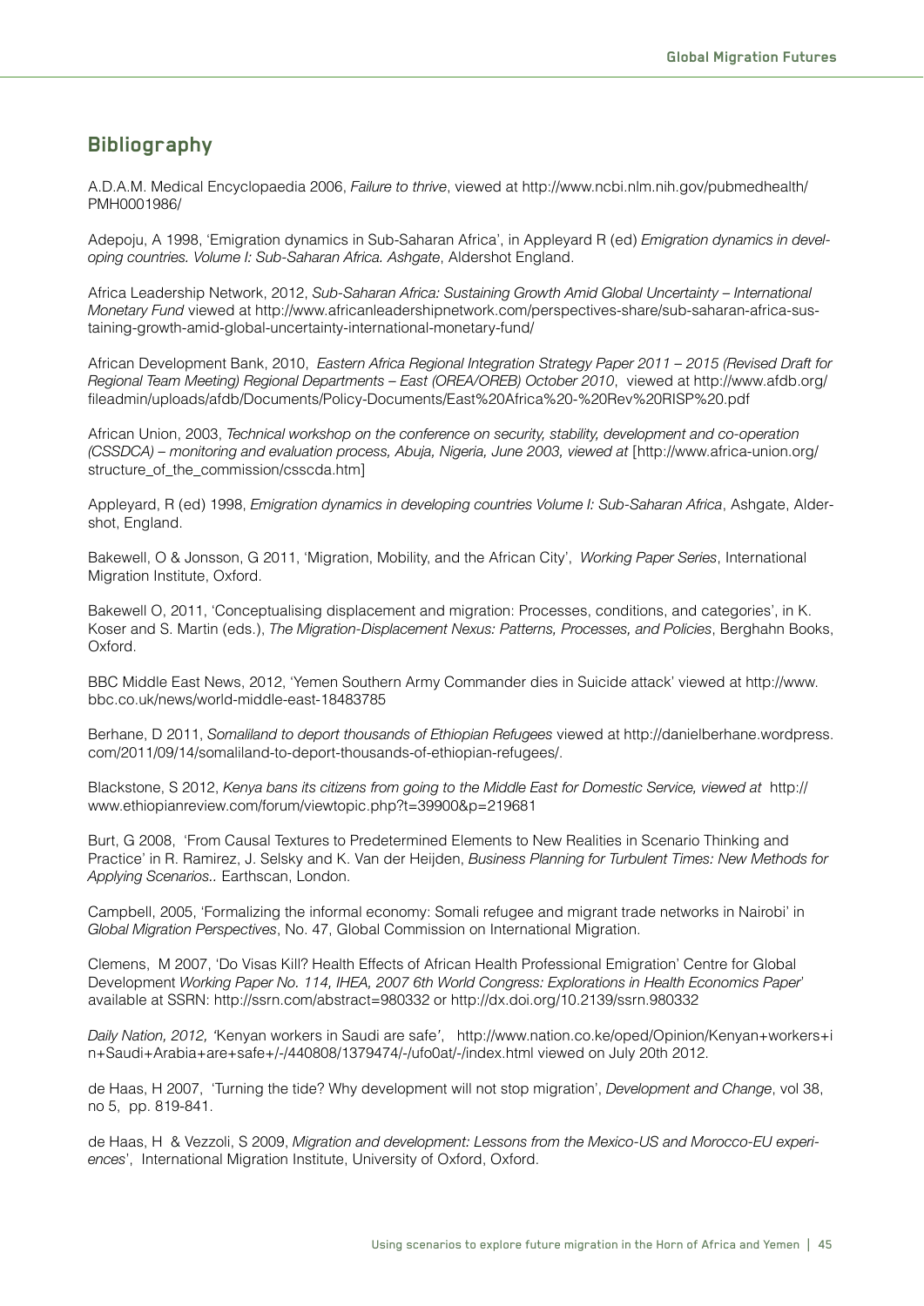## Bibliography

A.D.A.M. Medical Encyclopaedia 2006, *Failure to thrive*, viewed at http://www.ncbi.nlm.nih.gov/pubmedhealth/PMH0001986/

Adepoju, A 1998, 'Emigration dynamics in Sub-Saharan Africa', in Appleyard R (ed) *Emigration dynamics in developing countries. Volume I: Sub-Saharan Africa. Ashgate*, Aldershot England.

Africa Leadership Network, 2012, *Sub-Saharan Africa: Sustaining Growth Amid Global Uncertainty – International Monetary Fund* viewed at http://www.africanleadershipnetwork.com/perspectives-share/sub-saharan-africa-sustaining-growth-amid-global-uncertainty-international-monetary-fund/

African Development Bank, 2010, *Eastern Africa Regional Integration Strategy Paper 2011 – 2015 (Revised Draft for Regional Team Meeting) Regional Departments – East (OREA/OREB) October 2010*, viewed at http://www.afdb.org/fileadmin/uploads/afdb/Documents/Policy-Documents/East%20Africa%20-%20Rev%20RISP%20.pdf

African Union, 2003, *Technical workshop on the conference on security, stability, development and co-operation (CSSDCA) – monitoring and evaluation process, Abuja, Nigeria, June 2003, viewed at* [http://www.africa-union.org/structure_of_the_commission/csscda.htm]

Appleyard, R (ed) 1998, *Emigration dynamics in developing countries Volume I: Sub-Saharan Africa*, Ashgate, Aldershot, England.

Bakewell, O & Jonsson, G 2011, 'Migration, Mobility, and the African City', *Working Paper Series*, International Migration Institute, Oxford.

Bakewell O, 2011, 'Conceptualising displacement and migration: Processes, conditions, and categories', in K. Koser and S. Martin (eds.), *The Migration-Displacement Nexus: Patterns, Processes, and Policies*, Berghahn Books, Oxford.

BBC Middle East News, 2012, 'Yemen Southern Army Commander dies in Suicide attack' viewed at http://www.bbc.co.uk/news/world-middle-east-18483785

Berhane, D 2011, *Somaliland to deport thousands of Ethiopian Refugees* viewed at http://danielberhane.wordpress.com/2011/09/14/somaliland-to-deport-thousands-of-ethiopian-refugees/.

Blackstone, S 2012, *Kenya bans its citizens from going to the Middle East for Domestic Service, viewed at* http://www.ethiopianreview.com/forum/viewtopic.php?t=39900&p=219681

Burt, G 2008, 'From Causal Textures to Predetermined Elements to New Realities in Scenario Thinking and Practice' in R. Ramirez, J. Selsky and K. Van der Heijden, *Business Planning for Turbulent Times: New Methods for Applying Scenarios..* Earthscan, London.

Campbell, 2005, 'Formalizing the informal economy: Somali refugee and migrant trade networks in Nairobi' in *Global Migration Perspectives*, No. 47, Global Commission on International Migration.

Clemens, M 2007, 'Do Visas Kill? Health Effects of African Health Professional Emigration' Centre for Global Development *Working Paper No. 114, IHEA, 2007 6th World Congress: Explorations in Health Economics Paper*' available at SSRN: http://ssrn.com/abstract=980332 or http://dx.doi.org/10.2139/ssrn.980332

*Daily Nation, 2012, '*Kenyan workers in Saudi are safe*'*, http://www.nation.co.ke/oped/Opinion/Kenyan+workers+in+Saudi+Arabia+are+safe+/-/440808/1379474/-/ufo0at/-/index.html viewed on July 20th 2012.

de Haas, H 2007, 'Turning the tide? Why development will not stop migration', *Development and Change*, vol 38, no 5, pp. 819-841.

de Haas, H & Vezzoli, S 2009, *Migration and development: Lessons from the Mexico-US and Morocco-EU experiences*', International Migration Institute, University of Oxford, Oxford.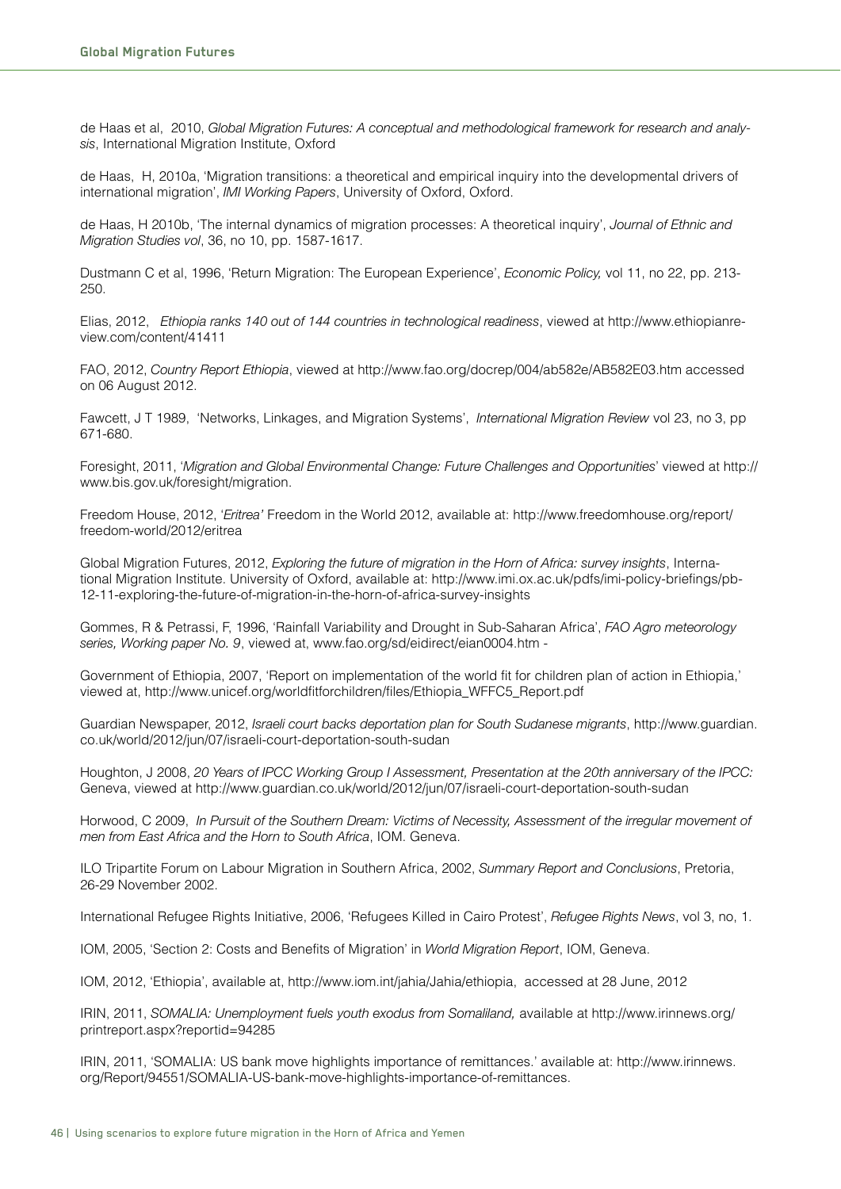de Haas et al, 2010, *Global Migration Futures: A conceptual and methodological framework for research and analysis*, International Migration Institute, Oxford

de Haas, H, 2010a, 'Migration transitions: a theoretical and empirical inquiry into the developmental drivers of international migration', *IMI Working Papers*, University of Oxford, Oxford.

de Haas, H 2010b, 'The internal dynamics of migration processes: A theoretical inquiry', *Journal of Ethnic and Migration Studies vol*, 36, no 10, pp. 1587-1617.

Dustmann C et al, 1996, 'Return Migration: The European Experience', *Economic Policy,* vol 11, no 22, pp. 213-250.

Elias, 2012, *Ethiopia ranks 140 out of 144 countries in technological readiness*, viewed at http://www.ethiopianreview.com/content/41411

FAO, 2012, *Country Report Ethiopia*, viewed at http://www.fao.org/docrep/004/ab582e/AB582E03.htm accessed on 06 August 2012.

Fawcett, J T 1989, 'Networks, Linkages, and Migration Systems', *International Migration Review* vol 23, no 3, pp 671-680.

Foresight, 2011, '*Migration and Global Environmental Change: Future Challenges and Opportunities*' viewed at http://www.bis.gov.uk/foresight/migration.

Freedom House, 2012, '*Eritrea'* Freedom in the World 2012, available at: http://www.freedomhouse.org/report/freedom-world/2012/eritrea

Global Migration Futures, 2012, *Exploring the future of migration in the Horn of Africa: survey insights*, International Migration Institute. University of Oxford, available at: http://www.imi.ox.ac.uk/pdfs/imi-policy-briefings/pb-12-11-exploring-the-future-of-migration-in-the-horn-of-africa-survey-insights

Gommes, R & Petrassi, F, 1996, 'Rainfall Variability and Drought in Sub-Saharan Africa', *FAO Agro meteorology series, Working paper No. 9*, viewed at, www.fao.org/sd/eidirect/eian0004.htm -

Government of Ethiopia, 2007, 'Report on implementation of the world fit for children plan of action in Ethiopia,' viewed at, http://www.unicef.org/worldfitforchildren/files/Ethiopia_WFFC5_Report.pdf

Guardian Newspaper, 2012, *Israeli court backs deportation plan for South Sudanese migrants*, http://www.guardian.co.uk/world/2012/jun/07/israeli-court-deportation-south-sudan

Houghton, J 2008, *20 Years of IPCC Working Group I Assessment, Presentation at the 20th anniversary of the IPCC:* Geneva, viewed at http://www.guardian.co.uk/world/2012/jun/07/israeli-court-deportation-south-sudan

Horwood, C 2009, *In Pursuit of the Southern Dream: Victims of Necessity, Assessment of the irregular movement of men from East Africa and the Horn to South Africa*, IOM. Geneva.

ILO Tripartite Forum on Labour Migration in Southern Africa, 2002, *Summary Report and Conclusions*, Pretoria, 26-29 November 2002.

International Refugee Rights Initiative, 2006, 'Refugees Killed in Cairo Protest', *Refugee Rights News*, vol 3, no, 1.

IOM, 2005, 'Section 2: Costs and Benefits of Migration' in *World Migration Report*, IOM, Geneva.

IOM, 2012, 'Ethiopia', available at, http://www.iom.int/jahia/Jahia/ethiopia, accessed at 28 June, 2012

IRIN, 2011, *SOMALIA: Unemployment fuels youth exodus from Somaliland,* available at http://www.irinnews.org/printreport.aspx?reportid=94285

IRIN, 2011, 'SOMALIA: US bank move highlights importance of remittances.' available at: http://www.irinnews.org/Report/94551/SOMALIA-US-bank-move-highlights-importance-of-remittances.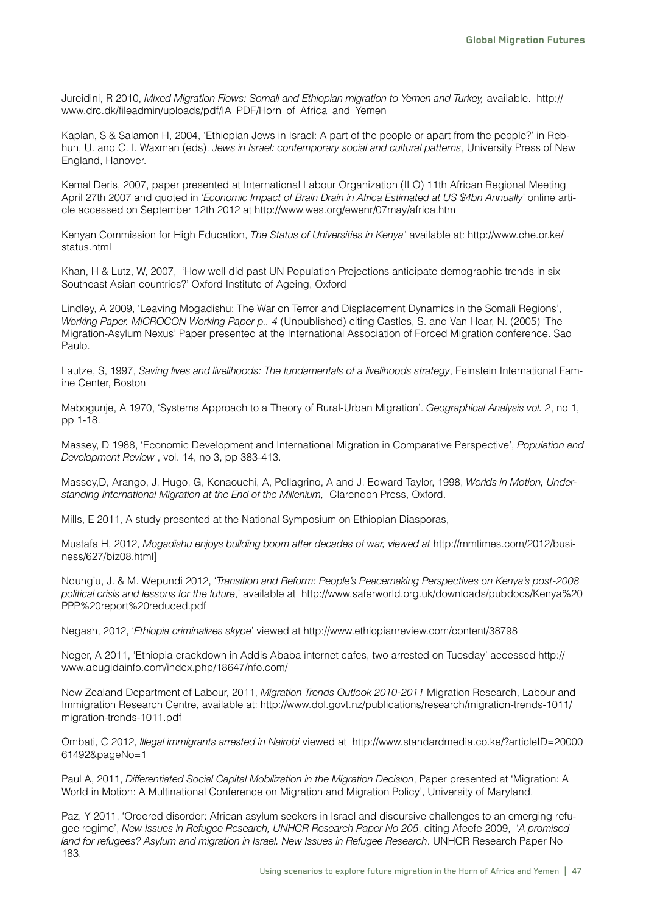Jureidini, R 2010, *Mixed Migration Flows: Somali and Ethiopian migration to Yemen and Turkey,* available. http://www.drc.dk/fileadmin/uploads/pdf/IA_PDF/Horn_of_Africa_and_Yemen

Kaplan, S & Salamon H, 2004, 'Ethiopian Jews in Israel: A part of the people or apart from the people?' in Rebhun, U. and C. I. Waxman (eds). *Jews in Israel: contemporary social and cultural patterns*, University Press of New England, Hanover.

Kemal Deris, 2007, paper presented at International Labour Organization (ILO) 11th African Regional Meeting April 27th 2007 and quoted in '*Economic Impact of Brain Drain in Africa Estimated at US $4bn Annually*' online article accessed on September 12th 2012 at http://www.wes.org/ewenr/07may/africa.htm

Kenyan Commission for High Education, *The Status of Universities in Kenya'* available at: http://www.che.or.ke/status.html

Khan, H & Lutz, W, 2007, 'How well did past UN Population Projections anticipate demographic trends in six Southeast Asian countries?' Oxford Institute of Ageing, Oxford

Lindley, A 2009, 'Leaving Mogadishu: The War on Terror and Displacement Dynamics in the Somali Regions', *Working Paper. MICROCON Working Paper p.. 4* (Unpublished) citing Castles, S. and Van Hear, N. (2005) 'The Migration-Asylum Nexus' Paper presented at the International Association of Forced Migration conference. Sao Paulo.

Lautze, S, 1997, *Saving lives and livelihoods: The fundamentals of a livelihoods strategy*, Feinstein International Famine Center, Boston

Mabogunje, A 1970, 'Systems Approach to a Theory of Rural-Urban Migration'. *Geographical Analysis vol. 2*, no 1, pp 1-18.

Massey, D 1988, 'Economic Development and International Migration in Comparative Perspective', *Population and Development Review* , vol. 14, no 3, pp 383-413.

Massey,D, Arango, J, Hugo, G, Konaouchi, A, Pellagrino, A and J. Edward Taylor, 1998, *Worlds in Motion, Understanding International Migration at the End of the Millenium,* Clarendon Press, Oxford.

Mills, E 2011, A study presented at the National Symposium on Ethiopian Diasporas,

Mustafa H, 2012, *Mogadishu enjoys building boom after decades of war, viewed at* http://mmtimes.com/2012/business/627/biz08.html]

Ndung'u, J. & M. Wepundi 2012, '*Transition and Reform: People's Peacemaking Perspectives on Kenya's post-2008 political crisis and lessons for the future*,' available at http://www.saferworld.org.uk/downloads/pubdocs/Kenya%20PPP%20report%20reduced.pdf

Negash, 2012, '*Ethiopia criminalizes skype*' viewed at http://www.ethiopianreview.com/content/38798

Neger, A 2011, 'Ethiopia crackdown in Addis Ababa internet cafes, two arrested on Tuesday' accessed http://www.abugidainfo.com/index.php/18647/nfo.com/

New Zealand Department of Labour, 2011, *Migration Trends Outlook 2010-2011* Migration Research, Labour and Immigration Research Centre, available at: http://www.dol.govt.nz/publications/research/migration-trends-1011/migration-trends-1011.pdf

Ombati, C 2012, *Illegal immigrants arrested in Nairobi* viewed at http://www.standardmedia.co.ke/?articleID=2000061492&pageNo=1

Paul A, 2011, *Differentiated Social Capital Mobilization in the Migration Decision*, Paper presented at 'Migration: A World in Motion: A Multinational Conference on Migration and Migration Policy', University of Maryland.

Paz, Y 2011, 'Ordered disorder: African asylum seekers in Israel and discursive challenges to an emerging refugee regime', *New Issues in Refugee Research, UNHCR Research Paper No 205*, citing Afeefe 2009, '*A promised land for refugees? Asylum and migration in Israel. New Issues in Refugee Research*. UNHCR Research Paper No 183.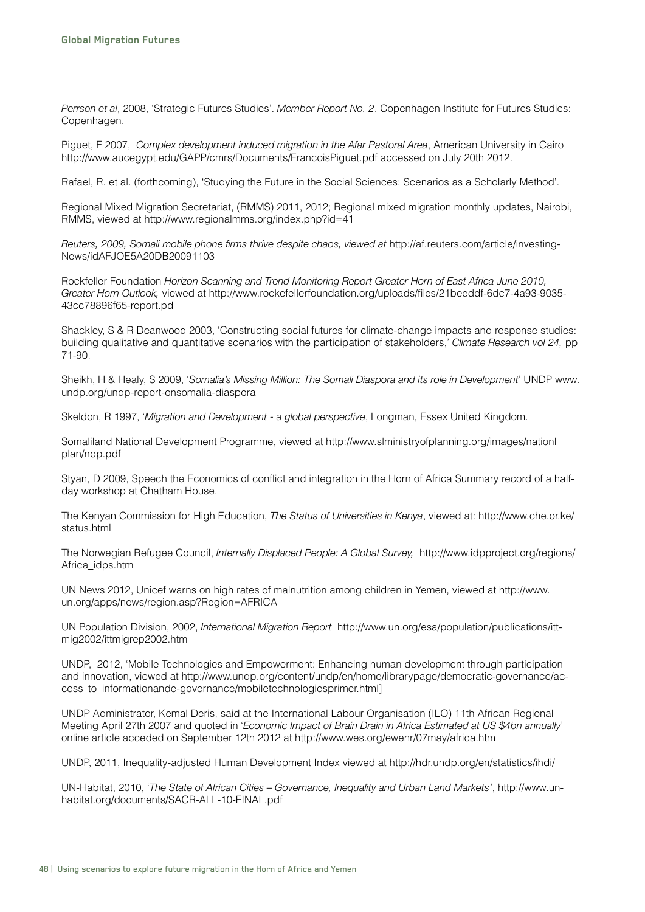*Perrson et al*, 2008, 'Strategic Futures Studies'. *Member Report No. 2*. Copenhagen Institute for Futures Studies: Copenhagen.

Piguet, F 2007, *Complex development induced migration in the Afar Pastoral Area*, American University in Cairo http://www.aucegypt.edu/GAPP/cmrs/Documents/FrancoisPiguet.pdf accessed on July 20th 2012.

Rafael, R. et al. (forthcoming), 'Studying the Future in the Social Sciences: Scenarios as a Scholarly Method'.

Regional Mixed Migration Secretariat, (RMMS) 2011, 2012; Regional mixed migration monthly updates, Nairobi, RMMS, viewed at http://www.regionalmms.org/index.php?id=41

*Reuters, 2009, Somali mobile phone firms thrive despite chaos, viewed at* http://af.reuters.com/article/investing-News/idAFJOE5A20DB20091103

Rockfeller Foundation *Horizon Scanning and Trend Monitoring Report Greater Horn of East Africa June 2010, Greater Horn Outlook,* viewed at http://www.rockefellerfoundation.org/uploads/files/21beeddf-6dc7-4a93-9035-43cc78896f65-report.pd

Shackley, S & R Deanwood 2003, 'Constructing social futures for climate-change impacts and response studies: building qualitative and quantitative scenarios with the participation of stakeholders,' *Climate Research vol 24,* pp 71-90.

Sheikh, H & Healy, S 2009, '*Somalia's Missing Million: The Somali Diaspora and its role in Development*' UNDP www.undp.org/undp-report-onsomalia-diaspora

Skeldon, R 1997, '*Migration and Development - a global perspective*, Longman, Essex United Kingdom.

Somaliland National Development Programme, viewed at http://www.slministryofplanning.org/images/nationl_plan/ndp.pdf

Styan, D 2009, Speech the Economics of conflict and integration in the Horn of Africa Summary record of a half-day workshop at Chatham House.

The Kenyan Commission for High Education, *The Status of Universities in Kenya*, viewed at: http://www.che.or.ke/status.html

The Norwegian Refugee Council, *Internally Displaced People: A Global Survey,* http://www.idpproject.org/regions/Africa_idps.htm

UN News 2012, Unicef warns on high rates of malnutrition among children in Yemen, viewed at http://www.un.org/apps/news/region.asp?Region=AFRICA

UN Population Division, 2002, *International Migration Report* http://www.un.org/esa/population/publications/ittmig2002/ittmigrep2002.htm

UNDP, 2012, 'Mobile Technologies and Empowerment: Enhancing human development through participation and innovation, viewed at http://www.undp.org/content/undp/en/home/librarypage/democratic-governance/access_to_informationande-governance/mobiletechnologiesprimer.html]

UNDP Administrator, Kemal Deris, said at the International Labour Organisation (ILO) 11th African Regional Meeting April 27th 2007 and quoted in '*Economic Impact of Brain Drain in Africa Estimated at US $4bn annually*' online article acceded on September 12th 2012 at http://www.wes.org/ewenr/07may/africa.htm

UNDP, 2011, Inequality-adjusted Human Development Index viewed at http://hdr.undp.org/en/statistics/ihdi/

UN-Habitat, 2010, '*The State of African Cities – Governance, Inequality and Urban Land Markets'*, http://www.un-habitat.org/documents/SACR-ALL-10-FINAL.pdf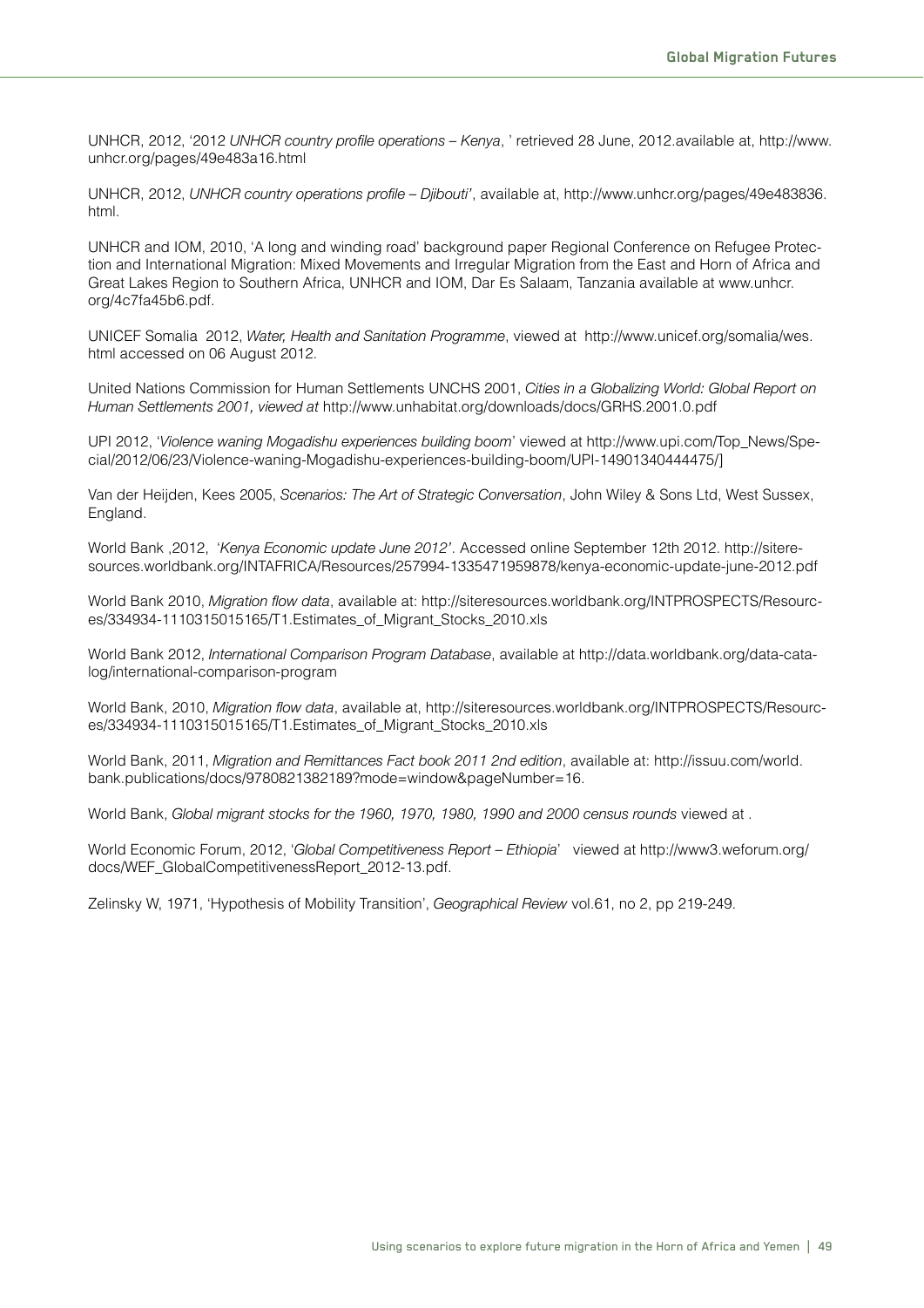UNHCR, 2012, '2012 *UNHCR country profile operations – Kenya*, ' retrieved 28 June, 2012.available at, http://www.unhcr.org/pages/49e483a16.html

UNHCR, 2012, *UNHCR country operations profile – Djibouti'*, available at, http://www.unhcr.org/pages/49e483836.html.

UNHCR and IOM, 2010, 'A long and winding road' background paper Regional Conference on Refugee Protection and International Migration: Mixed Movements and Irregular Migration from the East and Horn of Africa and Great Lakes Region to Southern Africa, UNHCR and IOM, Dar Es Salaam, Tanzania available at www.unhcr.org/4c7fa45b6.pdf.

UNICEF Somalia 2012, *Water, Health and Sanitation Programme*, viewed at http://www.unicef.org/somalia/wes.html accessed on 06 August 2012.

United Nations Commission for Human Settlements UNCHS 2001, *Cities in a Globalizing World: Global Report on Human Settlements 2001, viewed at* http://www.unhabitat.org/downloads/docs/GRHS.2001.0.pdf

UPI 2012, '*Violence waning Mogadishu experiences building boom*' viewed at http://www.upi.com/Top_News/Special/2012/06/23/Violence-waning-Mogadishu-experiences-building-boom/UPI-14901340444475/]

Van der Heijden, Kees 2005, *Scenarios: The Art of Strategic Conversation*, John Wiley & Sons Ltd, West Sussex, England.

World Bank ,2012, '*Kenya Economic update June 2012'*. Accessed online September 12th 2012. http://siteresources.worldbank.org/INTAFRICA/Resources/257994-1335471959878/kenya-economic-update-june-2012.pdf

World Bank 2010, *Migration flow data*, available at: http://siteresources.worldbank.org/INTPROSPECTS/Resources/334934-1110315015165/T1.Estimates_of_Migrant_Stocks_2010.xls

World Bank 2012, *International Comparison Program Database*, available at http://data.worldbank.org/data-catalog/international-comparison-program

World Bank, 2010, *Migration flow data*, available at, http://siteresources.worldbank.org/INTPROSPECTS/Resources/334934-1110315015165/T1.Estimates_of_Migrant_Stocks_2010.xls

World Bank, 2011, *Migration and Remittances Fact book 2011 2nd edition*, available at: http://issuu.com/world.bank.publications/docs/9780821382189?mode=window&pageNumber=16.

World Bank, *Global migrant stocks for the 1960, 1970, 1980, 1990 and 2000 census rounds* viewed at .

World Economic Forum, 2012, '*Global Competitiveness Report – Ethiopia*' viewed at http://www3.weforum.org/docs/WEF_GlobalCompetitivenessReport_2012-13.pdf.

Zelinsky W, 1971, 'Hypothesis of Mobility Transition', *Geographical Review* vol.61, no 2, pp 219-249.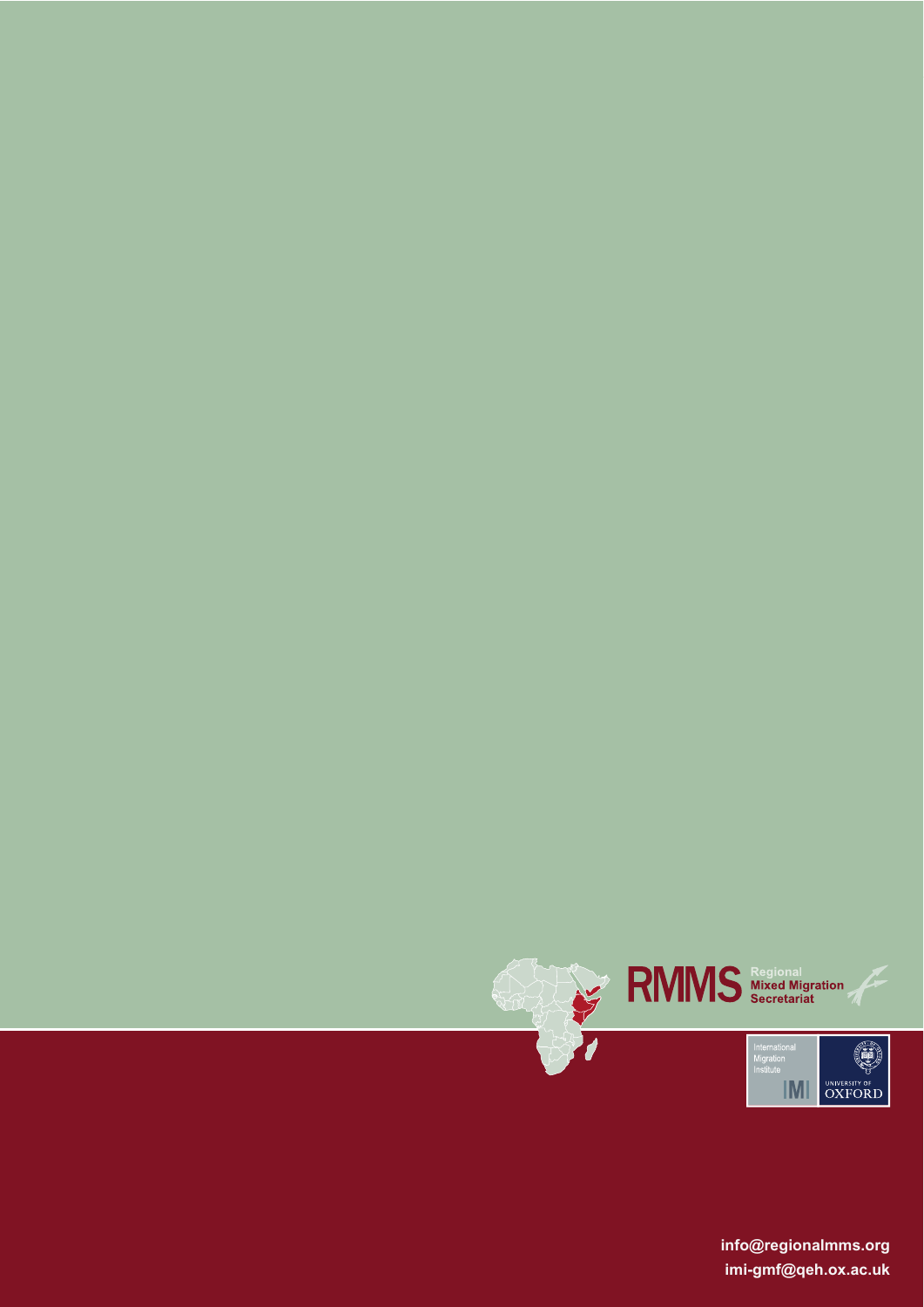RMMS Regional Mixed Migration Secretariat

International Migration Institute IMI

UNIVERSITY OF OXFORD

info@regionalmms.org
imi-gmf@qeh.ox.ac.uk